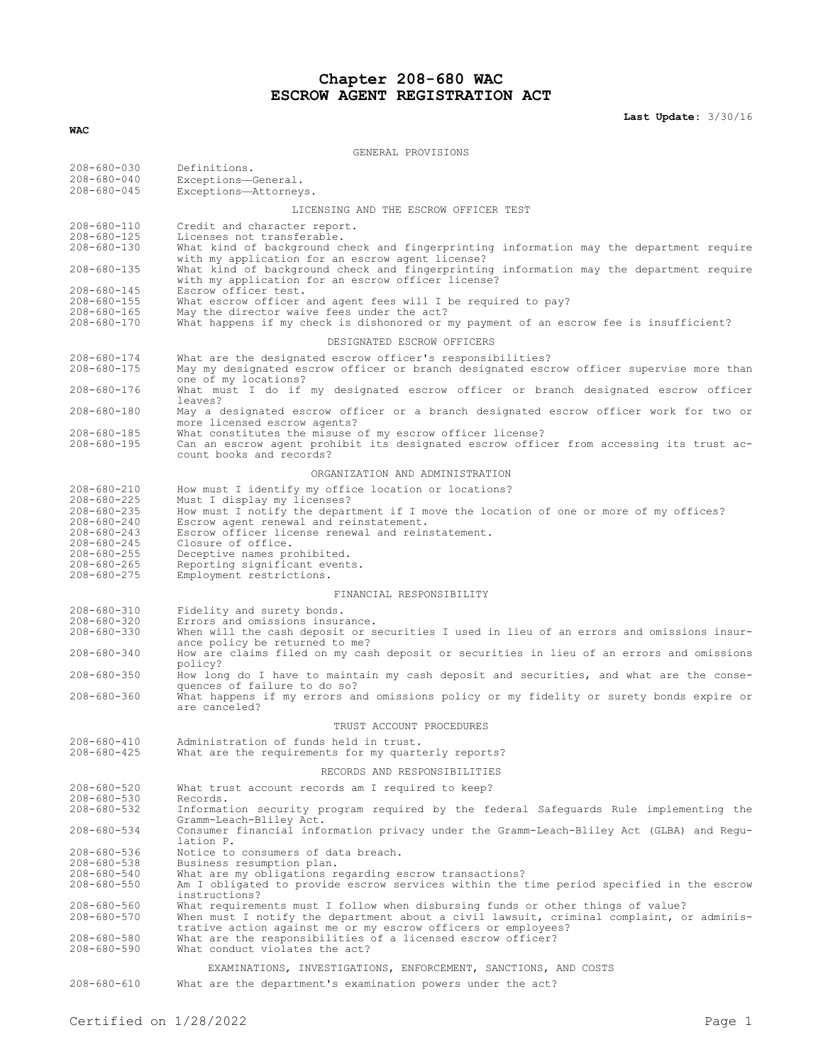# Chapter 208-680 WAC
# ESCROW AGENT REGISTRATION ACT

**Last Update:** 3/30/16

**WAC**

GENERAL PROVISIONS

| | |
|---|---|
| 208-680-030 | Definitions. |
| 208-680-040 | Exceptions—General. |
| 208-680-045 | Exceptions—Attorneys. |

LICENSING AND THE ESCROW OFFICER TEST

| | |
|---|---|
| 208-680-110 | Credit and character report. |
| 208-680-125 | Licenses not transferable. |
| 208-680-130 | What kind of background check and fingerprinting information may the department require with my application for an escrow agent license? |
| 208-680-135 | What kind of background check and fingerprinting information may the department require with my application for an escrow officer license? |
| 208-680-145 | Escrow officer test. |
| 208-680-155 | What escrow officer and agent fees will I be required to pay? |
| 208-680-165 | May the director waive fees under the act? |
| 208-680-170 | What happens if my check is dishonored or my payment of an escrow fee is insufficient? |

DESIGNATED ESCROW OFFICERS

| | |
|---|---|
| 208-680-174 | What are the designated escrow officer's responsibilities? |
| 208-680-175 | May my designated escrow officer or branch designated escrow officer supervise more than one of my locations? |
| 208-680-176 | What must I do if my designated escrow officer or branch designated escrow officer leaves? |
| 208-680-180 | May a designated escrow officer or a branch designated escrow officer work for two or more licensed escrow agents? |
| 208-680-185 | What constitutes the misuse of my escrow officer license? |
| 208-680-195 | Can an escrow agent prohibit its designated escrow officer from accessing its trust account books and records? |

ORGANIZATION AND ADMINISTRATION

| | |
|---|---|
| 208-680-210 | How must I identify my office location or locations? |
| 208-680-225 | Must I display my licenses? |
| 208-680-235 | How must I notify the department if I move the location of one or more of my offices? |
| 208-680-240 | Escrow agent renewal and reinstatement. |
| 208-680-243 | Escrow officer license renewal and reinstatement. |
| 208-680-245 | Closure of office. |
| 208-680-255 | Deceptive names prohibited. |
| 208-680-265 | Reporting significant events. |
| 208-680-275 | Employment restrictions. |

FINANCIAL RESPONSIBILITY

| | |
|---|---|
| 208-680-310 | Fidelity and surety bonds. |
| 208-680-320 | Errors and omissions insurance. |
| 208-680-330 | When will the cash deposit or securities I used in lieu of an errors and omissions insurance policy be returned to me? |
| 208-680-340 | How are claims filed on my cash deposit or securities in lieu of an errors and omissions policy? |
| 208-680-350 | How long do I have to maintain my cash deposit and securities, and what are the consequences of failure to do so? |
| 208-680-360 | What happens if my errors and omissions policy or my fidelity or surety bonds expire or are canceled? |

TRUST ACCOUNT PROCEDURES

| | |
|---|---|
| 208-680-410 | Administration of funds held in trust. |
| 208-680-425 | What are the requirements for my quarterly reports? |

RECORDS AND RESPONSIBILITIES

| | |
|---|---|
| 208-680-520 | What trust account records am I required to keep? |
| 208-680-530 | Records. |
| 208-680-532 | Information security program required by the federal Safeguards Rule implementing the Gramm-Leach-Bliley Act. |
| 208-680-534 | Consumer financial information privacy under the Gramm-Leach-Bliley Act (GLBA) and Regulation P. |
| 208-680-536 | Notice to consumers of data breach. |
| 208-680-538 | Business resumption plan. |
| 208-680-540 | What are my obligations regarding escrow transactions? |
| 208-680-550 | Am I obligated to provide escrow services within the time period specified in the escrow instructions? |
| 208-680-560 | What requirements must I follow when disbursing funds or other things of value? |
| 208-680-570 | When must I notify the department about a civil lawsuit, criminal complaint, or administrative action against me or my escrow officers or employees? |
| 208-680-580 | What are the responsibilities of a licensed escrow officer? |
| 208-680-590 | What conduct violates the act? |

EXAMINATIONS, INVESTIGATIONS, ENFORCEMENT, SANCTIONS, AND COSTS

| | |
|---|---|
| 208-680-610 | What are the department's examination powers under the act? |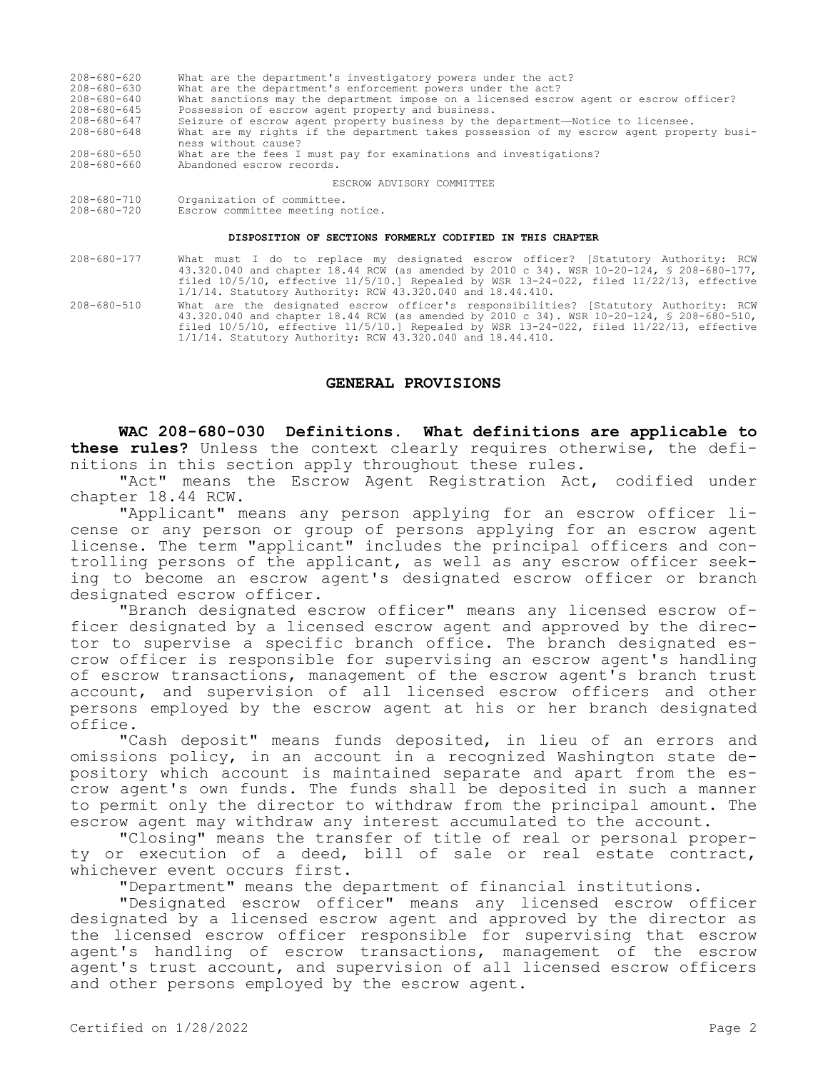| | |
|---|---|
| 208-680-620 | What are the department's investigatory powers under the act? |
| 208-680-630 | What are the department's enforcement powers under the act? |
| 208-680-640 | What sanctions may the department impose on a licensed escrow agent or escrow officer? |
| 208-680-645 | Possession of escrow agent property and business. |
| 208-680-647 | Seizure of escrow agent property business by the department—Notice to licensee. |
| 208-680-648 | What are my rights if the department takes possession of my escrow agent property business without cause? |
| 208-680-650 | What are the fees I must pay for examinations and investigations? |
| 208-680-660 | Abandoned escrow records. |

ESCROW ADVISORY COMMITTEE

| | |
|---|---|
| 208-680-710 | Organization of committee. |
| 208-680-720 | Escrow committee meeting notice. |

**DISPOSITION OF SECTIONS FORMERLY CODIFIED IN THIS CHAPTER**

| | |
|---|---|
| 208-680-177 | What must I do to replace my designated escrow officer? [Statutory Authority: RCW 43.320.040 and chapter 18.44 RCW (as amended by 2010 c 34). WSR 10-20-124, § 208-680-177, filed 10/5/10, effective 11/5/10.] Repealed by WSR 13-24-022, filed 11/22/13, effective 1/1/14. Statutory Authority: RCW 43.320.040 and 18.44.410. |
| 208-680-510 | What are the designated escrow officer's responsibilities? [Statutory Authority: RCW 43.320.040 and chapter 18.44 RCW (as amended by 2010 c 34). WSR 10-20-124, § 208-680-510, filed 10/5/10, effective 11/5/10.] Repealed by WSR 13-24-022, filed 11/22/13, effective 1/1/14. Statutory Authority: RCW 43.320.040 and 18.44.410. |

## GENERAL PROVISIONS

**WAC 208-680-030 Definitions. What definitions are applicable to these rules?** Unless the context clearly requires otherwise, the definitions in this section apply throughout these rules.

"Act" means the Escrow Agent Registration Act, codified under chapter 18.44 RCW.

"Applicant" means any person applying for an escrow officer license or any person or group of persons applying for an escrow agent license. The term "applicant" includes the principal officers and controlling persons of the applicant, as well as any escrow officer seeking to become an escrow agent's designated escrow officer or branch designated escrow officer.

"Branch designated escrow officer" means any licensed escrow officer designated by a licensed escrow agent and approved by the director to supervise a specific branch office. The branch designated escrow officer is responsible for supervising an escrow agent's handling of escrow transactions, management of the escrow agent's branch trust account, and supervision of all licensed escrow officers and other persons employed by the escrow agent at his or her branch designated office.

"Cash deposit" means funds deposited, in lieu of an errors and omissions policy, in an account in a recognized Washington state depository which account is maintained separate and apart from the escrow agent's own funds. The funds shall be deposited in such a manner to permit only the director to withdraw from the principal amount. The escrow agent may withdraw any interest accumulated to the account.

"Closing" means the transfer of title of real or personal property or execution of a deed, bill of sale or real estate contract, whichever event occurs first.

"Department" means the department of financial institutions.

"Designated escrow officer" means any licensed escrow officer designated by a licensed escrow agent and approved by the director as the licensed escrow officer responsible for supervising that escrow agent's handling of escrow transactions, management of the escrow agent's trust account, and supervision of all licensed escrow officers and other persons employed by the escrow agent.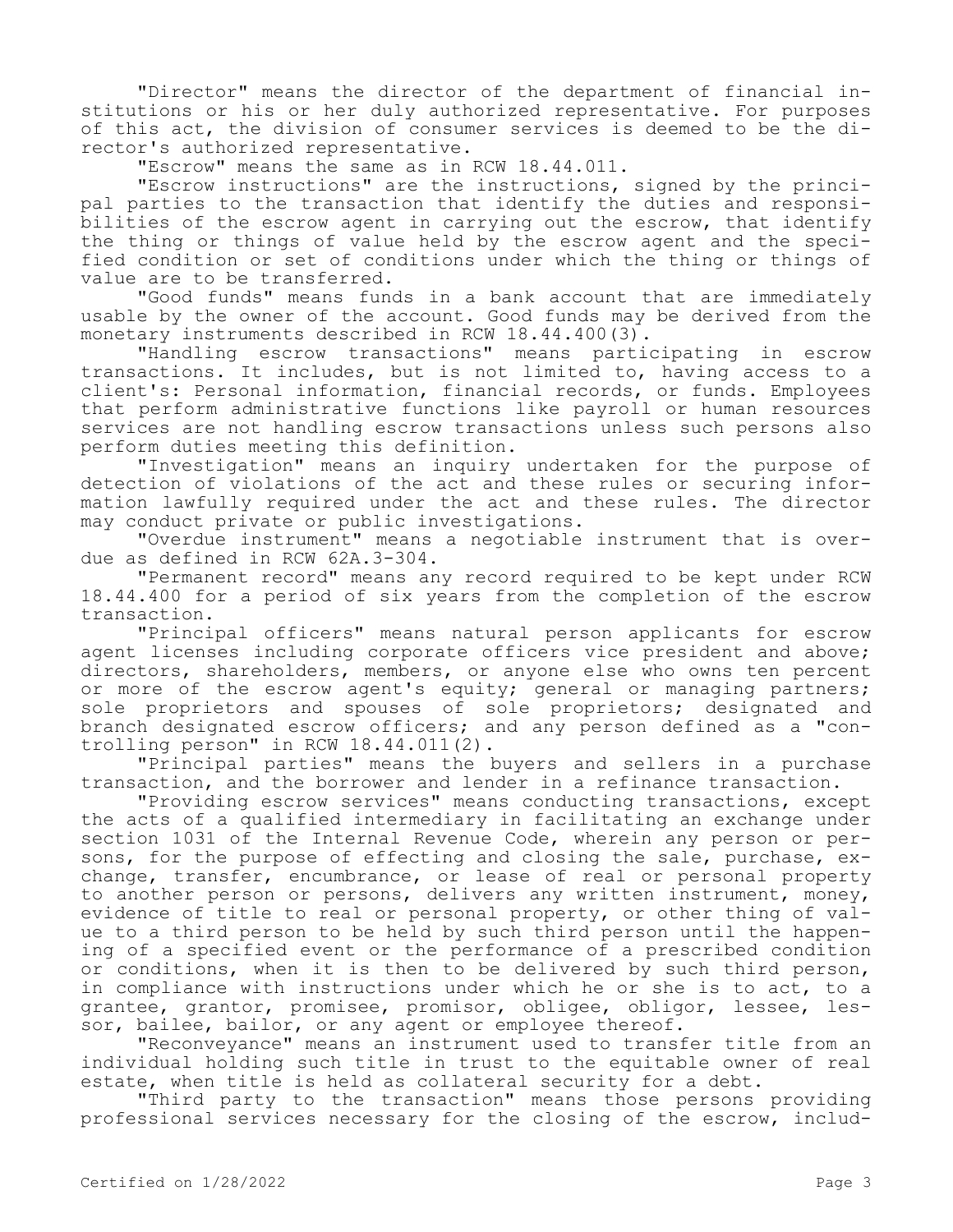"Director" means the director of the department of financial institutions or his or her duly authorized representative. For purposes of this act, the division of consumer services is deemed to be the director's authorized representative.

"Escrow" means the same as in RCW 18.44.011.

"Escrow instructions" are the instructions, signed by the principal parties to the transaction that identify the duties and responsibilities of the escrow agent in carrying out the escrow, that identify the thing or things of value held by the escrow agent and the specified condition or set of conditions under which the thing or things of value are to be transferred.

"Good funds" means funds in a bank account that are immediately usable by the owner of the account. Good funds may be derived from the monetary instruments described in RCW 18.44.400(3).

"Handling escrow transactions" means participating in escrow transactions. It includes, but is not limited to, having access to a client's: Personal information, financial records, or funds. Employees that perform administrative functions like payroll or human resources services are not handling escrow transactions unless such persons also perform duties meeting this definition.

"Investigation" means an inquiry undertaken for the purpose of detection of violations of the act and these rules or securing information lawfully required under the act and these rules. The director may conduct private or public investigations.

"Overdue instrument" means a negotiable instrument that is overdue as defined in RCW 62A.3-304.

"Permanent record" means any record required to be kept under RCW 18.44.400 for a period of six years from the completion of the escrow transaction.

"Principal officers" means natural person applicants for escrow agent licenses including corporate officers vice president and above; directors, shareholders, members, or anyone else who owns ten percent or more of the escrow agent's equity; general or managing partners; sole proprietors and spouses of sole proprietors; designated and branch designated escrow officers; and any person defined as a "controlling person" in RCW 18.44.011(2).

"Principal parties" means the buyers and sellers in a purchase transaction, and the borrower and lender in a refinance transaction.

"Providing escrow services" means conducting transactions, except the acts of a qualified intermediary in facilitating an exchange under section 1031 of the Internal Revenue Code, wherein any person or persons, for the purpose of effecting and closing the sale, purchase, exchange, transfer, encumbrance, or lease of real or personal property to another person or persons, delivers any written instrument, money, evidence of title to real or personal property, or other thing of value to a third person to be held by such third person until the happening of a specified event or the performance of a prescribed condition or conditions, when it is then to be delivered by such third person, in compliance with instructions under which he or she is to act, to a grantee, grantor, promisee, promisor, obligee, obligor, lessee, lessor, bailee, bailor, or any agent or employee thereof.

"Reconveyance" means an instrument used to transfer title from an individual holding such title in trust to the equitable owner of real estate, when title is held as collateral security for a debt.

"Third party to the transaction" means those persons providing professional services necessary for the closing of the escrow, includ-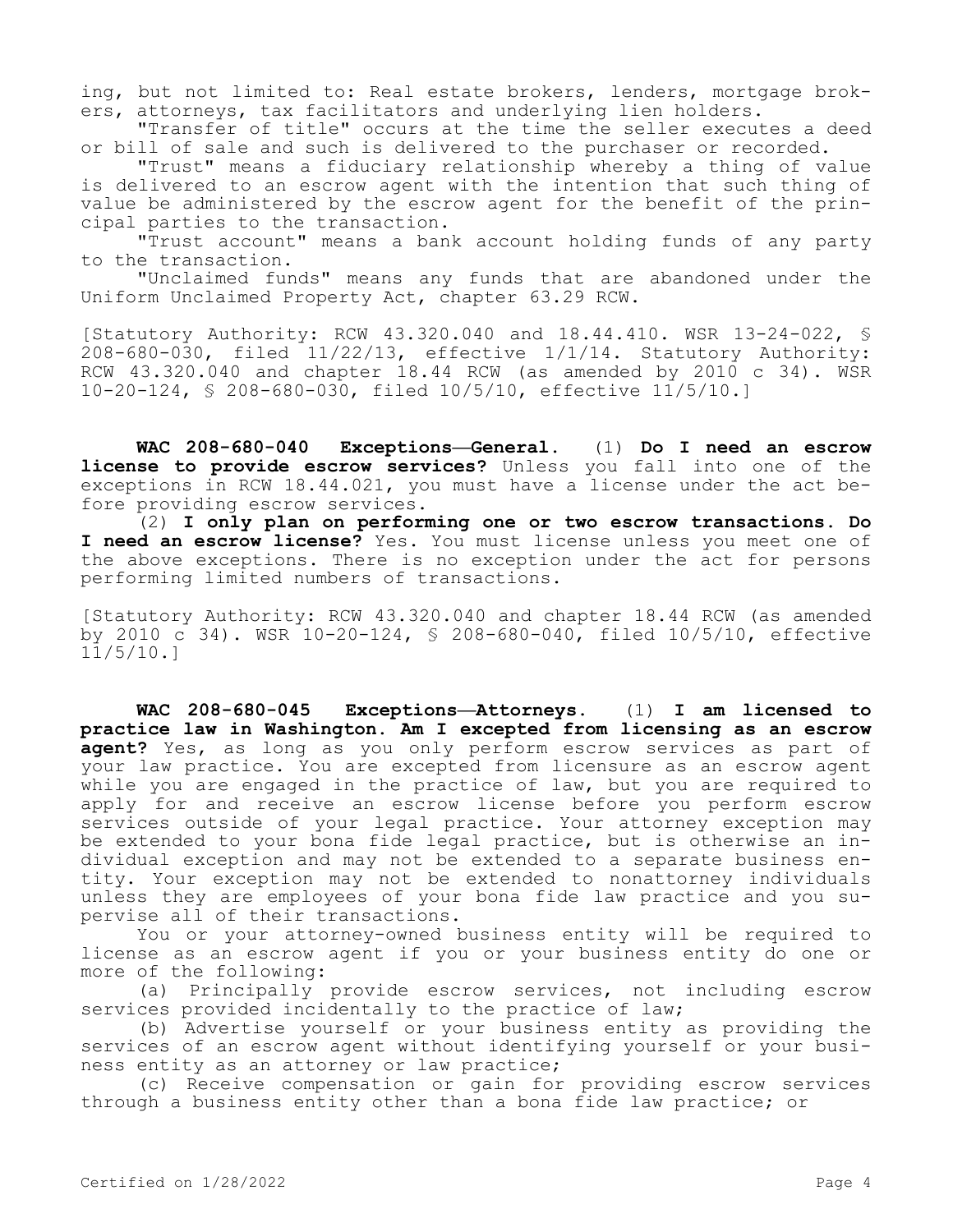ing, but not limited to: Real estate brokers, lenders, mortgage brokers, attorneys, tax facilitators and underlying lien holders.

"Transfer of title" occurs at the time the seller executes a deed or bill of sale and such is delivered to the purchaser or recorded.

"Trust" means a fiduciary relationship whereby a thing of value is delivered to an escrow agent with the intention that such thing of value be administered by the escrow agent for the benefit of the principal parties to the transaction.

"Trust account" means a bank account holding funds of any party to the transaction.

"Unclaimed funds" means any funds that are abandoned under the Uniform Unclaimed Property Act, chapter 63.29 RCW.

[Statutory Authority: RCW 43.320.040 and 18.44.410. WSR 13-24-022, § 208-680-030, filed 11/22/13, effective 1/1/14. Statutory Authority: RCW 43.320.040 and chapter 18.44 RCW (as amended by 2010 c 34). WSR 10-20-124, § 208-680-030, filed 10/5/10, effective 11/5/10.]

**WAC 208-680-040 Exceptions—General.** (1) **Do I need an escrow license to provide escrow services?** Unless you fall into one of the exceptions in RCW 18.44.021, you must have a license under the act before providing escrow services.

(2) **I only plan on performing one or two escrow transactions. Do I need an escrow license?** Yes. You must license unless you meet one of the above exceptions. There is no exception under the act for persons performing limited numbers of transactions.

[Statutory Authority: RCW 43.320.040 and chapter 18.44 RCW (as amended by 2010 c 34). WSR 10-20-124, § 208-680-040, filed 10/5/10, effective 11/5/10.]

**WAC 208-680-045 Exceptions—Attorneys.** (1) **I am licensed to practice law in Washington. Am I excepted from licensing as an escrow agent?** Yes, as long as you only perform escrow services as part of your law practice. You are excepted from licensure as an escrow agent while you are engaged in the practice of law, but you are required to apply for and receive an escrow license before you perform escrow services outside of your legal practice. Your attorney exception may be extended to your bona fide legal practice, but is otherwise an individual exception and may not be extended to a separate business entity. Your exception may not be extended to nonattorney individuals unless they are employees of your bona fide law practice and you supervise all of their transactions.

You or your attorney-owned business entity will be required to license as an escrow agent if you or your business entity do one or more of the following:

(a) Principally provide escrow services, not including escrow services provided incidentally to the practice of law;

(b) Advertise yourself or your business entity as providing the services of an escrow agent without identifying yourself or your business entity as an attorney or law practice;

(c) Receive compensation or gain for providing escrow services through a business entity other than a bona fide law practice; or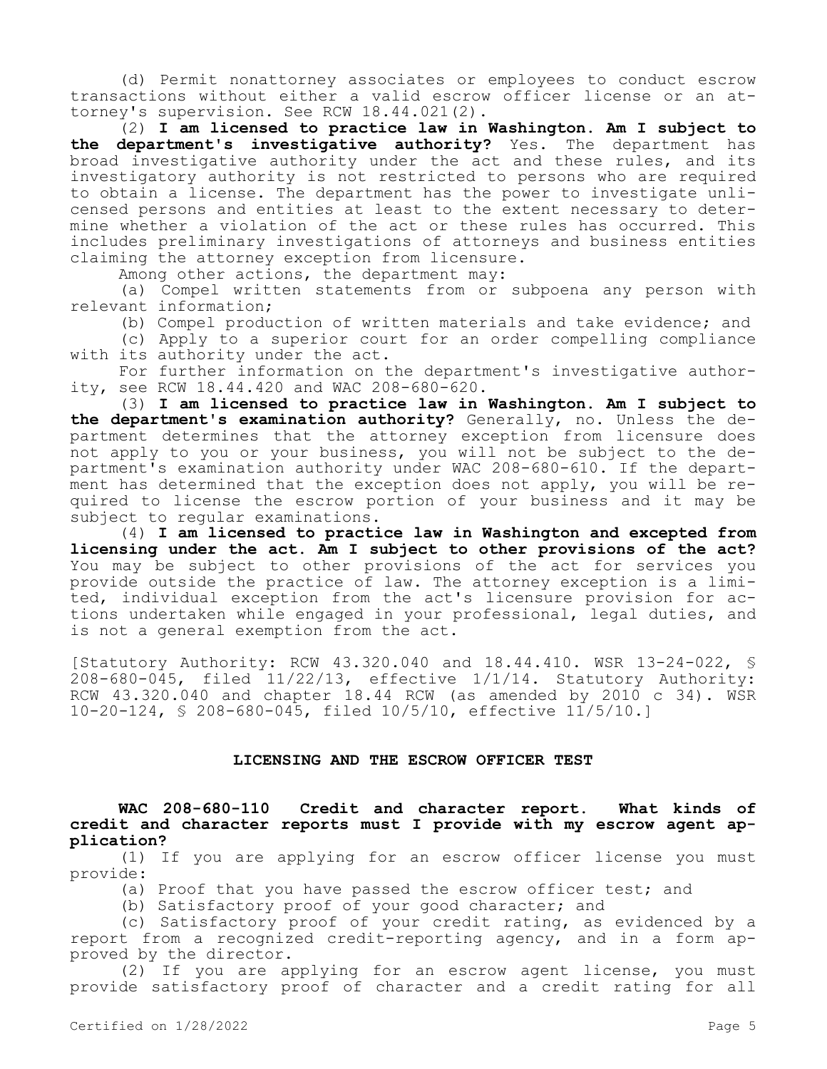(d) Permit nonattorney associates or employees to conduct escrow transactions without either a valid escrow officer license or an attorney's supervision. See RCW 18.44.021(2).

(2) **I am licensed to practice law in Washington. Am I subject to the department's investigative authority?** Yes. The department has broad investigative authority under the act and these rules, and its investigatory authority is not restricted to persons who are required to obtain a license. The department has the power to investigate unlicensed persons and entities at least to the extent necessary to determine whether a violation of the act or these rules has occurred. This includes preliminary investigations of attorneys and business entities claiming the attorney exception from licensure.

Among other actions, the department may:

(a) Compel written statements from or subpoena any person with relevant information;

(b) Compel production of written materials and take evidence; and

(c) Apply to a superior court for an order compelling compliance with its authority under the act.

For further information on the department's investigative authority, see RCW 18.44.420 and WAC 208-680-620.

(3) **I am licensed to practice law in Washington. Am I subject to the department's examination authority?** Generally, no. Unless the department determines that the attorney exception from licensure does not apply to you or your business, you will not be subject to the department's examination authority under WAC 208-680-610. If the department has determined that the exception does not apply, you will be required to license the escrow portion of your business and it may be subject to regular examinations.

(4) **I am licensed to practice law in Washington and excepted from licensing under the act. Am I subject to other provisions of the act?** You may be subject to other provisions of the act for services you provide outside the practice of law. The attorney exception is a limited, individual exception from the act's licensure provision for actions undertaken while engaged in your professional, legal duties, and is not a general exemption from the act.

[Statutory Authority: RCW 43.320.040 and 18.44.410. WSR 13-24-022, § 208-680-045, filed 11/22/13, effective 1/1/14. Statutory Authority: RCW 43.320.040 and chapter 18.44 RCW (as amended by 2010 c 34). WSR 10-20-124, § 208-680-045, filed 10/5/10, effective 11/5/10.]

## LICENSING AND THE ESCROW OFFICER TEST

**WAC 208-680-110 Credit and character report. What kinds of credit and character reports must I provide with my escrow agent application?**

(1) If you are applying for an escrow officer license you must provide:

(a) Proof that you have passed the escrow officer test; and

(b) Satisfactory proof of your good character; and

(c) Satisfactory proof of your credit rating, as evidenced by a report from a recognized credit-reporting agency, and in a form approved by the director.

(2) If you are applying for an escrow agent license, you must provide satisfactory proof of character and a credit rating for all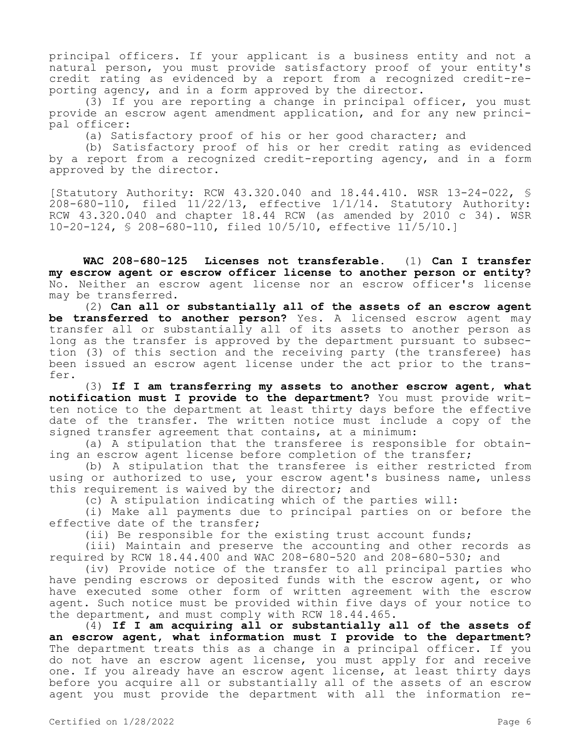principal officers. If your applicant is a business entity and not a natural person, you must provide satisfactory proof of your entity's credit rating as evidenced by a report from a recognized credit-reporting agency, and in a form approved by the director.

(3) If you are reporting a change in principal officer, you must provide an escrow agent amendment application, and for any new principal officer:

(a) Satisfactory proof of his or her good character; and

(b) Satisfactory proof of his or her credit rating as evidenced by a report from a recognized credit-reporting agency, and in a form approved by the director.

[Statutory Authority: RCW 43.320.040 and 18.44.410. WSR 13-24-022, § 208-680-110, filed 11/22/13, effective 1/1/14. Statutory Authority: RCW 43.320.040 and chapter 18.44 RCW (as amended by 2010 c 34). WSR 10-20-124, § 208-680-110, filed 10/5/10, effective 11/5/10.]

**WAC 208-680-125 Licenses not transferable.** (1) **Can I transfer my escrow agent or escrow officer license to another person or entity?** No. Neither an escrow agent license nor an escrow officer's license may be transferred.

(2) **Can all or substantially all of the assets of an escrow agent be transferred to another person?** Yes. A licensed escrow agent may transfer all or substantially all of its assets to another person as long as the transfer is approved by the department pursuant to subsection (3) of this section and the receiving party (the transferee) has been issued an escrow agent license under the act prior to the transfer.

(3) **If I am transferring my assets to another escrow agent, what notification must I provide to the department?** You must provide written notice to the department at least thirty days before the effective date of the transfer. The written notice must include a copy of the signed transfer agreement that contains, at a minimum:

(a) A stipulation that the transferee is responsible for obtaining an escrow agent license before completion of the transfer;

(b) A stipulation that the transferee is either restricted from using or authorized to use, your escrow agent's business name, unless this requirement is waived by the director; and

(c) A stipulation indicating which of the parties will:

(i) Make all payments due to principal parties on or before the effective date of the transfer;

(ii) Be responsible for the existing trust account funds;

(iii) Maintain and preserve the accounting and other records as required by RCW 18.44.400 and WAC 208-680-520 and 208-680-530; and

(iv) Provide notice of the transfer to all principal parties who have pending escrows or deposited funds with the escrow agent, or who have executed some other form of written agreement with the escrow agent. Such notice must be provided within five days of your notice to the department, and must comply with RCW 18.44.465.

(4) **If I am acquiring all or substantially all of the assets of an escrow agent, what information must I provide to the department?** The department treats this as a change in a principal officer. If you do not have an escrow agent license, you must apply for and receive one. If you already have an escrow agent license, at least thirty days before you acquire all or substantially all of the assets of an escrow agent you must provide the department with all the information re-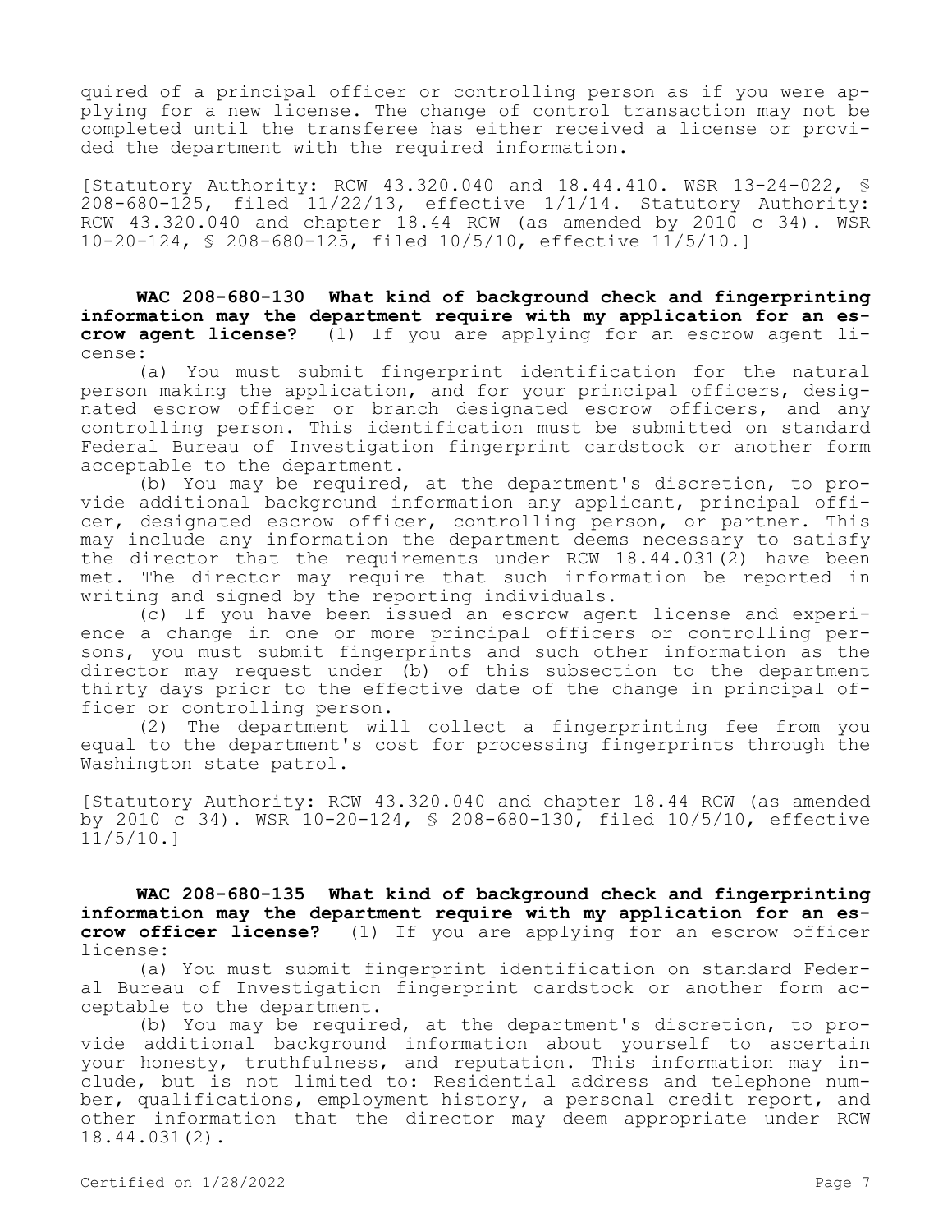quired of a principal officer or controlling person as if you were applying for a new license. The change of control transaction may not be completed until the transferee has either received a license or provided the department with the required information.

[Statutory Authority: RCW 43.320.040 and 18.44.410. WSR 13-24-022, § 208-680-125, filed 11/22/13, effective 1/1/14. Statutory Authority: RCW 43.320.040 and chapter 18.44 RCW (as amended by 2010 c 34). WSR 10-20-124, § 208-680-125, filed 10/5/10, effective 11/5/10.]

**WAC 208-680-130 What kind of background check and fingerprinting information may the department require with my application for an escrow agent license?** (1) If you are applying for an escrow agent license:

(a) You must submit fingerprint identification for the natural person making the application, and for your principal officers, designated escrow officer or branch designated escrow officers, and any controlling person. This identification must be submitted on standard Federal Bureau of Investigation fingerprint cardstock or another form acceptable to the department.

(b) You may be required, at the department's discretion, to provide additional background information any applicant, principal officer, designated escrow officer, controlling person, or partner. This may include any information the department deems necessary to satisfy the director that the requirements under RCW 18.44.031(2) have been met. The director may require that such information be reported in writing and signed by the reporting individuals.

(c) If you have been issued an escrow agent license and experience a change in one or more principal officers or controlling persons, you must submit fingerprints and such other information as the director may request under (b) of this subsection to the department thirty days prior to the effective date of the change in principal officer or controlling person.

(2) The department will collect a fingerprinting fee from you equal to the department's cost for processing fingerprints through the Washington state patrol.

[Statutory Authority: RCW 43.320.040 and chapter 18.44 RCW (as amended by 2010 c 34). WSR 10-20-124, § 208-680-130, filed 10/5/10, effective 11/5/10.]

**WAC 208-680-135 What kind of background check and fingerprinting information may the department require with my application for an escrow officer license?** (1) If you are applying for an escrow officer license:

(a) You must submit fingerprint identification on standard Federal Bureau of Investigation fingerprint cardstock or another form acceptable to the department.

(b) You may be required, at the department's discretion, to provide additional background information about yourself to ascertain your honesty, truthfulness, and reputation. This information may include, but is not limited to: Residential address and telephone number, qualifications, employment history, a personal credit report, and other information that the director may deem appropriate under RCW 18.44.031(2).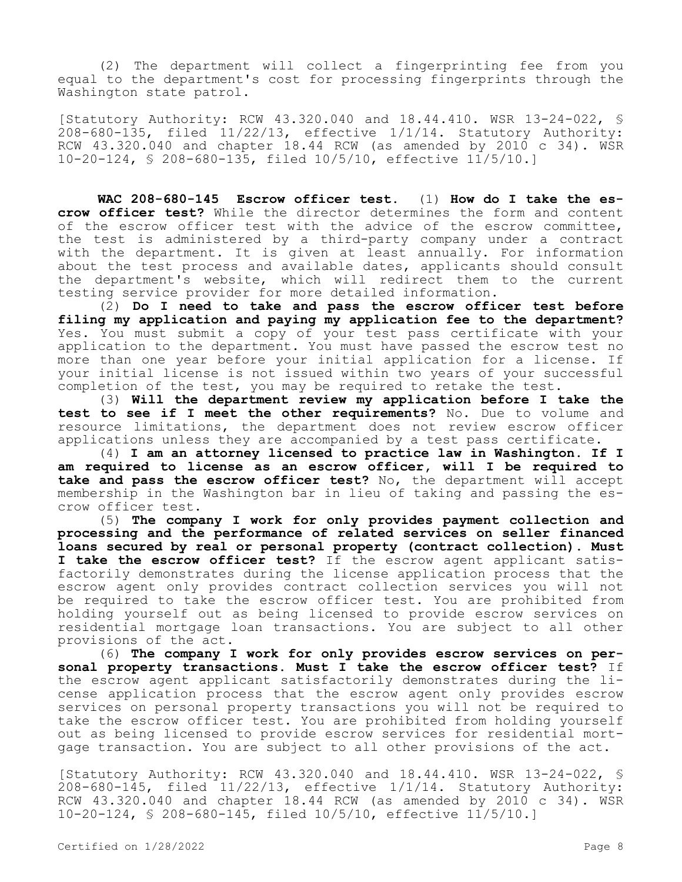(2) The department will collect a fingerprinting fee from you equal to the department's cost for processing fingerprints through the Washington state patrol.

[Statutory Authority: RCW 43.320.040 and 18.44.410. WSR 13-24-022, § 208-680-135, filed 11/22/13, effective 1/1/14. Statutory Authority: RCW 43.320.040 and chapter 18.44 RCW (as amended by 2010 c 34). WSR 10-20-124, § 208-680-135, filed 10/5/10, effective 11/5/10.]

**WAC 208-680-145 Escrow officer test.** (1) **How do I take the escrow officer test?** While the director determines the form and content of the escrow officer test with the advice of the escrow committee, the test is administered by a third-party company under a contract with the department. It is given at least annually. For information about the test process and available dates, applicants should consult the department's website, which will redirect them to the current testing service provider for more detailed information.

(2) **Do I need to take and pass the escrow officer test before filing my application and paying my application fee to the department?** Yes. You must submit a copy of your test pass certificate with your application to the department. You must have passed the escrow test no more than one year before your initial application for a license. If your initial license is not issued within two years of your successful completion of the test, you may be required to retake the test.

(3) **Will the department review my application before I take the test to see if I meet the other requirements?** No. Due to volume and resource limitations, the department does not review escrow officer applications unless they are accompanied by a test pass certificate.

(4) **I am an attorney licensed to practice law in Washington. If I am required to license as an escrow officer, will I be required to take and pass the escrow officer test?** No, the department will accept membership in the Washington bar in lieu of taking and passing the escrow officer test.

(5) **The company I work for only provides payment collection and processing and the performance of related services on seller financed loans secured by real or personal property (contract collection). Must I take the escrow officer test?** If the escrow agent applicant satisfactorily demonstrates during the license application process that the escrow agent only provides contract collection services you will not be required to take the escrow officer test. You are prohibited from holding yourself out as being licensed to provide escrow services on residential mortgage loan transactions. You are subject to all other provisions of the act.

(6) **The company I work for only provides escrow services on personal property transactions. Must I take the escrow officer test?** If the escrow agent applicant satisfactorily demonstrates during the license application process that the escrow agent only provides escrow services on personal property transactions you will not be required to take the escrow officer test. You are prohibited from holding yourself out as being licensed to provide escrow services for residential mortgage transaction. You are subject to all other provisions of the act.

[Statutory Authority: RCW 43.320.040 and 18.44.410. WSR 13-24-022, § 208-680-145, filed 11/22/13, effective 1/1/14. Statutory Authority: RCW 43.320.040 and chapter 18.44 RCW (as amended by 2010 c 34). WSR 10-20-124, § 208-680-145, filed 10/5/10, effective 11/5/10.]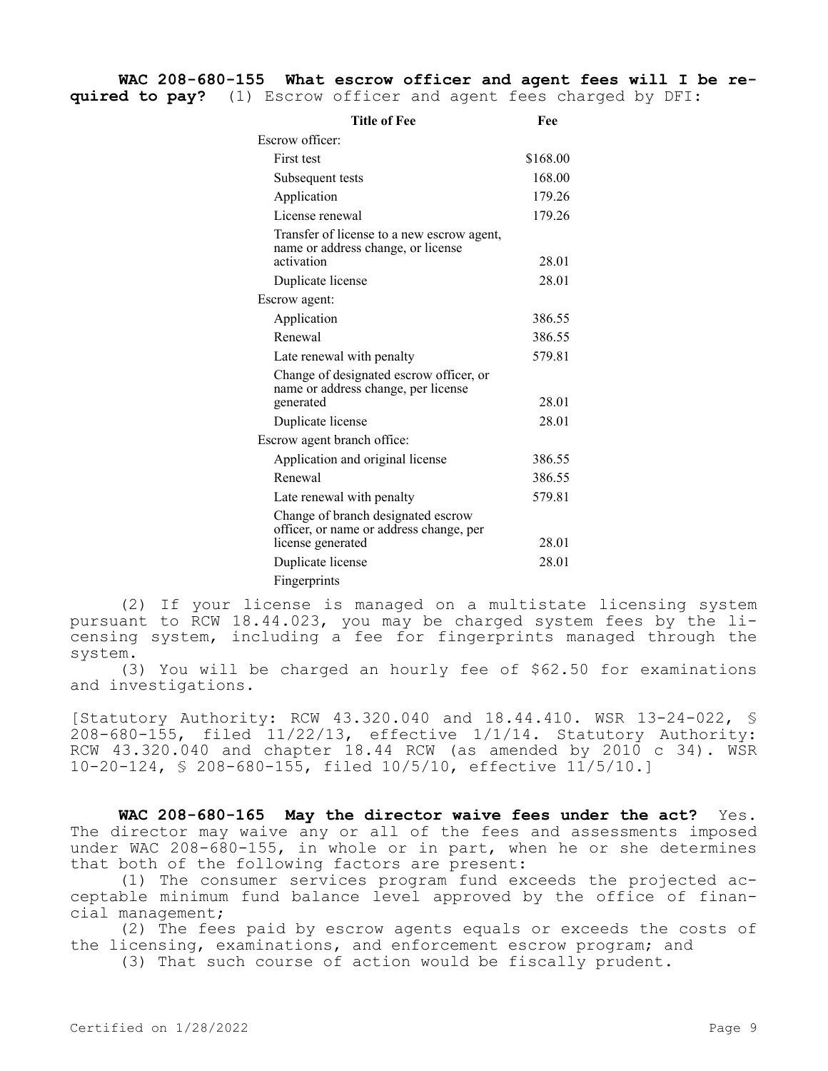**WAC 208-680-155 What escrow officer and agent fees will I be required to pay?** (1) Escrow officer and agent fees charged by DFI:

| Title of Fee | Fee |
|---|---|
| Escrow officer: | |
| First test | $168.00 |
| Subsequent tests | 168.00 |
| Application | 179.26 |
| License renewal | 179.26 |
| Transfer of license to a new escrow agent, name or address change, or license activation | 28.01 |
| Duplicate license | 28.01 |
| Escrow agent: | |
| Application | 386.55 |
| Renewal | 386.55 |
| Late renewal with penalty | 579.81 |
| Change of designated escrow officer, or name or address change, per license generated | 28.01 |
| Duplicate license | 28.01 |
| Escrow agent branch office: | |
| Application and original license | 386.55 |
| Renewal | 386.55 |
| Late renewal with penalty | 579.81 |
| Change of branch designated escrow officer, or name or address change, per license generated | 28.01 |
| Duplicate license | 28.01 |
| Fingerprints | |

(2) If your license is managed on a multistate licensing system pursuant to RCW 18.44.023, you may be charged system fees by the licensing system, including a fee for fingerprints managed through the system.

(3) You will be charged an hourly fee of $62.50 for examinations and investigations.

[Statutory Authority: RCW 43.320.040 and 18.44.410. WSR 13-24-022, § 208-680-155, filed 11/22/13, effective 1/1/14. Statutory Authority: RCW 43.320.040 and chapter 18.44 RCW (as amended by 2010 c 34). WSR 10-20-124, § 208-680-155, filed 10/5/10, effective 11/5/10.]

**WAC 208-680-165 May the director waive fees under the act?** Yes. The director may waive any or all of the fees and assessments imposed under WAC 208-680-155, in whole or in part, when he or she determines that both of the following factors are present:

(1) The consumer services program fund exceeds the projected acceptable minimum fund balance level approved by the office of financial management;

(2) The fees paid by escrow agents equals or exceeds the costs of the licensing, examinations, and enforcement escrow program; and

(3) That such course of action would be fiscally prudent.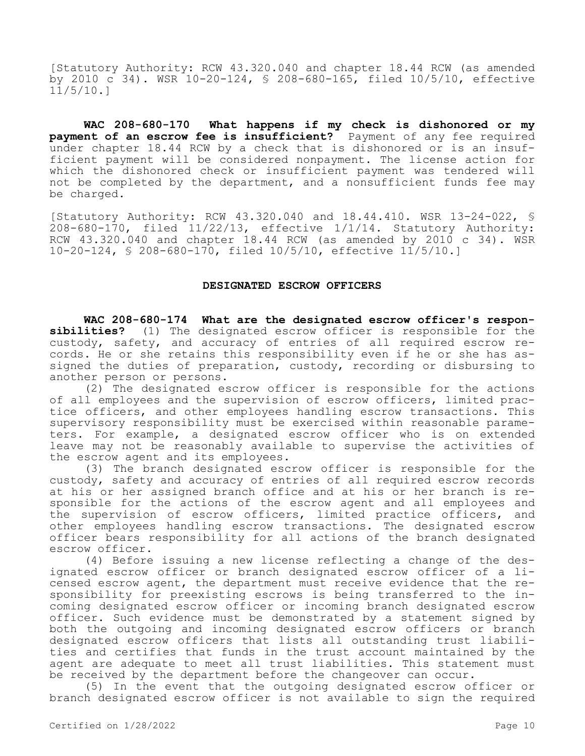[Statutory Authority: RCW 43.320.040 and chapter 18.44 RCW (as amended by 2010 c 34). WSR 10-20-124, § 208-680-165, filed 10/5/10, effective 11/5/10.]

**WAC 208-680-170 What happens if my check is dishonored or my payment of an escrow fee is insufficient?** Payment of any fee required under chapter 18.44 RCW by a check that is dishonored or is an insufficient payment will be considered nonpayment. The license action for which the dishonored check or insufficient payment was tendered will not be completed by the department, and a nonsufficient funds fee may be charged.

[Statutory Authority: RCW 43.320.040 and 18.44.410. WSR 13-24-022, § 208-680-170, filed 11/22/13, effective 1/1/14. Statutory Authority: RCW 43.320.040 and chapter 18.44 RCW (as amended by 2010 c 34). WSR 10-20-124, § 208-680-170, filed 10/5/10, effective 11/5/10.]

## DESIGNATED ESCROW OFFICERS

**WAC 208-680-174 What are the designated escrow officer's responsibilities?** (1) The designated escrow officer is responsible for the custody, safety, and accuracy of entries of all required escrow records. He or she retains this responsibility even if he or she has assigned the duties of preparation, custody, recording or disbursing to another person or persons.

(2) The designated escrow officer is responsible for the actions of all employees and the supervision of escrow officers, limited practice officers, and other employees handling escrow transactions. This supervisory responsibility must be exercised within reasonable parameters. For example, a designated escrow officer who is on extended leave may not be reasonably available to supervise the activities of the escrow agent and its employees.

(3) The branch designated escrow officer is responsible for the custody, safety and accuracy of entries of all required escrow records at his or her assigned branch office and at his or her branch is responsible for the actions of the escrow agent and all employees and the supervision of escrow officers, limited practice officers, and other employees handling escrow transactions. The designated escrow officer bears responsibility for all actions of the branch designated escrow officer.

(4) Before issuing a new license reflecting a change of the designated escrow officer or branch designated escrow officer of a licensed escrow agent, the department must receive evidence that the responsibility for preexisting escrows is being transferred to the incoming designated escrow officer or incoming branch designated escrow officer. Such evidence must be demonstrated by a statement signed by both the outgoing and incoming designated escrow officers or branch designated escrow officers that lists all outstanding trust liabilities and certifies that funds in the trust account maintained by the agent are adequate to meet all trust liabilities. This statement must be received by the department before the changeover can occur.

(5) In the event that the outgoing designated escrow officer or branch designated escrow officer is not available to sign the required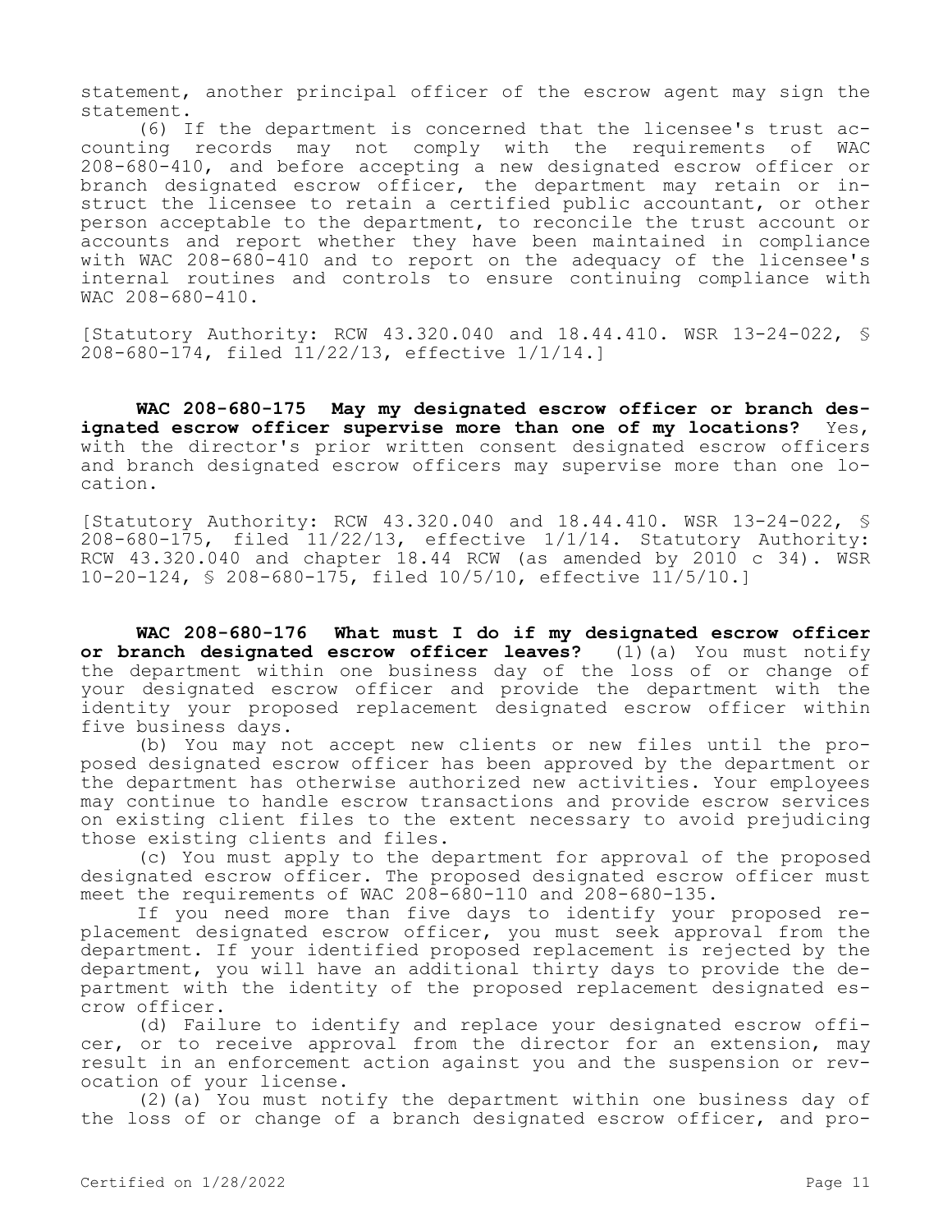statement, another principal officer of the escrow agent may sign the statement.

(6) If the department is concerned that the licensee's trust accounting records may not comply with the requirements of WAC 208-680-410, and before accepting a new designated escrow officer or branch designated escrow officer, the department may retain or instruct the licensee to retain a certified public accountant, or other person acceptable to the department, to reconcile the trust account or accounts and report whether they have been maintained in compliance with WAC 208-680-410 and to report on the adequacy of the licensee's internal routines and controls to ensure continuing compliance with WAC 208-680-410.

[Statutory Authority: RCW 43.320.040 and 18.44.410. WSR 13-24-022, § 208-680-174, filed 11/22/13, effective 1/1/14.]

**WAC 208-680-175 May my designated escrow officer or branch designated escrow officer supervise more than one of my locations?** Yes, with the director's prior written consent designated escrow officers and branch designated escrow officers may supervise more than one location.

[Statutory Authority: RCW 43.320.040 and 18.44.410. WSR 13-24-022, § 208-680-175, filed 11/22/13, effective 1/1/14. Statutory Authority: RCW 43.320.040 and chapter 18.44 RCW (as amended by 2010 c 34). WSR 10-20-124, § 208-680-175, filed 10/5/10, effective 11/5/10.]

**WAC 208-680-176 What must I do if my designated escrow officer or branch designated escrow officer leaves?** (1)(a) You must notify the department within one business day of the loss of or change of your designated escrow officer and provide the department with the identity your proposed replacement designated escrow officer within five business days.

(b) You may not accept new clients or new files until the proposed designated escrow officer has been approved by the department or the department has otherwise authorized new activities. Your employees may continue to handle escrow transactions and provide escrow services on existing client files to the extent necessary to avoid prejudicing those existing clients and files.

(c) You must apply to the department for approval of the proposed designated escrow officer. The proposed designated escrow officer must meet the requirements of WAC 208-680-110 and 208-680-135.

If you need more than five days to identify your proposed replacement designated escrow officer, you must seek approval from the department. If your identified proposed replacement is rejected by the department, you will have an additional thirty days to provide the department with the identity of the proposed replacement designated escrow officer.

(d) Failure to identify and replace your designated escrow officer, or to receive approval from the director for an extension, may result in an enforcement action against you and the suspension or revocation of your license.

(2)(a) You must notify the department within one business day of the loss of or change of a branch designated escrow officer, and pro-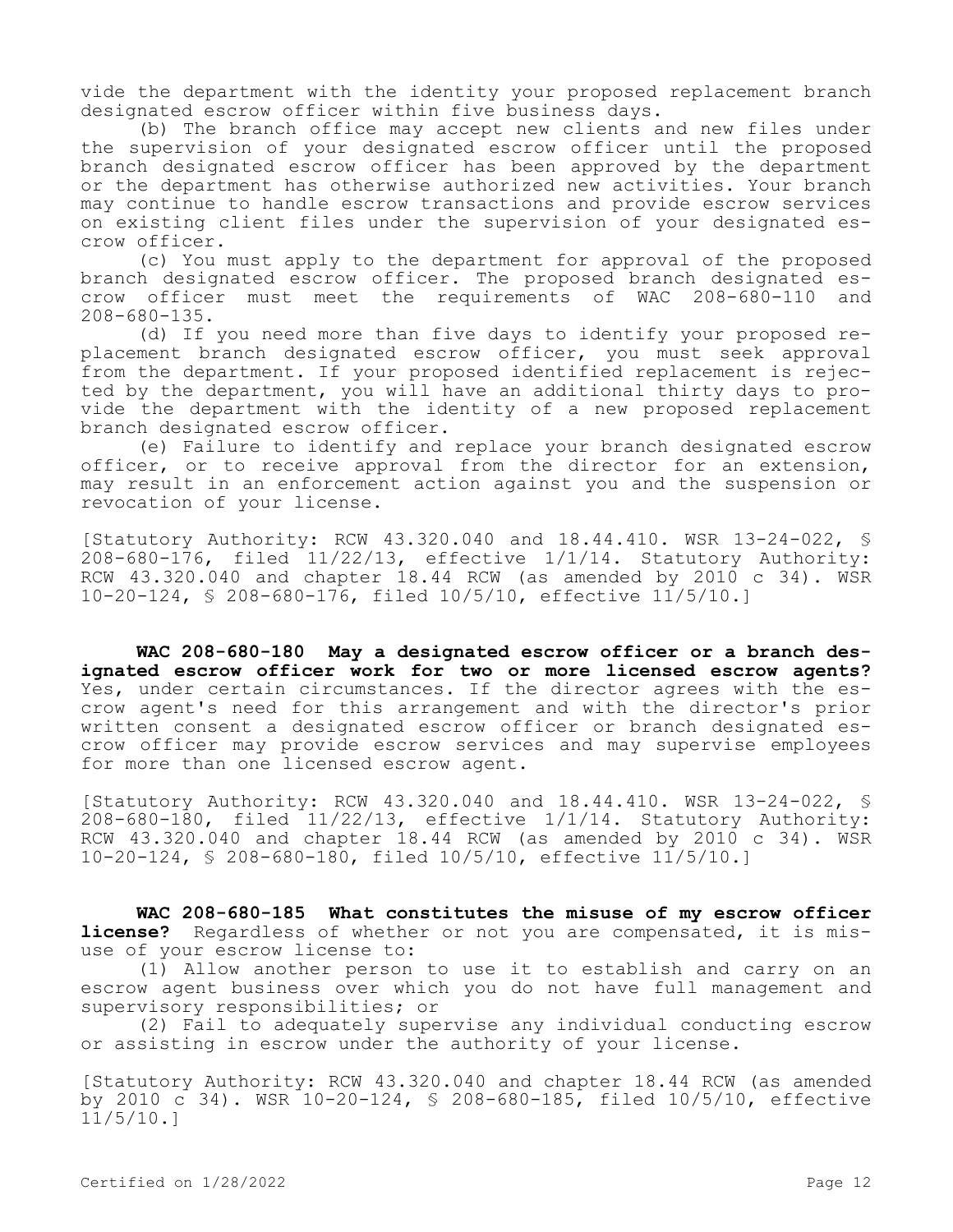vide the department with the identity your proposed replacement branch designated escrow officer within five business days.

(b) The branch office may accept new clients and new files under the supervision of your designated escrow officer until the proposed branch designated escrow officer has been approved by the department or the department has otherwise authorized new activities. Your branch may continue to handle escrow transactions and provide escrow services on existing client files under the supervision of your designated escrow officer.

(c) You must apply to the department for approval of the proposed branch designated escrow officer. The proposed branch designated escrow officer must meet the requirements of WAC 208-680-110 and 208-680-135.

(d) If you need more than five days to identify your proposed replacement branch designated escrow officer, you must seek approval from the department. If your proposed identified replacement is rejected by the department, you will have an additional thirty days to provide the department with the identity of a new proposed replacement branch designated escrow officer.

(e) Failure to identify and replace your branch designated escrow officer, or to receive approval from the director for an extension, may result in an enforcement action against you and the suspension or revocation of your license.

[Statutory Authority: RCW 43.320.040 and 18.44.410. WSR 13-24-022, § 208-680-176, filed 11/22/13, effective 1/1/14. Statutory Authority: RCW 43.320.040 and chapter 18.44 RCW (as amended by 2010 c 34). WSR 10-20-124, § 208-680-176, filed 10/5/10, effective 11/5/10.]

**WAC 208-680-180 May a designated escrow officer or a branch designated escrow officer work for two or more licensed escrow agents?** Yes, under certain circumstances. If the director agrees with the escrow agent's need for this arrangement and with the director's prior written consent a designated escrow officer or branch designated escrow officer may provide escrow services and may supervise employees for more than one licensed escrow agent.

[Statutory Authority: RCW 43.320.040 and 18.44.410. WSR 13-24-022, § 208-680-180, filed 11/22/13, effective 1/1/14. Statutory Authority: RCW 43.320.040 and chapter 18.44 RCW (as amended by 2010 c 34). WSR 10-20-124, § 208-680-180, filed 10/5/10, effective 11/5/10.]

**WAC 208-680-185 What constitutes the misuse of my escrow officer license?** Regardless of whether or not you are compensated, it is misuse of your escrow license to:

(1) Allow another person to use it to establish and carry on an escrow agent business over which you do not have full management and supervisory responsibilities; or

(2) Fail to adequately supervise any individual conducting escrow or assisting in escrow under the authority of your license.

[Statutory Authority: RCW 43.320.040 and chapter 18.44 RCW (as amended by 2010 c 34). WSR 10-20-124, § 208-680-185, filed 10/5/10, effective 11/5/10.]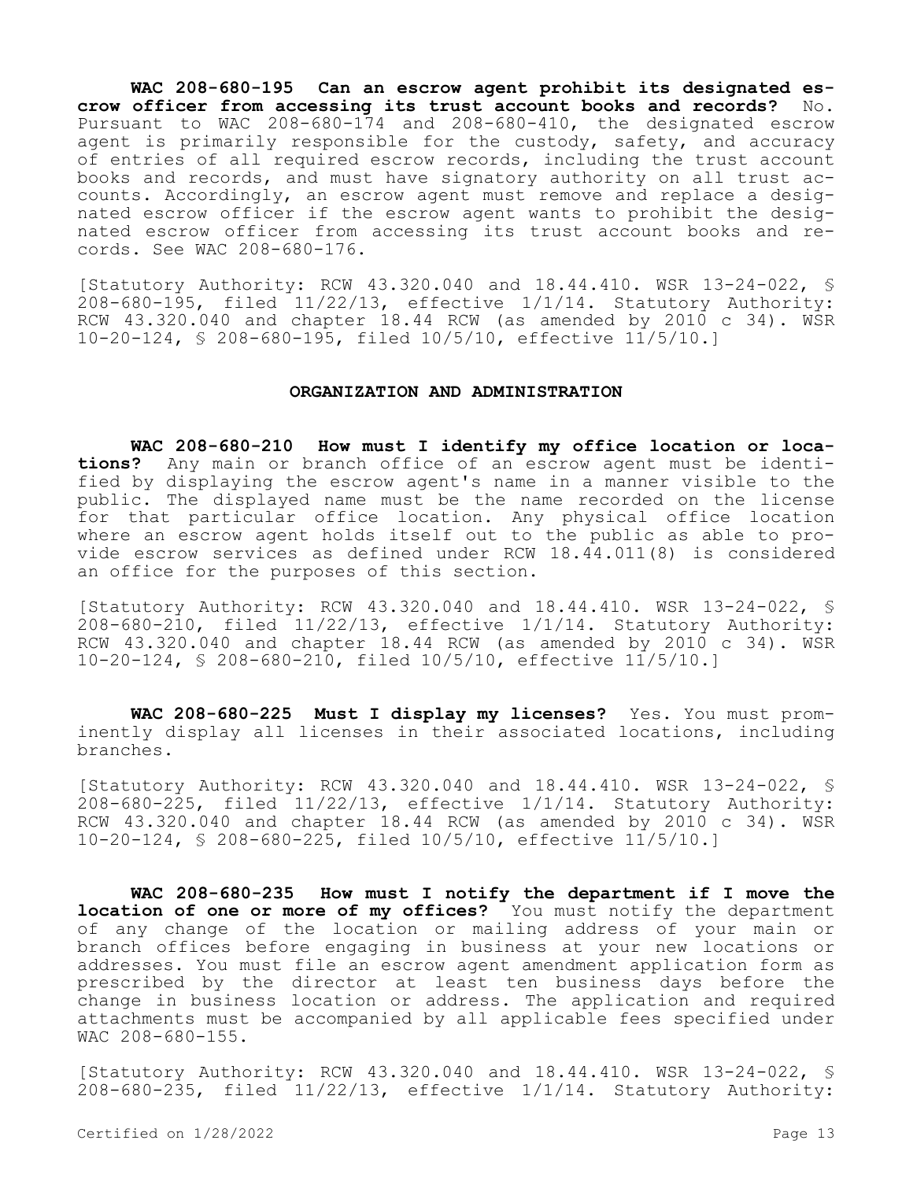**WAC 208-680-195 Can an escrow agent prohibit its designated escrow officer from accessing its trust account books and records?** No. Pursuant to WAC 208-680-174 and 208-680-410, the designated escrow agent is primarily responsible for the custody, safety, and accuracy of entries of all required escrow records, including the trust account books and records, and must have signatory authority on all trust accounts. Accordingly, an escrow agent must remove and replace a designated escrow officer if the escrow agent wants to prohibit the designated escrow officer from accessing its trust account books and records. See WAC 208-680-176.

[Statutory Authority: RCW 43.320.040 and 18.44.410. WSR 13-24-022, § 208-680-195, filed 11/22/13, effective 1/1/14. Statutory Authority: RCW 43.320.040 and chapter 18.44 RCW (as amended by 2010 c 34). WSR 10-20-124, § 208-680-195, filed 10/5/10, effective 11/5/10.]

## ORGANIZATION AND ADMINISTRATION

**WAC 208-680-210 How must I identify my office location or locations?** Any main or branch office of an escrow agent must be identified by displaying the escrow agent's name in a manner visible to the public. The displayed name must be the name recorded on the license for that particular office location. Any physical office location where an escrow agent holds itself out to the public as able to provide escrow services as defined under RCW 18.44.011(8) is considered an office for the purposes of this section.

[Statutory Authority: RCW 43.320.040 and 18.44.410. WSR 13-24-022, § 208-680-210, filed 11/22/13, effective 1/1/14. Statutory Authority: RCW 43.320.040 and chapter 18.44 RCW (as amended by 2010 c 34). WSR 10-20-124, § 208-680-210, filed 10/5/10, effective 11/5/10.]

**WAC 208-680-225 Must I display my licenses?** Yes. You must prominently display all licenses in their associated locations, including branches.

[Statutory Authority: RCW 43.320.040 and 18.44.410. WSR 13-24-022, § 208-680-225, filed 11/22/13, effective 1/1/14. Statutory Authority: RCW 43.320.040 and chapter 18.44 RCW (as amended by 2010 c 34). WSR 10-20-124, § 208-680-225, filed 10/5/10, effective 11/5/10.]

**WAC 208-680-235 How must I notify the department if I move the location of one or more of my offices?** You must notify the department of any change of the location or mailing address of your main or branch offices before engaging in business at your new locations or addresses. You must file an escrow agent amendment application form as prescribed by the director at least ten business days before the change in business location or address. The application and required attachments must be accompanied by all applicable fees specified under WAC 208-680-155.

[Statutory Authority: RCW 43.320.040 and 18.44.410. WSR 13-24-022, § 208-680-235, filed 11/22/13, effective 1/1/14. Statutory Authority: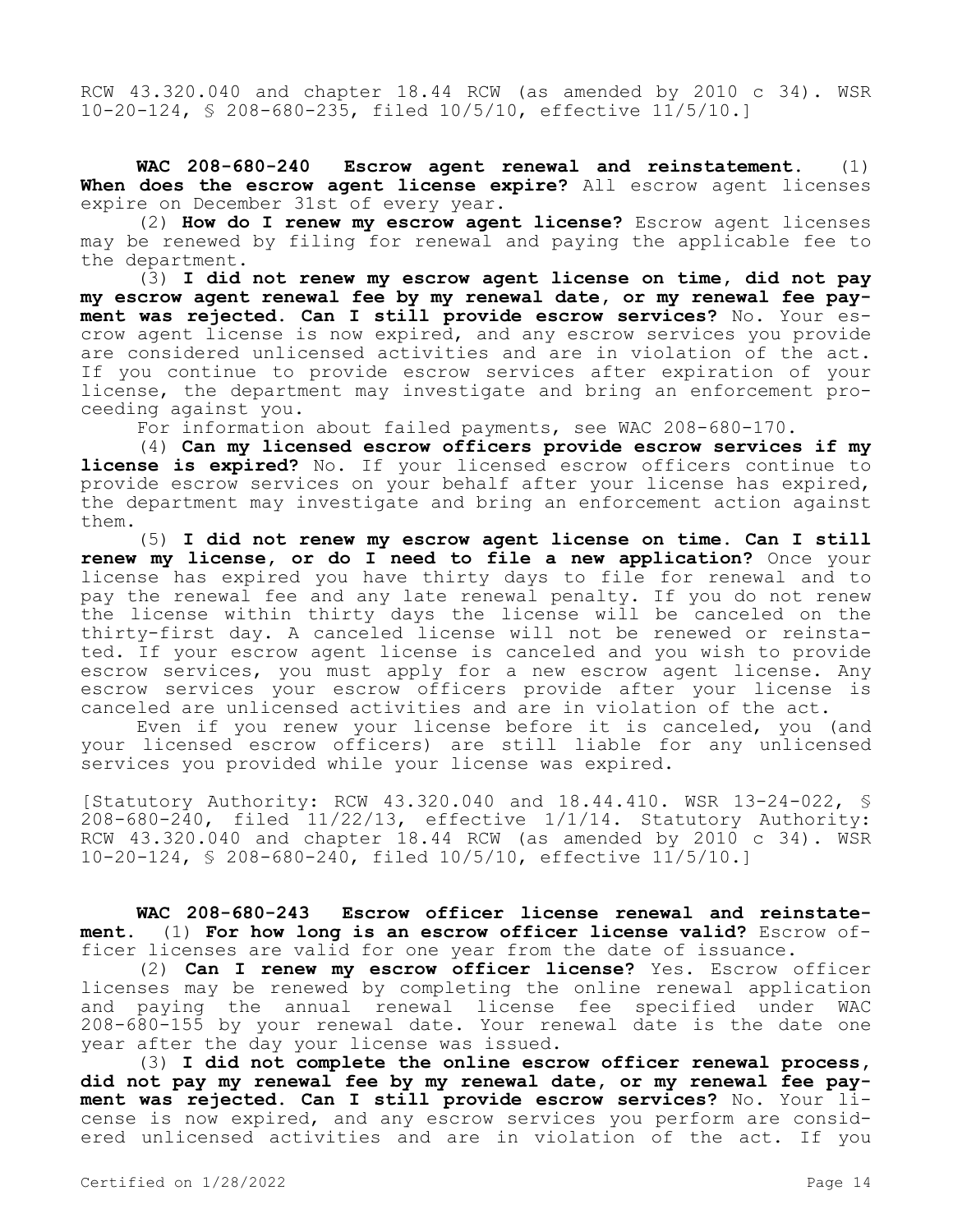RCW 43.320.040 and chapter 18.44 RCW (as amended by 2010 c 34). WSR 10-20-124, § 208-680-235, filed 10/5/10, effective 11/5/10.]

**WAC 208-680-240 Escrow agent renewal and reinstatement.** (1) **When does the escrow agent license expire?** All escrow agent licenses expire on December 31st of every year.

(2) **How do I renew my escrow agent license?** Escrow agent licenses may be renewed by filing for renewal and paying the applicable fee to the department.

(3) **I did not renew my escrow agent license on time, did not pay my escrow agent renewal fee by my renewal date, or my renewal fee payment was rejected. Can I still provide escrow services?** No. Your escrow agent license is now expired, and any escrow services you provide are considered unlicensed activities and are in violation of the act. If you continue to provide escrow services after expiration of your license, the department may investigate and bring an enforcement proceeding against you.

For information about failed payments, see WAC 208-680-170.

(4) **Can my licensed escrow officers provide escrow services if my license is expired?** No. If your licensed escrow officers continue to provide escrow services on your behalf after your license has expired, the department may investigate and bring an enforcement action against them.

(5) **I did not renew my escrow agent license on time. Can I still renew my license, or do I need to file a new application?** Once your license has expired you have thirty days to file for renewal and to pay the renewal fee and any late renewal penalty. If you do not renew the license within thirty days the license will be canceled on the thirty-first day. A canceled license will not be renewed or reinstated. If your escrow agent license is canceled and you wish to provide escrow services, you must apply for a new escrow agent license. Any escrow services your escrow officers provide after your license is canceled are unlicensed activities and are in violation of the act.

Even if you renew your license before it is canceled, you (and your licensed escrow officers) are still liable for any unlicensed services you provided while your license was expired.

[Statutory Authority: RCW 43.320.040 and 18.44.410. WSR 13-24-022, § 208-680-240, filed 11/22/13, effective 1/1/14. Statutory Authority: RCW 43.320.040 and chapter 18.44 RCW (as amended by 2010 c 34). WSR 10-20-124, § 208-680-240, filed 10/5/10, effective 11/5/10.]

**WAC 208-680-243 Escrow officer license renewal and reinstatement.** (1) **For how long is an escrow officer license valid?** Escrow officer licenses are valid for one year from the date of issuance.

(2) **Can I renew my escrow officer license?** Yes. Escrow officer licenses may be renewed by completing the online renewal application and paying the annual renewal license fee specified under WAC 208-680-155 by your renewal date. Your renewal date is the date one year after the day your license was issued.

(3) **I did not complete the online escrow officer renewal process, did not pay my renewal fee by my renewal date, or my renewal fee payment was rejected. Can I still provide escrow services?** No. Your license is now expired, and any escrow services you perform are considered unlicensed activities and are in violation of the act. If you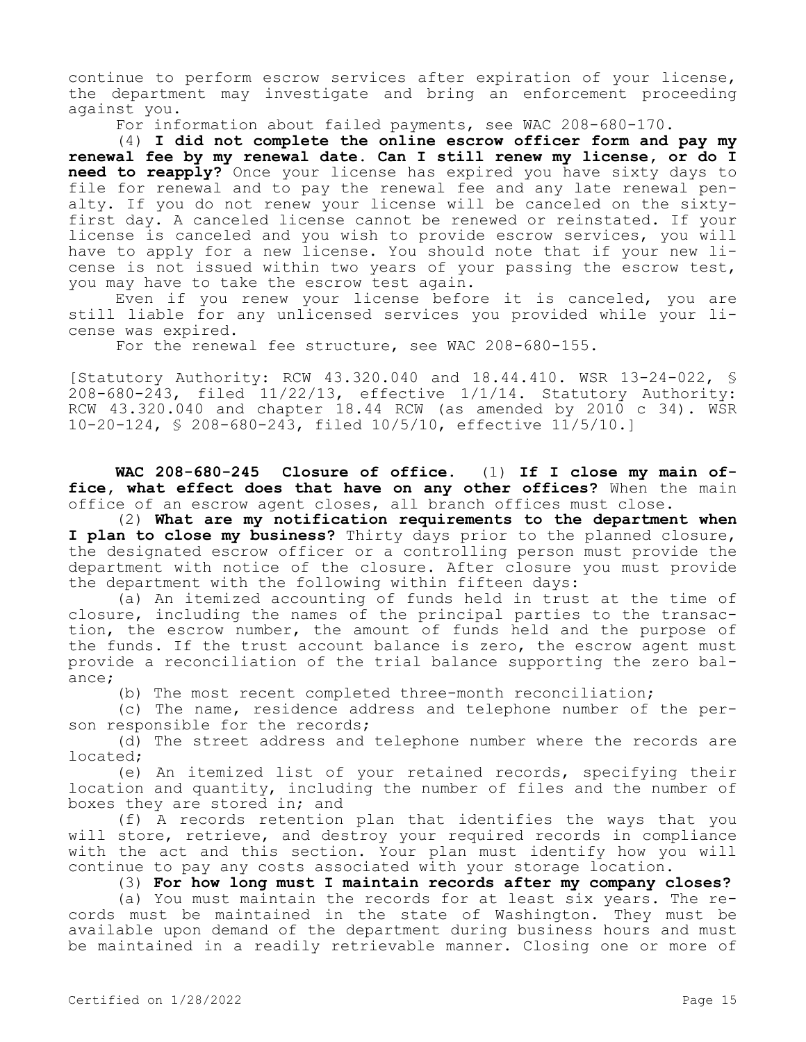continue to perform escrow services after expiration of your license, the department may investigate and bring an enforcement proceeding against you.

For information about failed payments, see WAC 208-680-170.

(4) **I did not complete the online escrow officer form and pay my renewal fee by my renewal date. Can I still renew my license, or do I need to reapply?** Once your license has expired you have sixty days to file for renewal and to pay the renewal fee and any late renewal penalty. If you do not renew your license will be canceled on the sixty-first day. A canceled license cannot be renewed or reinstated. If your license is canceled and you wish to provide escrow services, you will have to apply for a new license. You should note that if your new license is not issued within two years of your passing the escrow test, you may have to take the escrow test again.

Even if you renew your license before it is canceled, you are still liable for any unlicensed services you provided while your license was expired.

For the renewal fee structure, see WAC 208-680-155.

[Statutory Authority: RCW 43.320.040 and 18.44.410. WSR 13-24-022, § 208-680-243, filed 11/22/13, effective 1/1/14. Statutory Authority: RCW 43.320.040 and chapter 18.44 RCW (as amended by 2010 c 34). WSR 10-20-124, § 208-680-243, filed 10/5/10, effective 11/5/10.]

**WAC 208-680-245 Closure of office.** (1) **If I close my main office, what effect does that have on any other offices?** When the main office of an escrow agent closes, all branch offices must close.

(2) **What are my notification requirements to the department when I plan to close my business?** Thirty days prior to the planned closure, the designated escrow officer or a controlling person must provide the department with notice of the closure. After closure you must provide the department with the following within fifteen days:

(a) An itemized accounting of funds held in trust at the time of closure, including the names of the principal parties to the transaction, the escrow number, the amount of funds held and the purpose of the funds. If the trust account balance is zero, the escrow agent must provide a reconciliation of the trial balance supporting the zero balance;

(b) The most recent completed three-month reconciliation;

(c) The name, residence address and telephone number of the person responsible for the records;

(d) The street address and telephone number where the records are located;

(e) An itemized list of your retained records, specifying their location and quantity, including the number of files and the number of boxes they are stored in; and

(f) A records retention plan that identifies the ways that you will store, retrieve, and destroy your required records in compliance with the act and this section. Your plan must identify how you will continue to pay any costs associated with your storage location.

(3) **For how long must I maintain records after my company closes?**

(a) You must maintain the records for at least six years. The records must be maintained in the state of Washington. They must be available upon demand of the department during business hours and must be maintained in a readily retrievable manner. Closing one or more of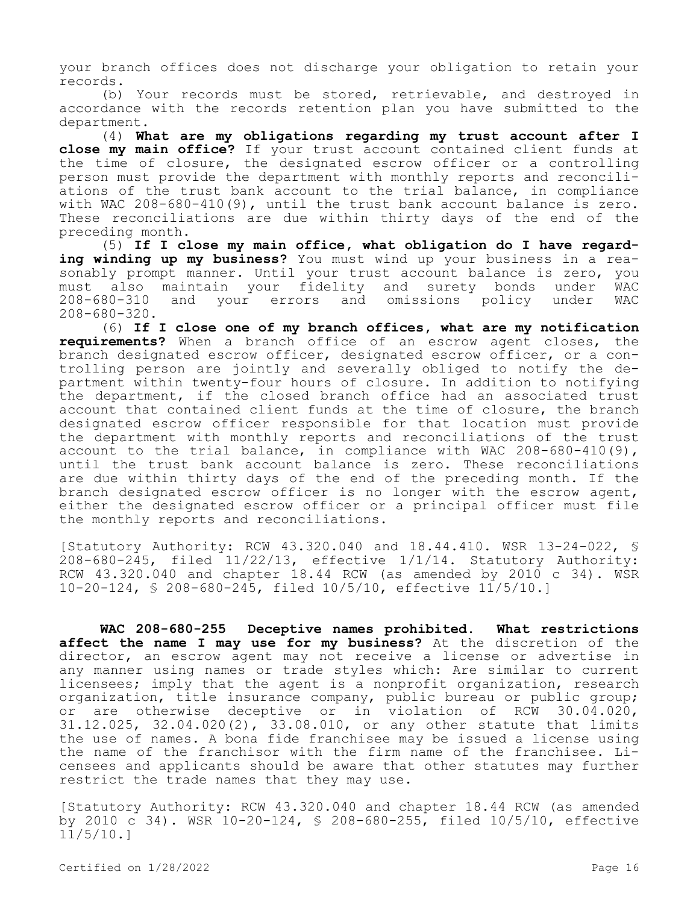your branch offices does not discharge your obligation to retain your records.

(b) Your records must be stored, retrievable, and destroyed in accordance with the records retention plan you have submitted to the department.

(4) **What are my obligations regarding my trust account after I close my main office?** If your trust account contained client funds at the time of closure, the designated escrow officer or a controlling person must provide the department with monthly reports and reconciliations of the trust bank account to the trial balance, in compliance with WAC 208-680-410(9), until the trust bank account balance is zero. These reconciliations are due within thirty days of the end of the preceding month.

(5) **If I close my main office, what obligation do I have regarding winding up my business?** You must wind up your business in a reasonably prompt manner. Until your trust account balance is zero, you must also maintain your fidelity and surety bonds under WAC 208-680-310 and your errors and omissions policy under WAC 208-680-320.

(6) **If I close one of my branch offices, what are my notification requirements?** When a branch office of an escrow agent closes, the branch designated escrow officer, designated escrow officer, or a controlling person are jointly and severally obliged to notify the department within twenty-four hours of closure. In addition to notifying the department, if the closed branch office had an associated trust account that contained client funds at the time of closure, the branch designated escrow officer responsible for that location must provide the department with monthly reports and reconciliations of the trust account to the trial balance, in compliance with WAC 208-680-410(9), until the trust bank account balance is zero. These reconciliations are due within thirty days of the end of the preceding month. If the branch designated escrow officer is no longer with the escrow agent, either the designated escrow officer or a principal officer must file the monthly reports and reconciliations.

[Statutory Authority: RCW 43.320.040 and 18.44.410. WSR 13-24-022, § 208-680-245, filed 11/22/13, effective 1/1/14. Statutory Authority: RCW 43.320.040 and chapter 18.44 RCW (as amended by 2010 c 34). WSR 10-20-124, § 208-680-245, filed 10/5/10, effective 11/5/10.]

**WAC 208-680-255 Deceptive names prohibited. What restrictions affect the name I may use for my business?** At the discretion of the director, an escrow agent may not receive a license or advertise in any manner using names or trade styles which: Are similar to current licensees; imply that the agent is a nonprofit organization, research organization, title insurance company, public bureau or public group; or are otherwise deceptive or in violation of RCW 30.04.020, 31.12.025, 32.04.020(2), 33.08.010, or any other statute that limits the use of names. A bona fide franchisee may be issued a license using the name of the franchisor with the firm name of the franchisee. Licensees and applicants should be aware that other statutes may further restrict the trade names that they may use.

[Statutory Authority: RCW 43.320.040 and chapter 18.44 RCW (as amended by 2010 c 34). WSR 10-20-124, § 208-680-255, filed 10/5/10, effective 11/5/10.]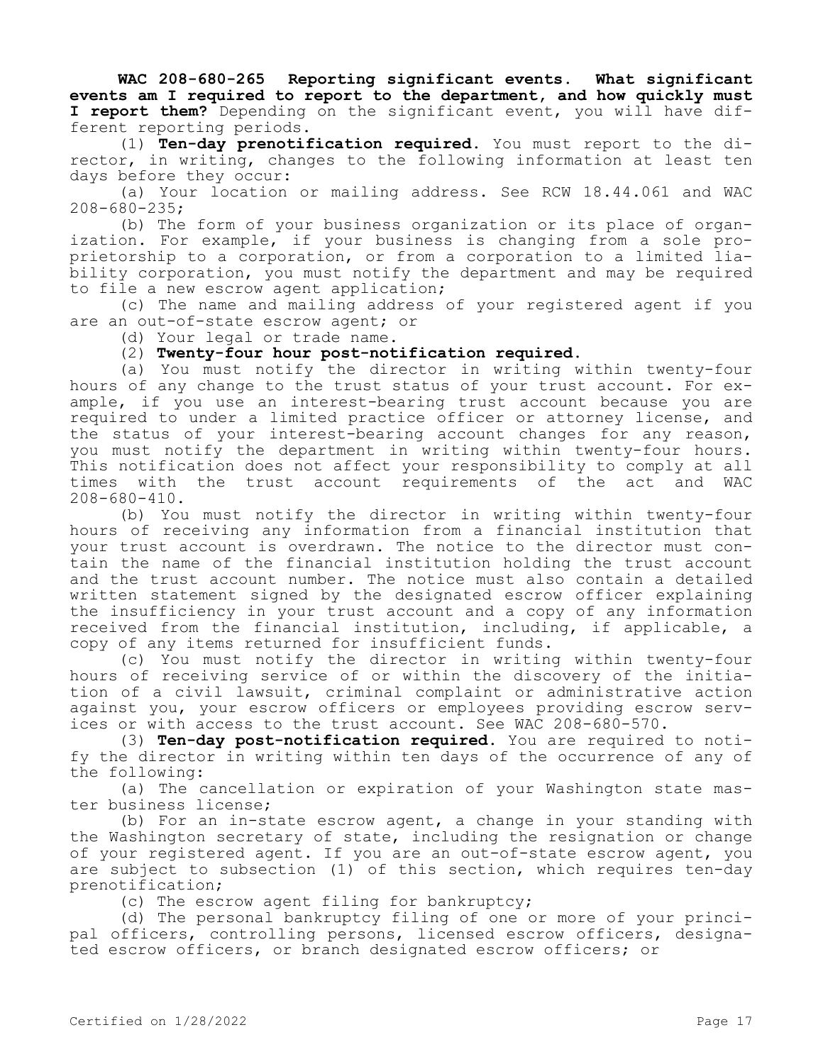**WAC 208-680-265 Reporting significant events. What significant events am I required to report to the department, and how quickly must I report them?** Depending on the significant event, you will have different reporting periods.

(1) **Ten-day prenotification required.** You must report to the director, in writing, changes to the following information at least ten days before they occur:

(a) Your location or mailing address. See RCW 18.44.061 and WAC 208-680-235;

(b) The form of your business organization or its place of organization. For example, if your business is changing from a sole proprietorship to a corporation, or from a corporation to a limited liability corporation, you must notify the department and may be required to file a new escrow agent application;

(c) The name and mailing address of your registered agent if you are an out-of-state escrow agent; or

(d) Your legal or trade name.

(2) **Twenty-four hour post-notification required.**

(a) You must notify the director in writing within twenty-four hours of any change to the trust status of your trust account. For example, if you use an interest-bearing trust account because you are required to under a limited practice officer or attorney license, and the status of your interest-bearing account changes for any reason, you must notify the department in writing within twenty-four hours. This notification does not affect your responsibility to comply at all times with the trust account requirements of the act and WAC 208-680-410.

(b) You must notify the director in writing within twenty-four hours of receiving any information from a financial institution that your trust account is overdrawn. The notice to the director must contain the name of the financial institution holding the trust account and the trust account number. The notice must also contain a detailed written statement signed by the designated escrow officer explaining the insufficiency in your trust account and a copy of any information received from the financial institution, including, if applicable, a copy of any items returned for insufficient funds.

(c) You must notify the director in writing within twenty-four hours of receiving service of or within the discovery of the initiation of a civil lawsuit, criminal complaint or administrative action against you, your escrow officers or employees providing escrow services or with access to the trust account. See WAC 208-680-570.

(3) **Ten-day post-notification required.** You are required to notify the director in writing within ten days of the occurrence of any of the following:

(a) The cancellation or expiration of your Washington state master business license;

(b) For an in-state escrow agent, a change in your standing with the Washington secretary of state, including the resignation or change of your registered agent. If you are an out-of-state escrow agent, you are subject to subsection (1) of this section, which requires ten-day prenotification;

(c) The escrow agent filing for bankruptcy;

(d) The personal bankruptcy filing of one or more of your principal officers, controlling persons, licensed escrow officers, designated escrow officers, or branch designated escrow officers; or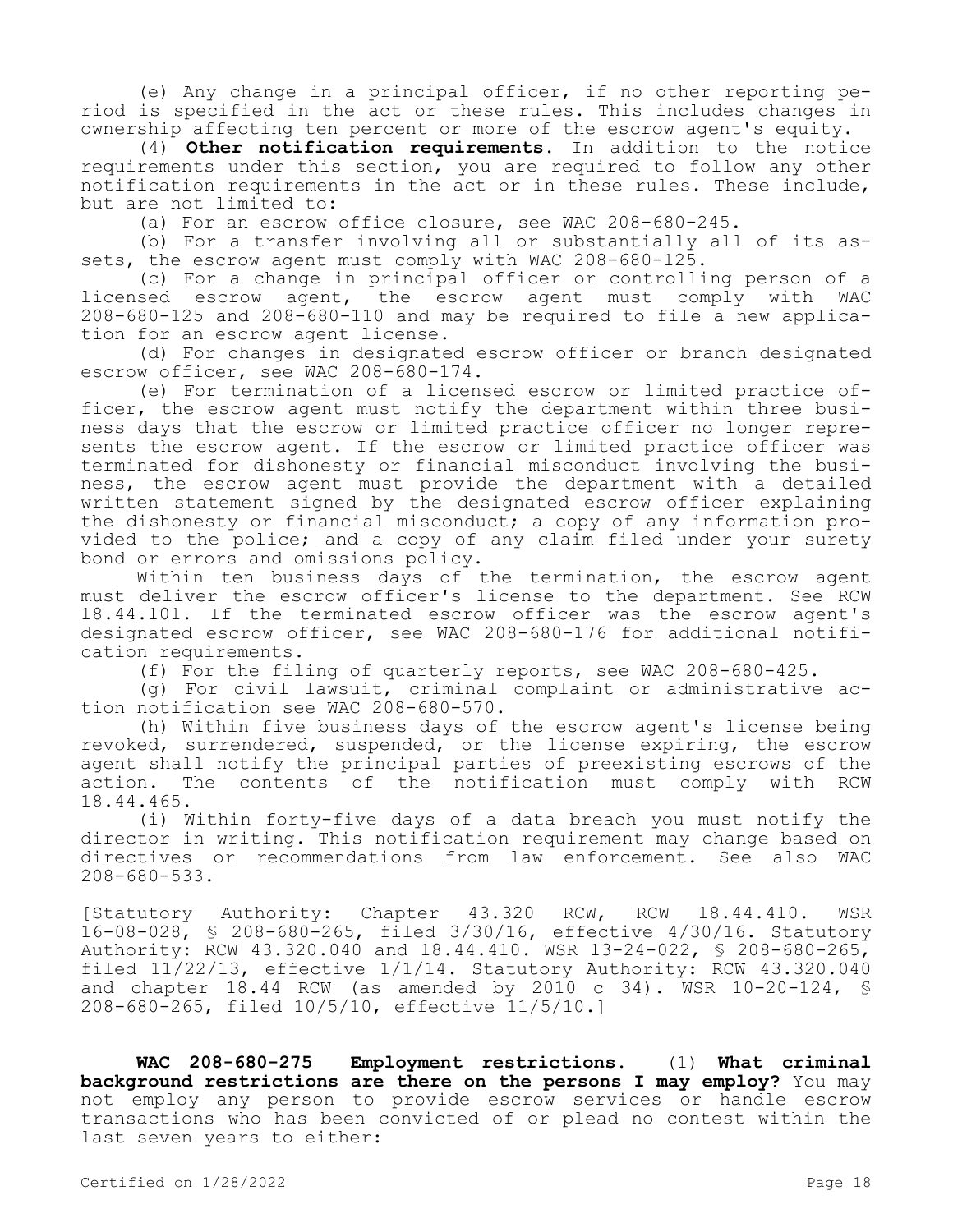(e) Any change in a principal officer, if no other reporting period is specified in the act or these rules. This includes changes in ownership affecting ten percent or more of the escrow agent's equity.

(4) **Other notification requirements**. In addition to the notice requirements under this section, you are required to follow any other notification requirements in the act or in these rules. These include, but are not limited to:

(a) For an escrow office closure, see WAC 208-680-245.

(b) For a transfer involving all or substantially all of its assets, the escrow agent must comply with WAC 208-680-125.

(c) For a change in principal officer or controlling person of a licensed escrow agent, the escrow agent must comply with WAC 208-680-125 and 208-680-110 and may be required to file a new application for an escrow agent license.

(d) For changes in designated escrow officer or branch designated escrow officer, see WAC 208-680-174.

(e) For termination of a licensed escrow or limited practice officer, the escrow agent must notify the department within three business days that the escrow or limited practice officer no longer represents the escrow agent. If the escrow or limited practice officer was terminated for dishonesty or financial misconduct involving the business, the escrow agent must provide the department with a detailed written statement signed by the designated escrow officer explaining the dishonesty or financial misconduct; a copy of any information provided to the police; and a copy of any claim filed under your surety bond or errors and omissions policy.

Within ten business days of the termination, the escrow agent must deliver the escrow officer's license to the department. See RCW 18.44.101. If the terminated escrow officer was the escrow agent's designated escrow officer, see WAC 208-680-176 for additional notification requirements.

(f) For the filing of quarterly reports, see WAC 208-680-425.

(g) For civil lawsuit, criminal complaint or administrative action notification see WAC 208-680-570.

(h) Within five business days of the escrow agent's license being revoked, surrendered, suspended, or the license expiring, the escrow agent shall notify the principal parties of preexisting escrows of the action. The contents of the notification must comply with RCW 18.44.465.

(i) Within forty-five days of a data breach you must notify the director in writing. This notification requirement may change based on directives or recommendations from law enforcement. See also WAC 208-680-533.

[Statutory Authority: Chapter 43.320 RCW, RCW 18.44.410. WSR 16-08-028, § 208-680-265, filed 3/30/16, effective 4/30/16. Statutory Authority: RCW 43.320.040 and 18.44.410. WSR 13-24-022, § 208-680-265, filed 11/22/13, effective 1/1/14. Statutory Authority: RCW 43.320.040 and chapter 18.44 RCW (as amended by 2010 c 34). WSR 10-20-124, § 208-680-265, filed 10/5/10, effective 11/5/10.]

**WAC 208-680-275 Employment restrictions.** (1) **What criminal background restrictions are there on the persons I may employ?** You may not employ any person to provide escrow services or handle escrow transactions who has been convicted of or plead no contest within the last seven years to either: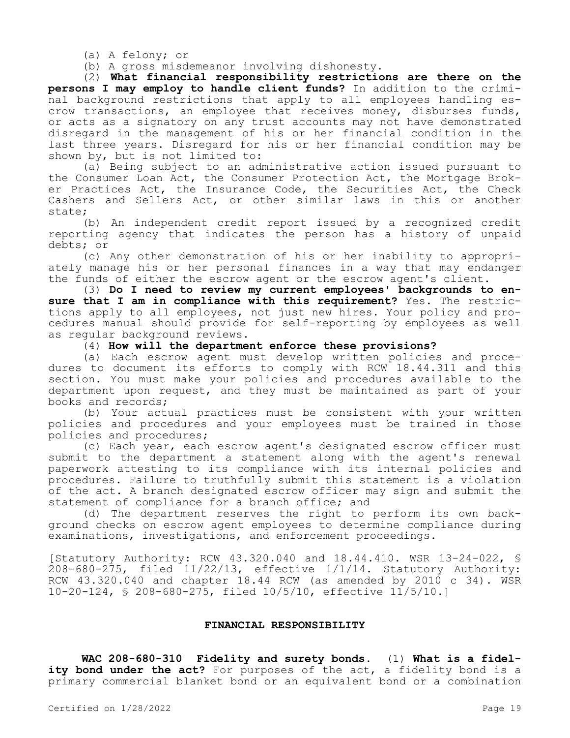(a) A felony; or

(b) A gross misdemeanor involving dishonesty.

(2) **What financial responsibility restrictions are there on the persons I may employ to handle client funds?** In addition to the criminal background restrictions that apply to all employees handling escrow transactions, an employee that receives money, disburses funds, or acts as a signatory on any trust accounts may not have demonstrated disregard in the management of his or her financial condition in the last three years. Disregard for his or her financial condition may be shown by, but is not limited to:

(a) Being subject to an administrative action issued pursuant to the Consumer Loan Act, the Consumer Protection Act, the Mortgage Broker Practices Act, the Insurance Code, the Securities Act, the Check Cashers and Sellers Act, or other similar laws in this or another state;

(b) An independent credit report issued by a recognized credit reporting agency that indicates the person has a history of unpaid debts; or

(c) Any other demonstration of his or her inability to appropriately manage his or her personal finances in a way that may endanger the funds of either the escrow agent or the escrow agent's client.

(3) **Do I need to review my current employees' backgrounds to ensure that I am in compliance with this requirement?** Yes. The restrictions apply to all employees, not just new hires. Your policy and procedures manual should provide for self-reporting by employees as well as regular background reviews.

(4) **How will the department enforce these provisions?**

(a) Each escrow agent must develop written policies and procedures to document its efforts to comply with RCW 18.44.311 and this section. You must make your policies and procedures available to the department upon request, and they must be maintained as part of your books and records;

(b) Your actual practices must be consistent with your written policies and procedures and your employees must be trained in those policies and procedures;

(c) Each year, each escrow agent's designated escrow officer must submit to the department a statement along with the agent's renewal paperwork attesting to its compliance with its internal policies and procedures. Failure to truthfully submit this statement is a violation of the act. A branch designated escrow officer may sign and submit the statement of compliance for a branch office; and

(d) The department reserves the right to perform its own background checks on escrow agent employees to determine compliance during examinations, investigations, and enforcement proceedings.

[Statutory Authority: RCW 43.320.040 and 18.44.410. WSR 13-24-022, § 208-680-275, filed 11/22/13, effective 1/1/14. Statutory Authority: RCW 43.320.040 and chapter 18.44 RCW (as amended by 2010 c 34). WSR 10-20-124, § 208-680-275, filed 10/5/10, effective 11/5/10.]

## FINANCIAL RESPONSIBILITY

**WAC 208-680-310 Fidelity and surety bonds.** (1) **What is a fidelity bond under the act?** For purposes of the act, a fidelity bond is a primary commercial blanket bond or an equivalent bond or a combination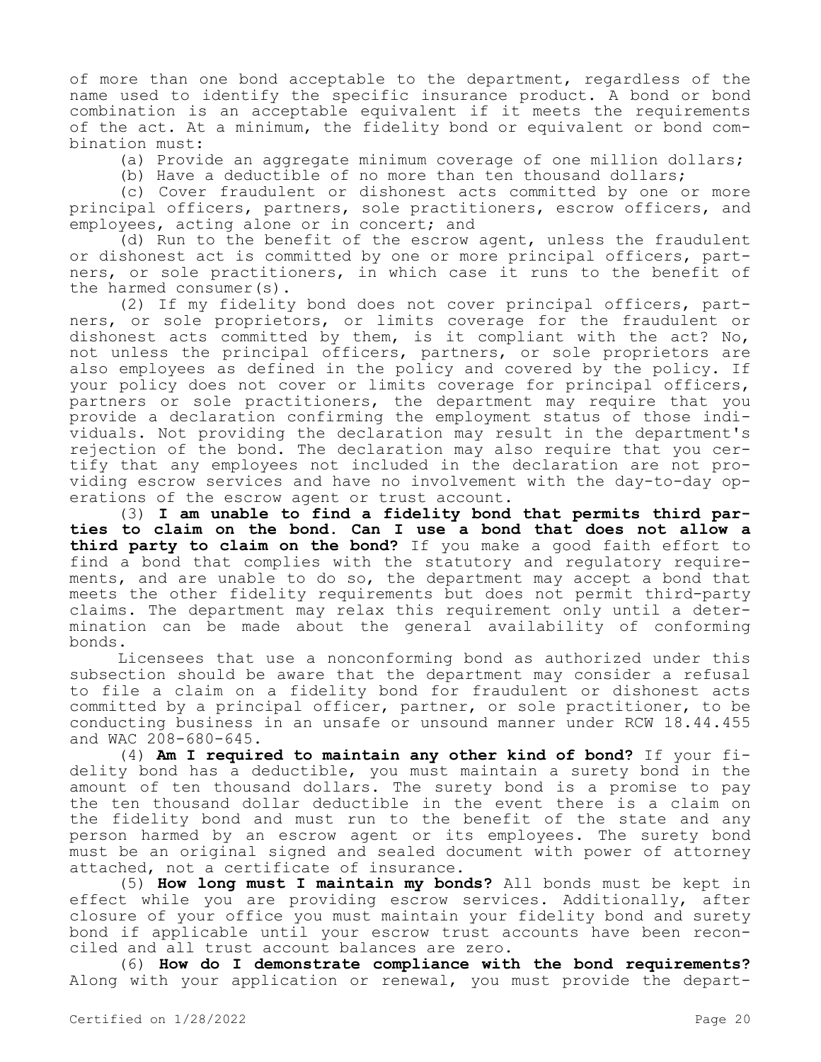of more than one bond acceptable to the department, regardless of the name used to identify the specific insurance product. A bond or bond combination is an acceptable equivalent if it meets the requirements of the act. At a minimum, the fidelity bond or equivalent or bond combination must:

(a) Provide an aggregate minimum coverage of one million dollars;

(b) Have a deductible of no more than ten thousand dollars;

(c) Cover fraudulent or dishonest acts committed by one or more principal officers, partners, sole practitioners, escrow officers, and employees, acting alone or in concert; and

(d) Run to the benefit of the escrow agent, unless the fraudulent or dishonest act is committed by one or more principal officers, partners, or sole practitioners, in which case it runs to the benefit of the harmed consumer(s).

(2) If my fidelity bond does not cover principal officers, partners, or sole proprietors, or limits coverage for the fraudulent or dishonest acts committed by them, is it compliant with the act? No, not unless the principal officers, partners, or sole proprietors are also employees as defined in the policy and covered by the policy. If your policy does not cover or limits coverage for principal officers, partners or sole practitioners, the department may require that you provide a declaration confirming the employment status of those individuals. Not providing the declaration may result in the department's rejection of the bond. The declaration may also require that you certify that any employees not included in the declaration are not providing escrow services and have no involvement with the day-to-day operations of the escrow agent or trust account.

(3) **I am unable to find a fidelity bond that permits third parties to claim on the bond. Can I use a bond that does not allow a third party to claim on the bond?** If you make a good faith effort to find a bond that complies with the statutory and regulatory requirements, and are unable to do so, the department may accept a bond that meets the other fidelity requirements but does not permit third-party claims. The department may relax this requirement only until a determination can be made about the general availability of conforming bonds.

Licensees that use a nonconforming bond as authorized under this subsection should be aware that the department may consider a refusal to file a claim on a fidelity bond for fraudulent or dishonest acts committed by a principal officer, partner, or sole practitioner, to be conducting business in an unsafe or unsound manner under RCW 18.44.455 and WAC 208-680-645.

(4) **Am I required to maintain any other kind of bond?** If your fidelity bond has a deductible, you must maintain a surety bond in the amount of ten thousand dollars. The surety bond is a promise to pay the ten thousand dollar deductible in the event there is a claim on the fidelity bond and must run to the benefit of the state and any person harmed by an escrow agent or its employees. The surety bond must be an original signed and sealed document with power of attorney attached, not a certificate of insurance.

(5) **How long must I maintain my bonds?** All bonds must be kept in effect while you are providing escrow services. Additionally, after closure of your office you must maintain your fidelity bond and surety bond if applicable until your escrow trust accounts have been reconciled and all trust account balances are zero.

(6) **How do I demonstrate compliance with the bond requirements?** Along with your application or renewal, you must provide the depart-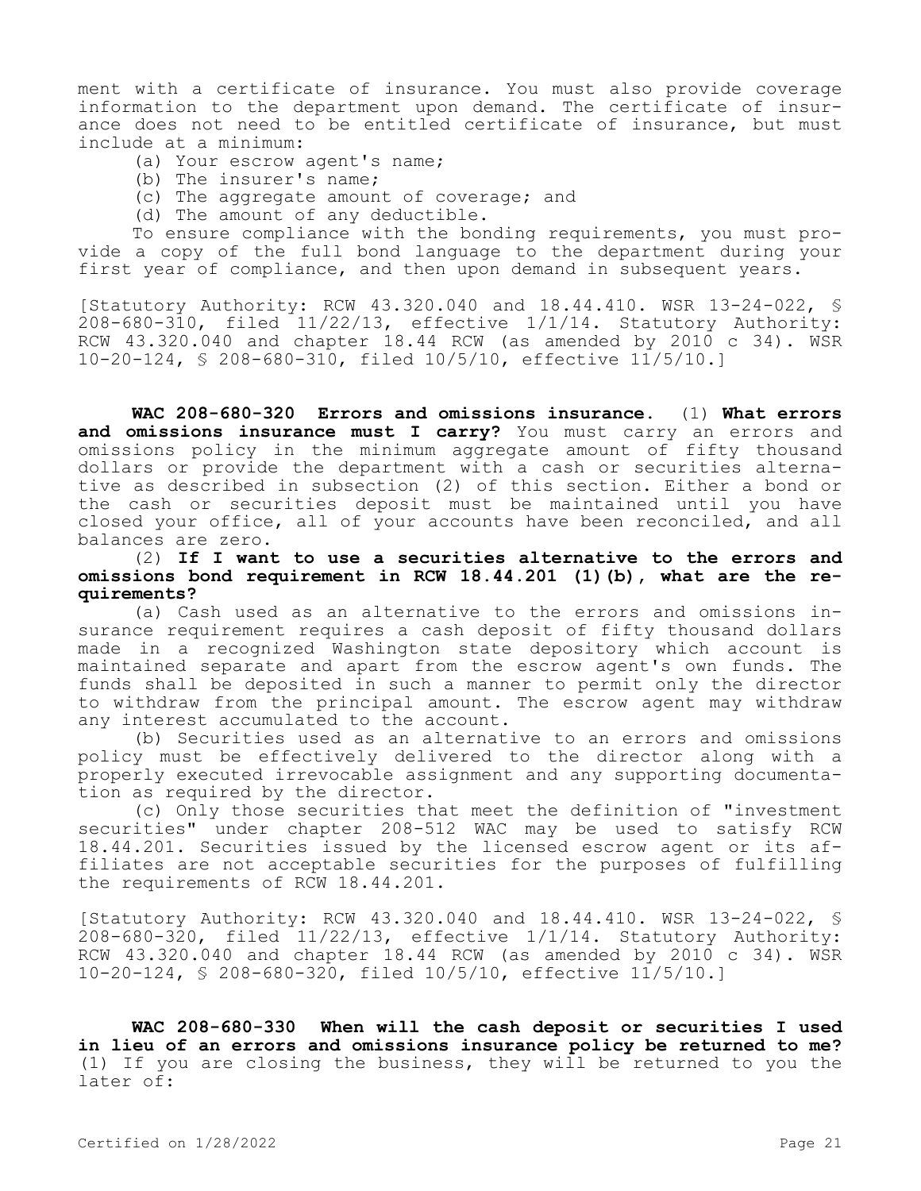ment with a certificate of insurance. You must also provide coverage information to the department upon demand. The certificate of insurance does not need to be entitled certificate of insurance, but must include at a minimum:

(a) Your escrow agent's name;

(b) The insurer's name;

(c) The aggregate amount of coverage; and

(d) The amount of any deductible.

To ensure compliance with the bonding requirements, you must provide a copy of the full bond language to the department during your first year of compliance, and then upon demand in subsequent years.

[Statutory Authority: RCW 43.320.040 and 18.44.410. WSR 13-24-022, § 208-680-310, filed 11/22/13, effective 1/1/14. Statutory Authority: RCW 43.320.040 and chapter 18.44 RCW (as amended by 2010 c 34). WSR 10-20-124, § 208-680-310, filed 10/5/10, effective 11/5/10.]

**WAC 208-680-320 Errors and omissions insurance.** (1) **What errors and omissions insurance must I carry?** You must carry an errors and omissions policy in the minimum aggregate amount of fifty thousand dollars or provide the department with a cash or securities alternative as described in subsection (2) of this section. Either a bond or the cash or securities deposit must be maintained until you have closed your office, all of your accounts have been reconciled, and all balances are zero.

(2) **If I want to use a securities alternative to the errors and omissions bond requirement in RCW 18.44.201 (1)(b), what are the requirements?**

(a) Cash used as an alternative to the errors and omissions insurance requirement requires a cash deposit of fifty thousand dollars made in a recognized Washington state depository which account is maintained separate and apart from the escrow agent's own funds. The funds shall be deposited in such a manner to permit only the director to withdraw from the principal amount. The escrow agent may withdraw any interest accumulated to the account.

(b) Securities used as an alternative to an errors and omissions policy must be effectively delivered to the director along with a properly executed irrevocable assignment and any supporting documentation as required by the director.

(c) Only those securities that meet the definition of "investment securities" under chapter 208-512 WAC may be used to satisfy RCW 18.44.201. Securities issued by the licensed escrow agent or its affiliates are not acceptable securities for the purposes of fulfilling the requirements of RCW 18.44.201.

[Statutory Authority: RCW 43.320.040 and 18.44.410. WSR 13-24-022, § 208-680-320, filed 11/22/13, effective 1/1/14. Statutory Authority: RCW 43.320.040 and chapter 18.44 RCW (as amended by 2010 c 34). WSR 10-20-124, § 208-680-320, filed 10/5/10, effective 11/5/10.]

**WAC 208-680-330 When will the cash deposit or securities I used in lieu of an errors and omissions insurance policy be returned to me?** (1) If you are closing the business, they will be returned to you the later of: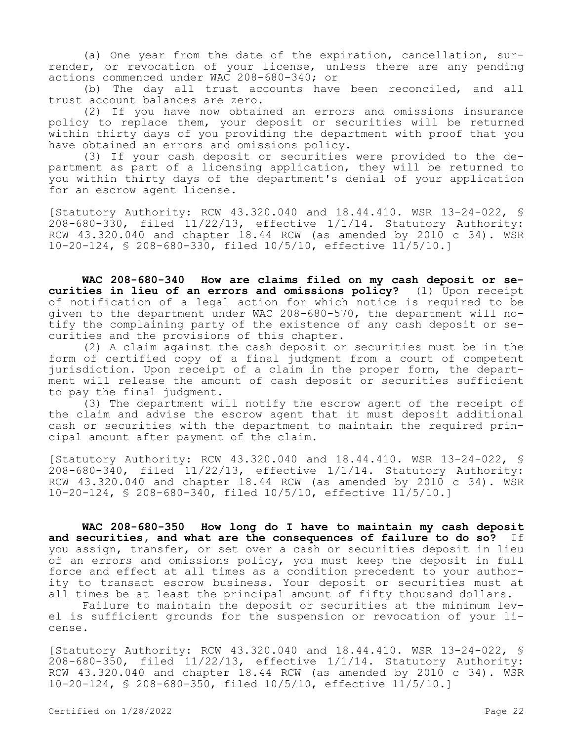(a) One year from the date of the expiration, cancellation, surrender, or revocation of your license, unless there are any pending actions commenced under WAC 208-680-340; or

(b) The day all trust accounts have been reconciled, and all trust account balances are zero.

(2) If you have now obtained an errors and omissions insurance policy to replace them, your deposit or securities will be returned within thirty days of you providing the department with proof that you have obtained an errors and omissions policy.

(3) If your cash deposit or securities were provided to the department as part of a licensing application, they will be returned to you within thirty days of the department's denial of your application for an escrow agent license.

[Statutory Authority: RCW 43.320.040 and 18.44.410. WSR 13-24-022, § 208-680-330, filed 11/22/13, effective 1/1/14. Statutory Authority: RCW 43.320.040 and chapter 18.44 RCW (as amended by 2010 c 34). WSR 10-20-124, § 208-680-330, filed 10/5/10, effective 11/5/10.]

**WAC 208-680-340 How are claims filed on my cash deposit or securities in lieu of an errors and omissions policy?** (1) Upon receipt of notification of a legal action for which notice is required to be given to the department under WAC 208-680-570, the department will notify the complaining party of the existence of any cash deposit or securities and the provisions of this chapter.

(2) A claim against the cash deposit or securities must be in the form of certified copy of a final judgment from a court of competent jurisdiction. Upon receipt of a claim in the proper form, the department will release the amount of cash deposit or securities sufficient to pay the final judgment.

(3) The department will notify the escrow agent of the receipt of the claim and advise the escrow agent that it must deposit additional cash or securities with the department to maintain the required principal amount after payment of the claim.

[Statutory Authority: RCW 43.320.040 and 18.44.410. WSR 13-24-022, § 208-680-340, filed 11/22/13, effective 1/1/14. Statutory Authority: RCW 43.320.040 and chapter 18.44 RCW (as amended by 2010 c 34). WSR 10-20-124, § 208-680-340, filed 10/5/10, effective 11/5/10.]

**WAC 208-680-350 How long do I have to maintain my cash deposit and securities, and what are the consequences of failure to do so?** If you assign, transfer, or set over a cash or securities deposit in lieu of an errors and omissions policy, you must keep the deposit in full force and effect at all times as a condition precedent to your authority to transact escrow business. Your deposit or securities must at all times be at least the principal amount of fifty thousand dollars.

Failure to maintain the deposit or securities at the minimum level is sufficient grounds for the suspension or revocation of your license.

[Statutory Authority: RCW 43.320.040 and 18.44.410. WSR 13-24-022, § 208-680-350, filed 11/22/13, effective 1/1/14. Statutory Authority: RCW 43.320.040 and chapter 18.44 RCW (as amended by 2010 c 34). WSR 10-20-124, § 208-680-350, filed 10/5/10, effective 11/5/10.]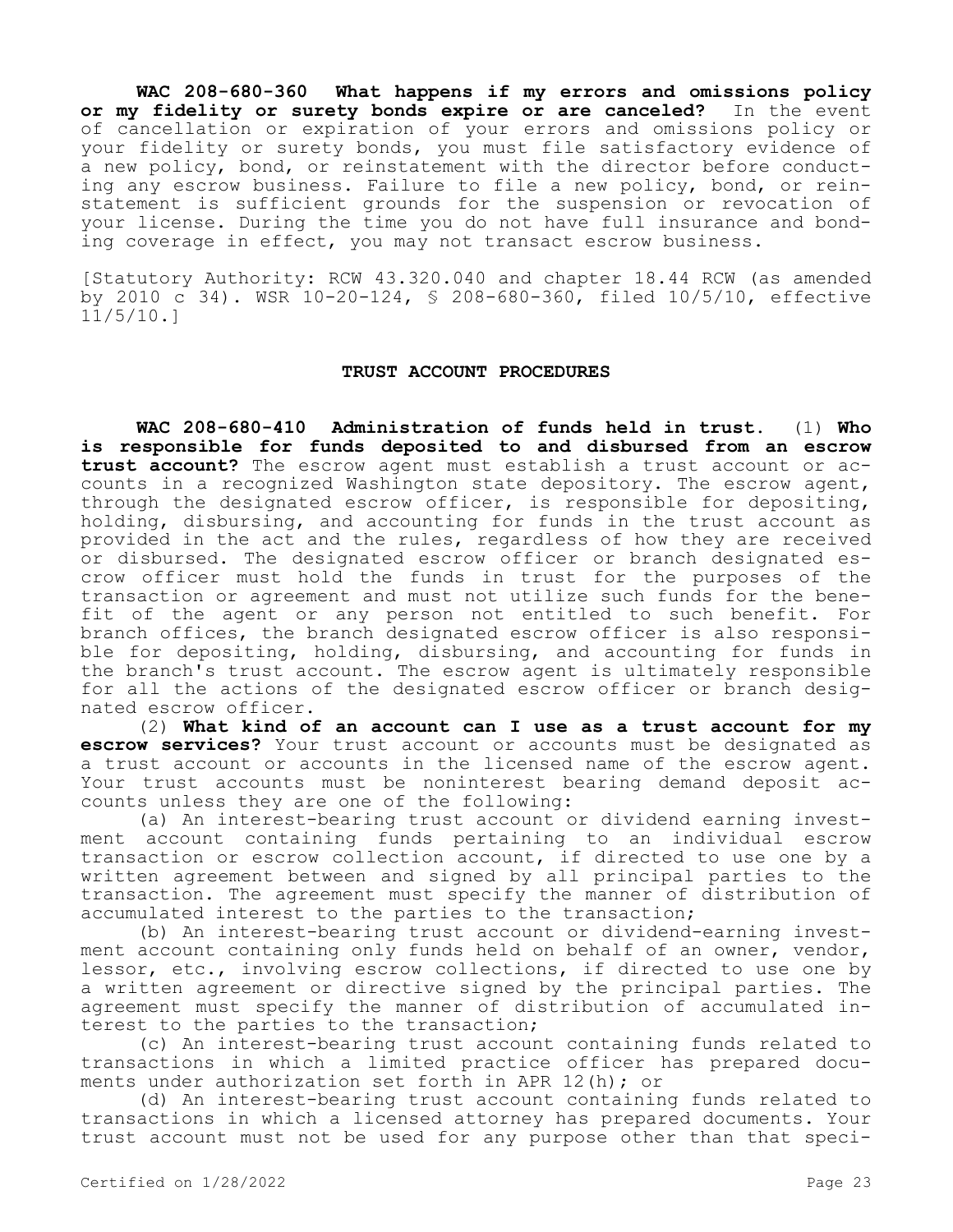**WAC 208-680-360 What happens if my errors and omissions policy or my fidelity or surety bonds expire or are canceled?** In the event of cancellation or expiration of your errors and omissions policy or your fidelity or surety bonds, you must file satisfactory evidence of a new policy, bond, or reinstatement with the director before conducting any escrow business. Failure to file a new policy, bond, or reinstatement is sufficient grounds for the suspension or revocation of your license. During the time you do not have full insurance and bonding coverage in effect, you may not transact escrow business.

[Statutory Authority: RCW 43.320.040 and chapter 18.44 RCW (as amended by 2010 c 34). WSR 10-20-124, § 208-680-360, filed 10/5/10, effective 11/5/10.]

## TRUST ACCOUNT PROCEDURES

**WAC 208-680-410 Administration of funds held in trust.** (1) **Who is responsible for funds deposited to and disbursed from an escrow trust account?** The escrow agent must establish a trust account or accounts in a recognized Washington state depository. The escrow agent, through the designated escrow officer, is responsible for depositing, holding, disbursing, and accounting for funds in the trust account as provided in the act and the rules, regardless of how they are received or disbursed. The designated escrow officer or branch designated escrow officer must hold the funds in trust for the purposes of the transaction or agreement and must not utilize such funds for the benefit of the agent or any person not entitled to such benefit. For branch offices, the branch designated escrow officer is also responsible for depositing, holding, disbursing, and accounting for funds in the branch's trust account. The escrow agent is ultimately responsible for all the actions of the designated escrow officer or branch designated escrow officer.

(2) **What kind of an account can I use as a trust account for my escrow services?** Your trust account or accounts must be designated as a trust account or accounts in the licensed name of the escrow agent. Your trust accounts must be noninterest bearing demand deposit accounts unless they are one of the following:

(a) An interest-bearing trust account or dividend earning investment account containing funds pertaining to an individual escrow transaction or escrow collection account, if directed to use one by a written agreement between and signed by all principal parties to the transaction. The agreement must specify the manner of distribution of accumulated interest to the parties to the transaction;

(b) An interest-bearing trust account or dividend-earning investment account containing only funds held on behalf of an owner, vendor, lessor, etc., involving escrow collections, if directed to use one by a written agreement or directive signed by the principal parties. The agreement must specify the manner of distribution of accumulated interest to the parties to the transaction;

(c) An interest-bearing trust account containing funds related to transactions in which a limited practice officer has prepared documents under authorization set forth in APR 12(h); or

(d) An interest-bearing trust account containing funds related to transactions in which a licensed attorney has prepared documents. Your trust account must not be used for any purpose other than that speci-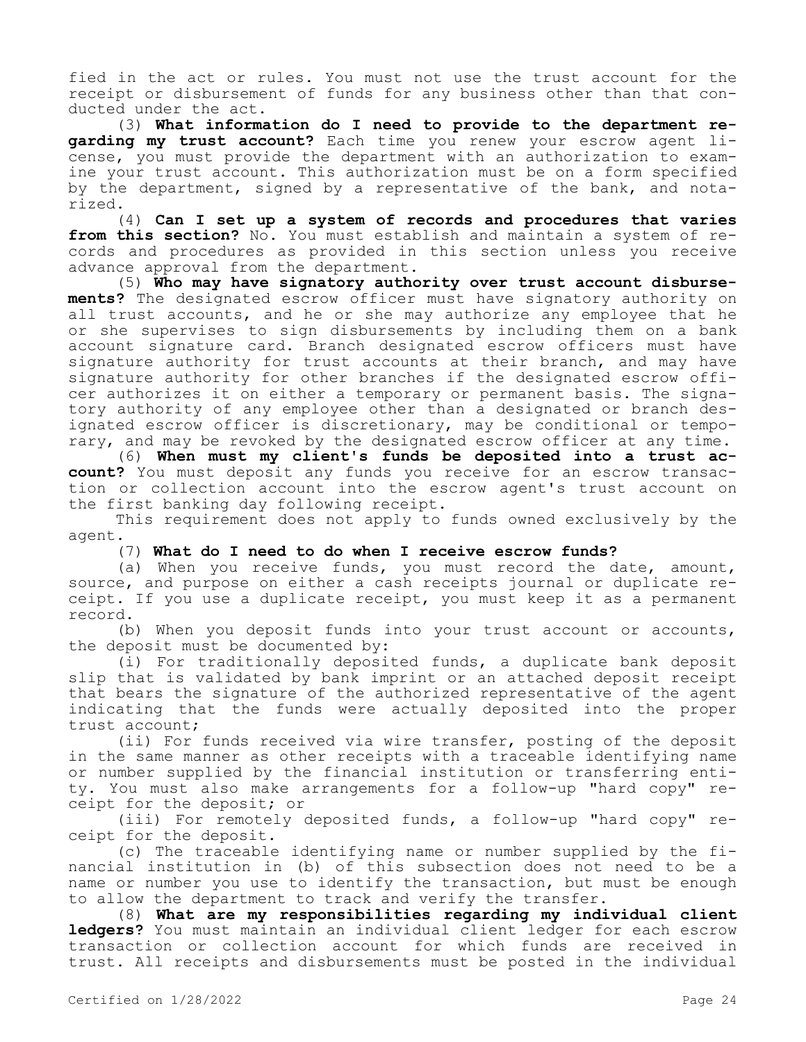fied in the act or rules. You must not use the trust account for the receipt or disbursement of funds for any business other than that conducted under the act.

(3) **What information do I need to provide to the department regarding my trust account?** Each time you renew your escrow agent license, you must provide the department with an authorization to examine your trust account. This authorization must be on a form specified by the department, signed by a representative of the bank, and notarized.

(4) **Can I set up a system of records and procedures that varies from this section?** No. You must establish and maintain a system of records and procedures as provided in this section unless you receive advance approval from the department.

(5) **Who may have signatory authority over trust account disbursements?** The designated escrow officer must have signatory authority on all trust accounts, and he or she may authorize any employee that he or she supervises to sign disbursements by including them on a bank account signature card. Branch designated escrow officers must have signature authority for trust accounts at their branch, and may have signature authority for other branches if the designated escrow officer authorizes it on either a temporary or permanent basis. The signatory authority of any employee other than a designated or branch designated escrow officer is discretionary, may be conditional or temporary, and may be revoked by the designated escrow officer at any time.

(6) **When must my client's funds be deposited into a trust account?** You must deposit any funds you receive for an escrow transaction or collection account into the escrow agent's trust account on the first banking day following receipt.

This requirement does not apply to funds owned exclusively by the agent.

(7) **What do I need to do when I receive escrow funds?**

(a) When you receive funds, you must record the date, amount, source, and purpose on either a cash receipts journal or duplicate receipt. If you use a duplicate receipt, you must keep it as a permanent record.

(b) When you deposit funds into your trust account or accounts, the deposit must be documented by:

(i) For traditionally deposited funds, a duplicate bank deposit slip that is validated by bank imprint or an attached deposit receipt that bears the signature of the authorized representative of the agent indicating that the funds were actually deposited into the proper trust account;

(ii) For funds received via wire transfer, posting of the deposit in the same manner as other receipts with a traceable identifying name or number supplied by the financial institution or transferring entity. You must also make arrangements for a follow-up "hard copy" receipt for the deposit; or

(iii) For remotely deposited funds, a follow-up "hard copy" receipt for the deposit.

(c) The traceable identifying name or number supplied by the financial institution in (b) of this subsection does not need to be a name or number you use to identify the transaction, but must be enough to allow the department to track and verify the transfer.

(8) **What are my responsibilities regarding my individual client ledgers?** You must maintain an individual client ledger for each escrow transaction or collection account for which funds are received in trust. All receipts and disbursements must be posted in the individual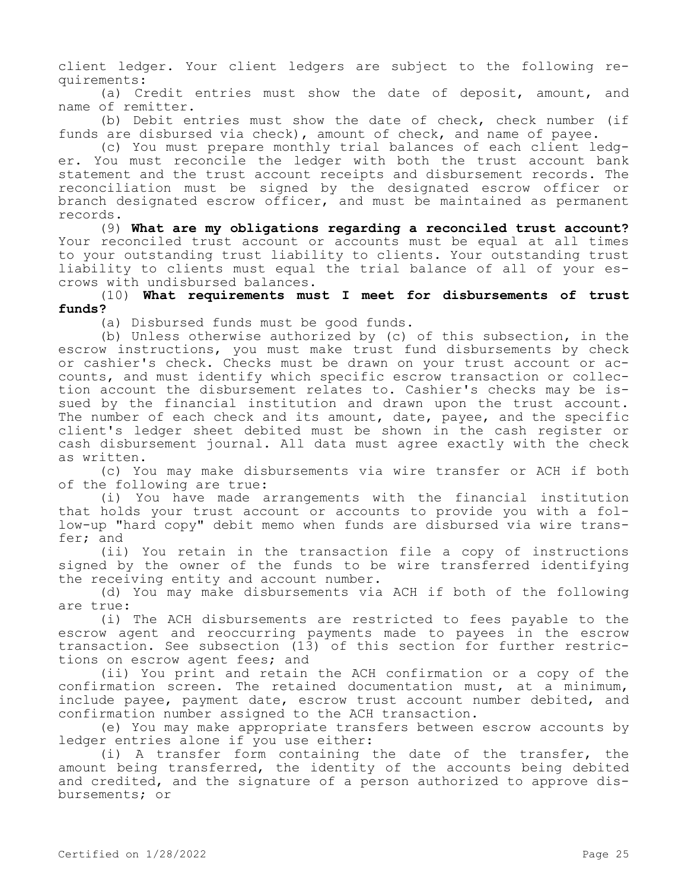client ledger. Your client ledgers are subject to the following requirements:

(a) Credit entries must show the date of deposit, amount, and name of remitter.

(b) Debit entries must show the date of check, check number (if funds are disbursed via check), amount of check, and name of payee.

(c) You must prepare monthly trial balances of each client ledger. You must reconcile the ledger with both the trust account bank statement and the trust account receipts and disbursement records. The reconciliation must be signed by the designated escrow officer or branch designated escrow officer, and must be maintained as permanent records.

(9) **What are my obligations regarding a reconciled trust account?** Your reconciled trust account or accounts must be equal at all times to your outstanding trust liability to clients. Your outstanding trust liability to clients must equal the trial balance of all of your escrows with undisbursed balances.

(10) **What requirements must I meet for disbursements of trust funds?**

(a) Disbursed funds must be good funds.

(b) Unless otherwise authorized by (c) of this subsection, in the escrow instructions, you must make trust fund disbursements by check or cashier's check. Checks must be drawn on your trust account or accounts, and must identify which specific escrow transaction or collection account the disbursement relates to. Cashier's checks may be issued by the financial institution and drawn upon the trust account. The number of each check and its amount, date, payee, and the specific client's ledger sheet debited must be shown in the cash register or cash disbursement journal. All data must agree exactly with the check as written.

(c) You may make disbursements via wire transfer or ACH if both of the following are true:

(i) You have made arrangements with the financial institution that holds your trust account or accounts to provide you with a follow-up "hard copy" debit memo when funds are disbursed via wire transfer; and

(ii) You retain in the transaction file a copy of instructions signed by the owner of the funds to be wire transferred identifying the receiving entity and account number.

(d) You may make disbursements via ACH if both of the following are true:

(i) The ACH disbursements are restricted to fees payable to the escrow agent and reoccurring payments made to payees in the escrow transaction. See subsection (13) of this section for further restrictions on escrow agent fees; and

(ii) You print and retain the ACH confirmation or a copy of the confirmation screen. The retained documentation must, at a minimum, include payee, payment date, escrow trust account number debited, and confirmation number assigned to the ACH transaction.

(e) You may make appropriate transfers between escrow accounts by ledger entries alone if you use either:

(i) A transfer form containing the date of the transfer, the amount being transferred, the identity of the accounts being debited and credited, and the signature of a person authorized to approve disbursements; or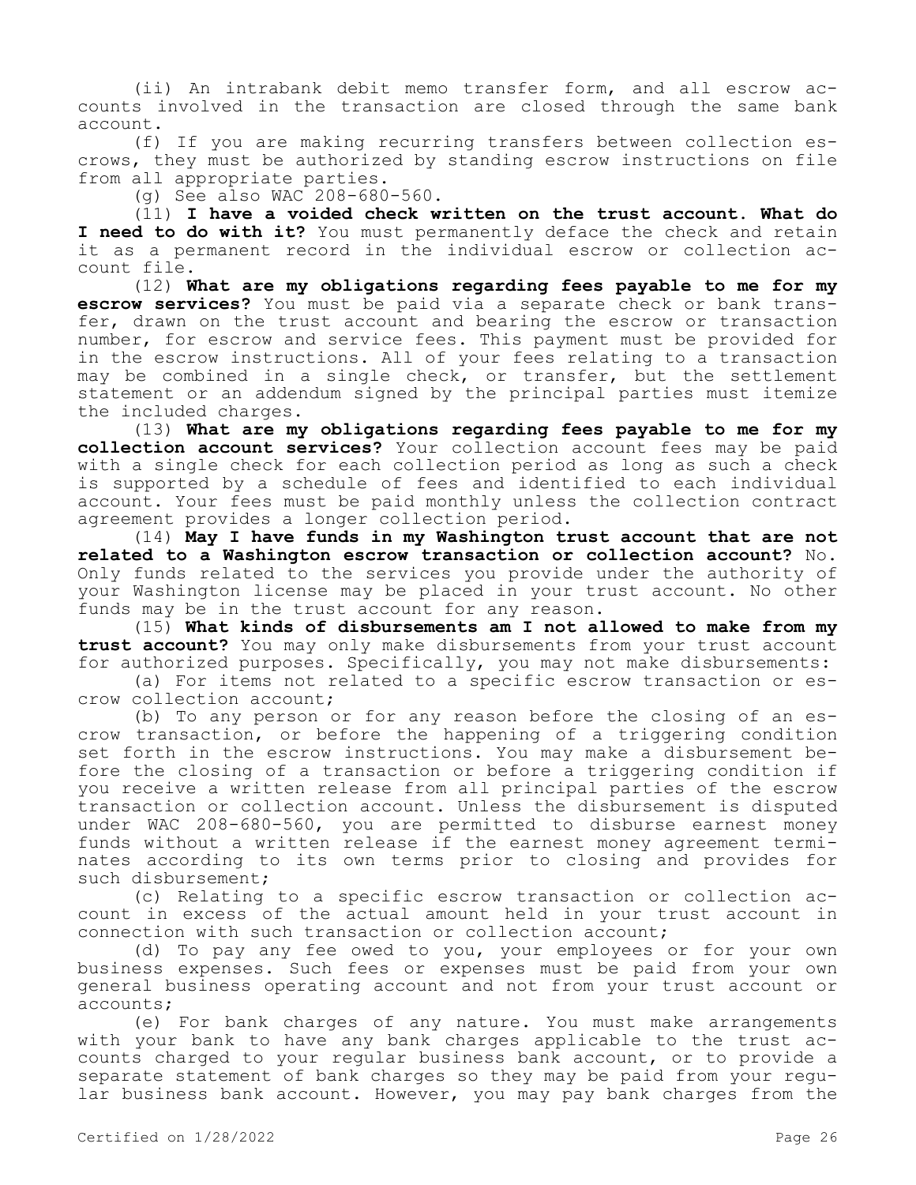(ii) An intrabank debit memo transfer form, and all escrow accounts involved in the transaction are closed through the same bank account.

(f) If you are making recurring transfers between collection escrows, they must be authorized by standing escrow instructions on file from all appropriate parties.

(g) See also WAC 208-680-560.

(11) **I have a voided check written on the trust account. What do I need to do with it?** You must permanently deface the check and retain it as a permanent record in the individual escrow or collection account file.

(12) **What are my obligations regarding fees payable to me for my escrow services?** You must be paid via a separate check or bank transfer, drawn on the trust account and bearing the escrow or transaction number, for escrow and service fees. This payment must be provided for in the escrow instructions. All of your fees relating to a transaction may be combined in a single check, or transfer, but the settlement statement or an addendum signed by the principal parties must itemize the included charges.

(13) **What are my obligations regarding fees payable to me for my collection account services?** Your collection account fees may be paid with a single check for each collection period as long as such a check is supported by a schedule of fees and identified to each individual account. Your fees must be paid monthly unless the collection contract agreement provides a longer collection period.

(14) **May I have funds in my Washington trust account that are not related to a Washington escrow transaction or collection account?** No. Only funds related to the services you provide under the authority of your Washington license may be placed in your trust account. No other funds may be in the trust account for any reason.

(15) **What kinds of disbursements am I not allowed to make from my trust account?** You may only make disbursements from your trust account for authorized purposes. Specifically, you may not make disbursements:

(a) For items not related to a specific escrow transaction or escrow collection account;

(b) To any person or for any reason before the closing of an escrow transaction, or before the happening of a triggering condition set forth in the escrow instructions. You may make a disbursement before the closing of a transaction or before a triggering condition if you receive a written release from all principal parties of the escrow transaction or collection account. Unless the disbursement is disputed under WAC 208-680-560, you are permitted to disburse earnest money funds without a written release if the earnest money agreement terminates according to its own terms prior to closing and provides for such disbursement;

(c) Relating to a specific escrow transaction or collection account in excess of the actual amount held in your trust account in connection with such transaction or collection account;

(d) To pay any fee owed to you, your employees or for your own business expenses. Such fees or expenses must be paid from your own general business operating account and not from your trust account or accounts;

(e) For bank charges of any nature. You must make arrangements with your bank to have any bank charges applicable to the trust accounts charged to your regular business bank account, or to provide a separate statement of bank charges so they may be paid from your regular business bank account. However, you may pay bank charges from the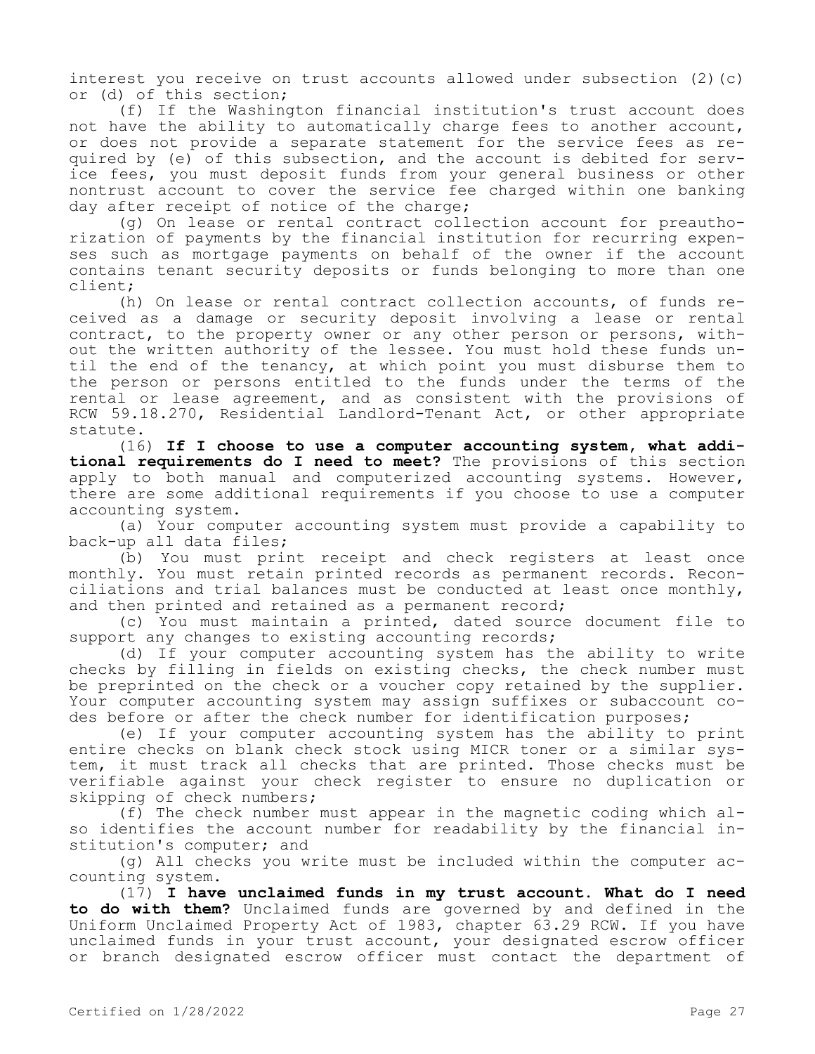interest you receive on trust accounts allowed under subsection (2)(c) or (d) of this section;

(f) If the Washington financial institution's trust account does not have the ability to automatically charge fees to another account, or does not provide a separate statement for the service fees as required by (e) of this subsection, and the account is debited for service fees, you must deposit funds from your general business or other nontrust account to cover the service fee charged within one banking day after receipt of notice of the charge;

(g) On lease or rental contract collection account for preauthorization of payments by the financial institution for recurring expenses such as mortgage payments on behalf of the owner if the account contains tenant security deposits or funds belonging to more than one client;

(h) On lease or rental contract collection accounts, of funds received as a damage or security deposit involving a lease or rental contract, to the property owner or any other person or persons, without the written authority of the lessee. You must hold these funds until the end of the tenancy, at which point you must disburse them to the person or persons entitled to the funds under the terms of the rental or lease agreement, and as consistent with the provisions of RCW 59.18.270, Residential Landlord-Tenant Act, or other appropriate statute.

(16) **If I choose to use a computer accounting system, what additional requirements do I need to meet?** The provisions of this section apply to both manual and computerized accounting systems. However, there are some additional requirements if you choose to use a computer accounting system.

(a) Your computer accounting system must provide a capability to back-up all data files;

(b) You must print receipt and check registers at least once monthly. You must retain printed records as permanent records. Reconciliations and trial balances must be conducted at least once monthly, and then printed and retained as a permanent record;

(c) You must maintain a printed, dated source document file to support any changes to existing accounting records;

(d) If your computer accounting system has the ability to write checks by filling in fields on existing checks, the check number must be preprinted on the check or a voucher copy retained by the supplier. Your computer accounting system may assign suffixes or subaccount codes before or after the check number for identification purposes;

(e) If your computer accounting system has the ability to print entire checks on blank check stock using MICR toner or a similar system, it must track all checks that are printed. Those checks must be verifiable against your check register to ensure no duplication or skipping of check numbers;

(f) The check number must appear in the magnetic coding which also identifies the account number for readability by the financial institution's computer; and

(g) All checks you write must be included within the computer accounting system.

(17) **I have unclaimed funds in my trust account. What do I need to do with them?** Unclaimed funds are governed by and defined in the Uniform Unclaimed Property Act of 1983, chapter 63.29 RCW. If you have unclaimed funds in your trust account, your designated escrow officer or branch designated escrow officer must contact the department of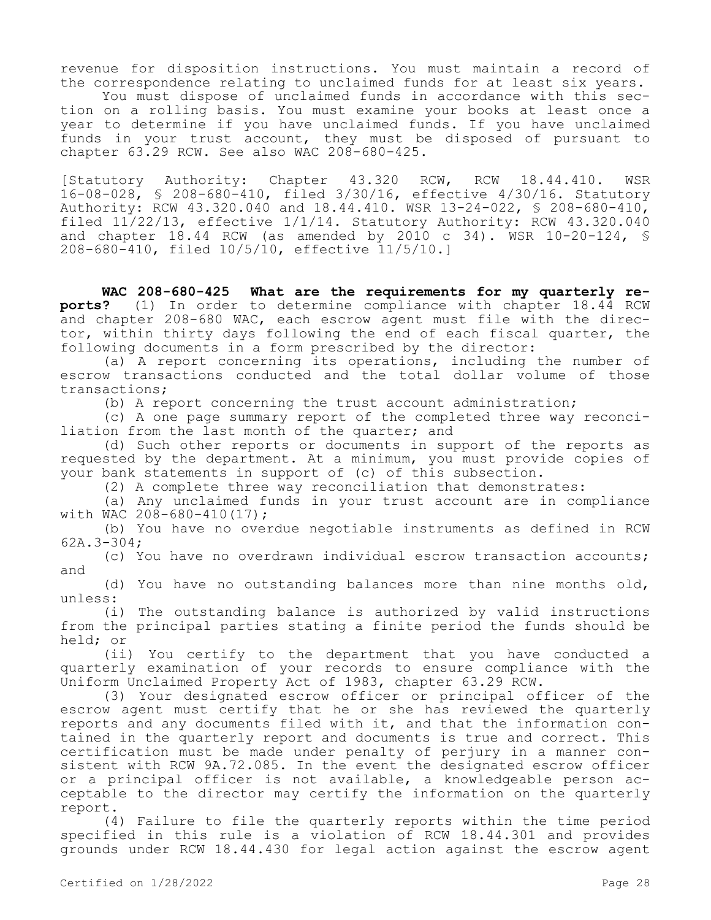revenue for disposition instructions. You must maintain a record of the correspondence relating to unclaimed funds for at least six years.

You must dispose of unclaimed funds in accordance with this section on a rolling basis. You must examine your books at least once a year to determine if you have unclaimed funds. If you have unclaimed funds in your trust account, they must be disposed of pursuant to chapter 63.29 RCW. See also WAC 208-680-425.

[Statutory Authority: Chapter 43.320 RCW, RCW 18.44.410. WSR 16-08-028, § 208-680-410, filed 3/30/16, effective 4/30/16. Statutory Authority: RCW 43.320.040 and 18.44.410. WSR 13-24-022, § 208-680-410, filed 11/22/13, effective 1/1/14. Statutory Authority: RCW 43.320.040 and chapter 18.44 RCW (as amended by 2010 c 34). WSR 10-20-124, § 208-680-410, filed 10/5/10, effective 11/5/10.]

**WAC 208-680-425 What are the requirements for my quarterly reports?** (1) In order to determine compliance with chapter 18.44 RCW and chapter 208-680 WAC, each escrow agent must file with the director, within thirty days following the end of each fiscal quarter, the following documents in a form prescribed by the director:

(a) A report concerning its operations, including the number of escrow transactions conducted and the total dollar volume of those transactions;

(b) A report concerning the trust account administration;

(c) A one page summary report of the completed three way reconciliation from the last month of the quarter; and

(d) Such other reports or documents in support of the reports as requested by the department. At a minimum, you must provide copies of your bank statements in support of (c) of this subsection.

(2) A complete three way reconciliation that demonstrates:

(a) Any unclaimed funds in your trust account are in compliance with WAC 208-680-410(17);

(b) You have no overdue negotiable instruments as defined in RCW 62A.3-304;

(c) You have no overdrawn individual escrow transaction accounts; and

(d) You have no outstanding balances more than nine months old, unless:

(i) The outstanding balance is authorized by valid instructions from the principal parties stating a finite period the funds should be held; or

(ii) You certify to the department that you have conducted a quarterly examination of your records to ensure compliance with the Uniform Unclaimed Property Act of 1983, chapter 63.29 RCW.

(3) Your designated escrow officer or principal officer of the escrow agent must certify that he or she has reviewed the quarterly reports and any documents filed with it, and that the information contained in the quarterly report and documents is true and correct. This certification must be made under penalty of perjury in a manner consistent with RCW 9A.72.085. In the event the designated escrow officer or a principal officer is not available, a knowledgeable person acceptable to the director may certify the information on the quarterly report.

(4) Failure to file the quarterly reports within the time period specified in this rule is a violation of RCW 18.44.301 and provides grounds under RCW 18.44.430 for legal action against the escrow agent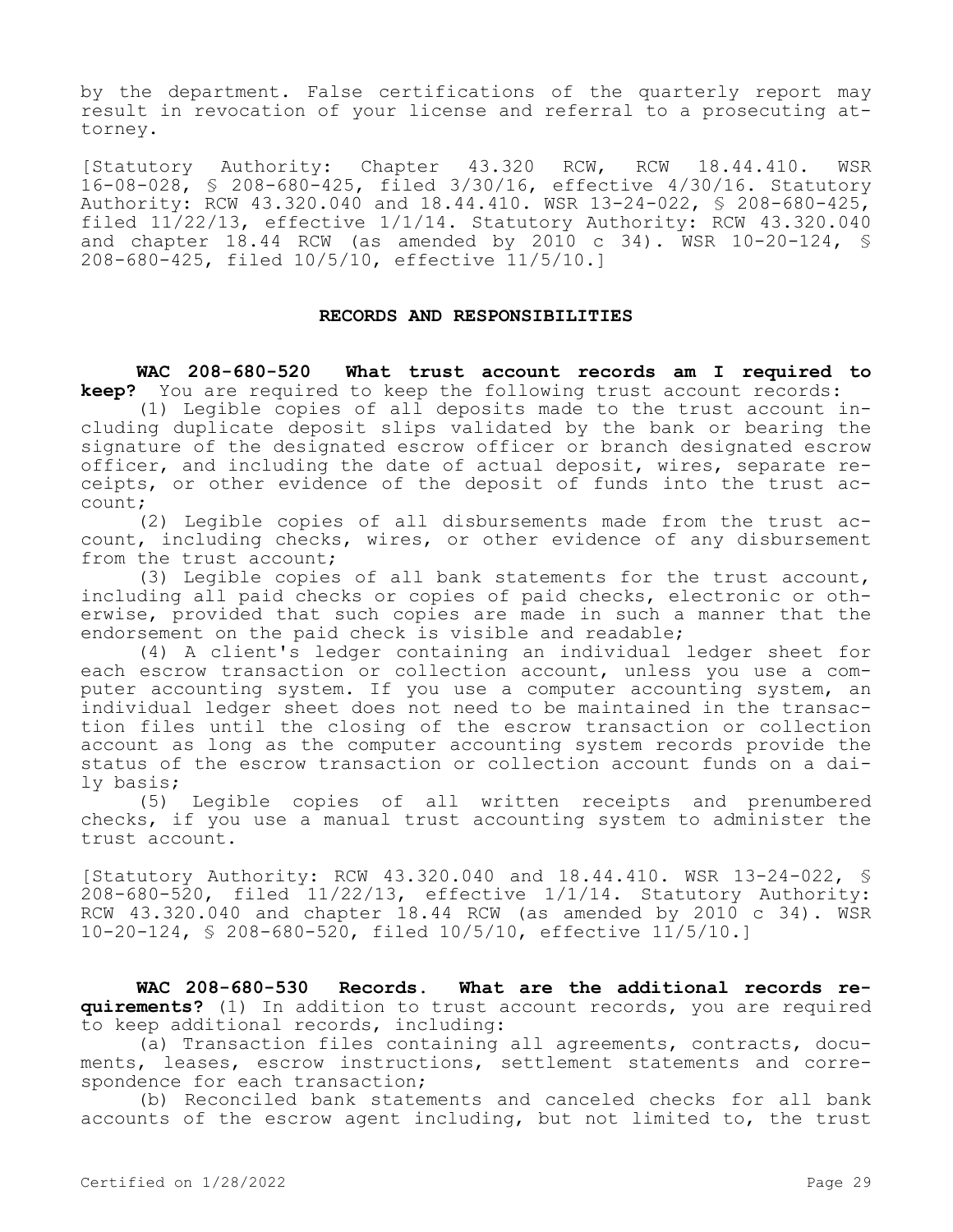by the department. False certifications of the quarterly report may result in revocation of your license and referral to a prosecuting attorney.

[Statutory Authority: Chapter 43.320 RCW, RCW 18.44.410. WSR 16-08-028, § 208-680-425, filed 3/30/16, effective 4/30/16. Statutory Authority: RCW 43.320.040 and 18.44.410. WSR 13-24-022, § 208-680-425, filed 11/22/13, effective 1/1/14. Statutory Authority: RCW 43.320.040 and chapter 18.44 RCW (as amended by 2010 c 34). WSR 10-20-124, § 208-680-425, filed 10/5/10, effective 11/5/10.]

## RECORDS AND RESPONSIBILITIES

**WAC 208-680-520 What trust account records am I required to keep?** You are required to keep the following trust account records:

(1) Legible copies of all deposits made to the trust account including duplicate deposit slips validated by the bank or bearing the signature of the designated escrow officer or branch designated escrow officer, and including the date of actual deposit, wires, separate receipts, or other evidence of the deposit of funds into the trust account;

(2) Legible copies of all disbursements made from the trust account, including checks, wires, or other evidence of any disbursement from the trust account;

(3) Legible copies of all bank statements for the trust account, including all paid checks or copies of paid checks, electronic or otherwise, provided that such copies are made in such a manner that the endorsement on the paid check is visible and readable;

(4) A client's ledger containing an individual ledger sheet for each escrow transaction or collection account, unless you use a computer accounting system. If you use a computer accounting system, an individual ledger sheet does not need to be maintained in the transaction files until the closing of the escrow transaction or collection account as long as the computer accounting system records provide the status of the escrow transaction or collection account funds on a daily basis;

(5) Legible copies of all written receipts and prenumbered checks, if you use a manual trust accounting system to administer the trust account.

[Statutory Authority: RCW 43.320.040 and 18.44.410. WSR 13-24-022, § 208-680-520, filed 11/22/13, effective 1/1/14. Statutory Authority: RCW 43.320.040 and chapter 18.44 RCW (as amended by 2010 c 34). WSR 10-20-124, § 208-680-520, filed 10/5/10, effective 11/5/10.]

**WAC 208-680-530 Records. What are the additional records requirements?** (1) In addition to trust account records, you are required to keep additional records, including:

(a) Transaction files containing all agreements, contracts, documents, leases, escrow instructions, settlement statements and correspondence for each transaction;

(b) Reconciled bank statements and canceled checks for all bank accounts of the escrow agent including, but not limited to, the trust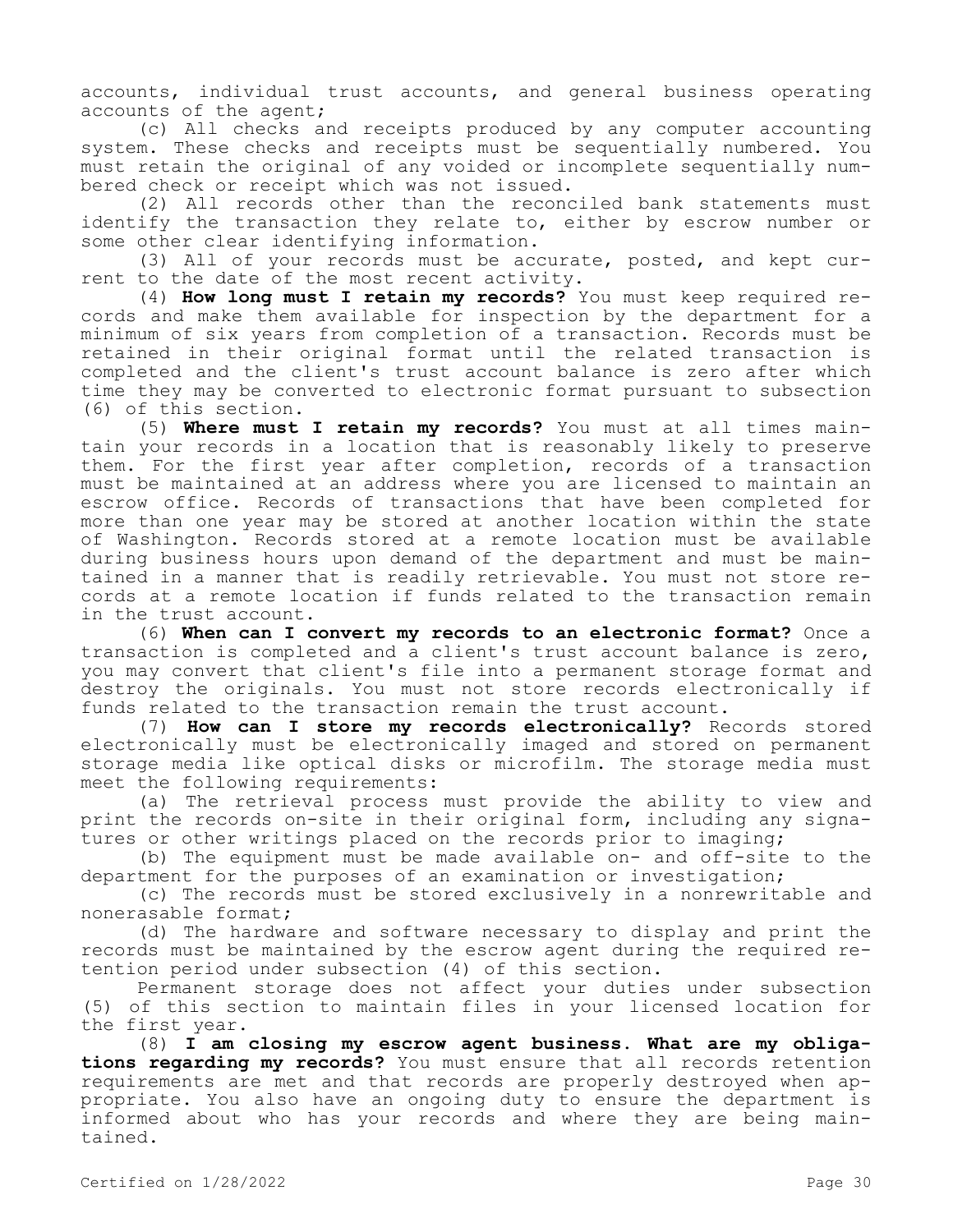accounts, individual trust accounts, and general business operating accounts of the agent;

(c) All checks and receipts produced by any computer accounting system. These checks and receipts must be sequentially numbered. You must retain the original of any voided or incomplete sequentially numbered check or receipt which was not issued.

(2) All records other than the reconciled bank statements must identify the transaction they relate to, either by escrow number or some other clear identifying information.

(3) All of your records must be accurate, posted, and kept current to the date of the most recent activity.

(4) **How long must I retain my records?** You must keep required records and make them available for inspection by the department for a minimum of six years from completion of a transaction. Records must be retained in their original format until the related transaction is completed and the client's trust account balance is zero after which time they may be converted to electronic format pursuant to subsection (6) of this section.

(5) **Where must I retain my records?** You must at all times maintain your records in a location that is reasonably likely to preserve them. For the first year after completion, records of a transaction must be maintained at an address where you are licensed to maintain an escrow office. Records of transactions that have been completed for more than one year may be stored at another location within the state of Washington. Records stored at a remote location must be available during business hours upon demand of the department and must be maintained in a manner that is readily retrievable. You must not store records at a remote location if funds related to the transaction remain in the trust account.

(6) **When can I convert my records to an electronic format?** Once a transaction is completed and a client's trust account balance is zero, you may convert that client's file into a permanent storage format and destroy the originals. You must not store records electronically if funds related to the transaction remain the trust account.

(7) **How can I store my records electronically?** Records stored electronically must be electronically imaged and stored on permanent storage media like optical disks or microfilm. The storage media must meet the following requirements:

(a) The retrieval process must provide the ability to view and print the records on-site in their original form, including any signatures or other writings placed on the records prior to imaging;

(b) The equipment must be made available on- and off-site to the department for the purposes of an examination or investigation;

(c) The records must be stored exclusively in a nonrewritable and nonerasable format;

(d) The hardware and software necessary to display and print the records must be maintained by the escrow agent during the required retention period under subsection (4) of this section.

Permanent storage does not affect your duties under subsection (5) of this section to maintain files in your licensed location for the first year.

(8) **I am closing my escrow agent business. What are my obligations regarding my records?** You must ensure that all records retention requirements are met and that records are properly destroyed when appropriate. You also have an ongoing duty to ensure the department is informed about who has your records and where they are being maintained.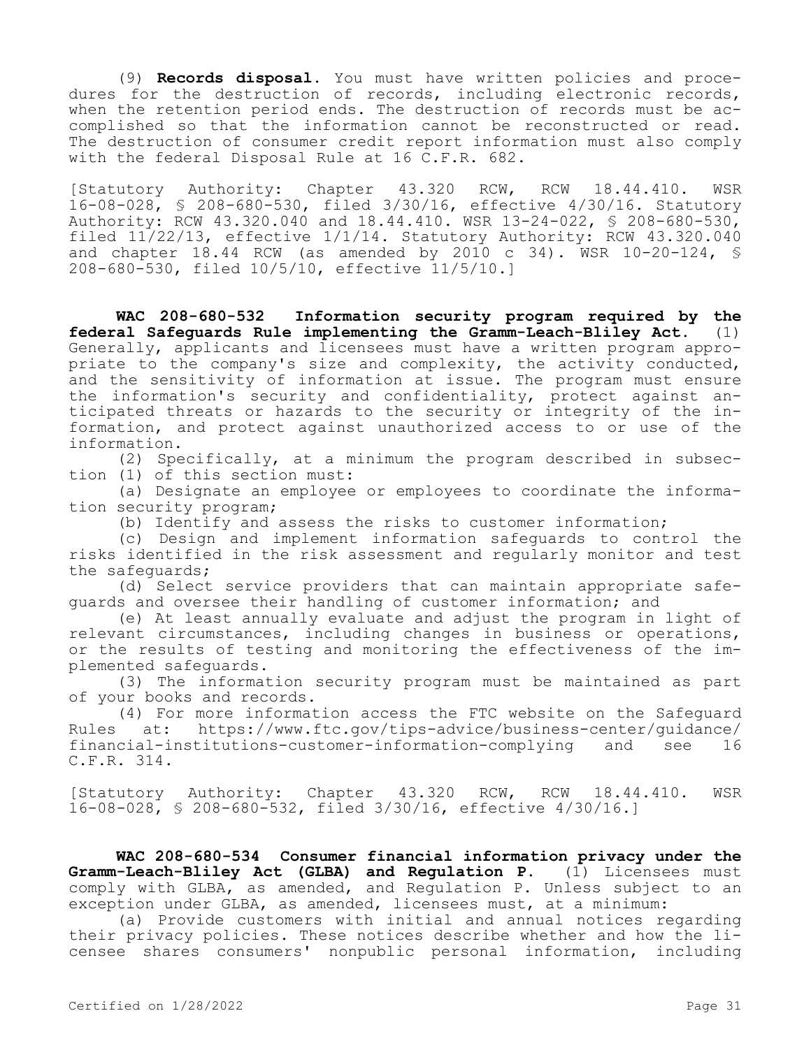(9) **Records disposal.** You must have written policies and procedures for the destruction of records, including electronic records, when the retention period ends. The destruction of records must be accomplished so that the information cannot be reconstructed or read. The destruction of consumer credit report information must also comply with the federal Disposal Rule at 16 C.F.R. 682.

[Statutory Authority: Chapter 43.320 RCW, RCW 18.44.410. WSR 16-08-028, § 208-680-530, filed 3/30/16, effective 4/30/16. Statutory Authority: RCW 43.320.040 and 18.44.410. WSR 13-24-022, § 208-680-530, filed 11/22/13, effective 1/1/14. Statutory Authority: RCW 43.320.040 and chapter 18.44 RCW (as amended by 2010 c 34). WSR 10-20-124, § 208-680-530, filed 10/5/10, effective 11/5/10.]

**WAC 208-680-532 Information security program required by the federal Safeguards Rule implementing the Gramm-Leach-Bliley Act.** (1) Generally, applicants and licensees must have a written program appropriate to the company's size and complexity, the activity conducted, and the sensitivity of information at issue. The program must ensure the information's security and confidentiality, protect against anticipated threats or hazards to the security or integrity of the information, and protect against unauthorized access to or use of the information.

(2) Specifically, at a minimum the program described in subsection (1) of this section must:

(a) Designate an employee or employees to coordinate the information security program;

(b) Identify and assess the risks to customer information;

(c) Design and implement information safeguards to control the risks identified in the risk assessment and regularly monitor and test the safeguards;

(d) Select service providers that can maintain appropriate safeguards and oversee their handling of customer information; and

(e) At least annually evaluate and adjust the program in light of relevant circumstances, including changes in business or operations, or the results of testing and monitoring the effectiveness of the implemented safeguards.

(3) The information security program must be maintained as part of your books and records.

(4) For more information access the FTC website on the Safeguard Rules at: https://www.ftc.gov/tips-advice/business-center/guidance/financial-institutions-customer-information-complying and see 16 C.F.R. 314.

[Statutory Authority: Chapter 43.320 RCW, RCW 18.44.410. WSR 16-08-028, § 208-680-532, filed 3/30/16, effective 4/30/16.]

**WAC 208-680-534 Consumer financial information privacy under the Gramm-Leach-Bliley Act (GLBA) and Regulation P.** (1) Licensees must comply with GLBA, as amended, and Regulation P. Unless subject to an exception under GLBA, as amended, licensees must, at a minimum:

(a) Provide customers with initial and annual notices regarding their privacy policies. These notices describe whether and how the licensee shares consumers' nonpublic personal information, including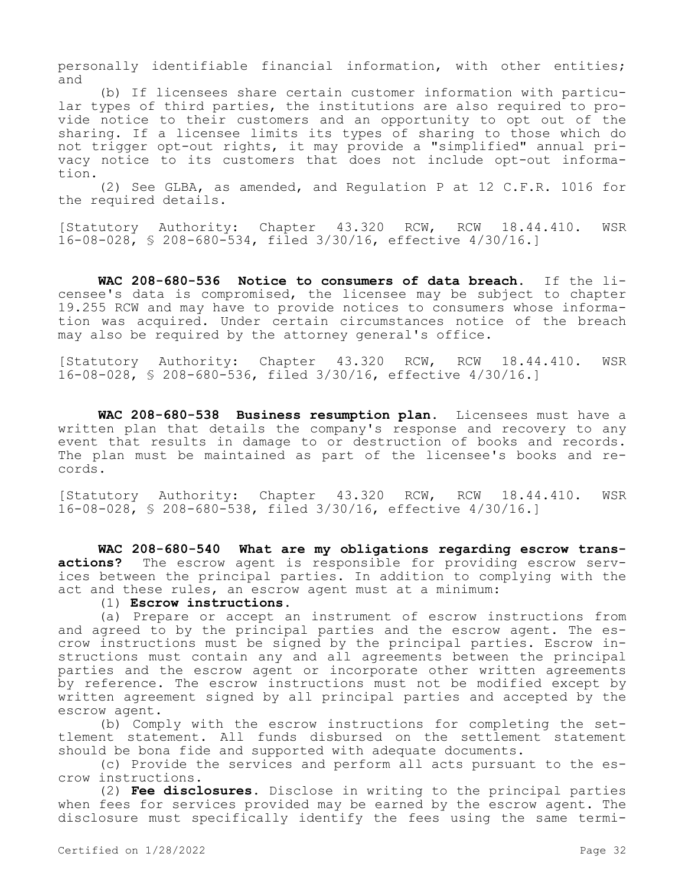personally identifiable financial information, with other entities; and

(b) If licensees share certain customer information with particular types of third parties, the institutions are also required to provide notice to their customers and an opportunity to opt out of the sharing. If a licensee limits its types of sharing to those which do not trigger opt-out rights, it may provide a "simplified" annual privacy notice to its customers that does not include opt-out information.

(2) See GLBA, as amended, and Regulation P at 12 C.F.R. 1016 for the required details.

[Statutory Authority: Chapter 43.320 RCW, RCW 18.44.410. WSR 16-08-028, § 208-680-534, filed 3/30/16, effective 4/30/16.]

**WAC 208-680-536 Notice to consumers of data breach.** If the licensee's data is compromised, the licensee may be subject to chapter 19.255 RCW and may have to provide notices to consumers whose information was acquired. Under certain circumstances notice of the breach may also be required by the attorney general's office.

[Statutory Authority: Chapter 43.320 RCW, RCW 18.44.410. WSR 16-08-028, § 208-680-536, filed 3/30/16, effective 4/30/16.]

**WAC 208-680-538 Business resumption plan.** Licensees must have a written plan that details the company's response and recovery to any event that results in damage to or destruction of books and records. The plan must be maintained as part of the licensee's books and records.

[Statutory Authority: Chapter 43.320 RCW, RCW 18.44.410. WSR 16-08-028, § 208-680-538, filed 3/30/16, effective 4/30/16.]

**WAC 208-680-540 What are my obligations regarding escrow transactions?** The escrow agent is responsible for providing escrow services between the principal parties. In addition to complying with the act and these rules, an escrow agent must at a minimum:

(1) **Escrow instructions.**

(a) Prepare or accept an instrument of escrow instructions from and agreed to by the principal parties and the escrow agent. The escrow instructions must be signed by the principal parties. Escrow instructions must contain any and all agreements between the principal parties and the escrow agent or incorporate other written agreements by reference. The escrow instructions must not be modified except by written agreement signed by all principal parties and accepted by the escrow agent.

(b) Comply with the escrow instructions for completing the settlement statement. All funds disbursed on the settlement statement should be bona fide and supported with adequate documents.

(c) Provide the services and perform all acts pursuant to the escrow instructions.

(2) **Fee disclosures.** Disclose in writing to the principal parties when fees for services provided may be earned by the escrow agent. The disclosure must specifically identify the fees using the same termi-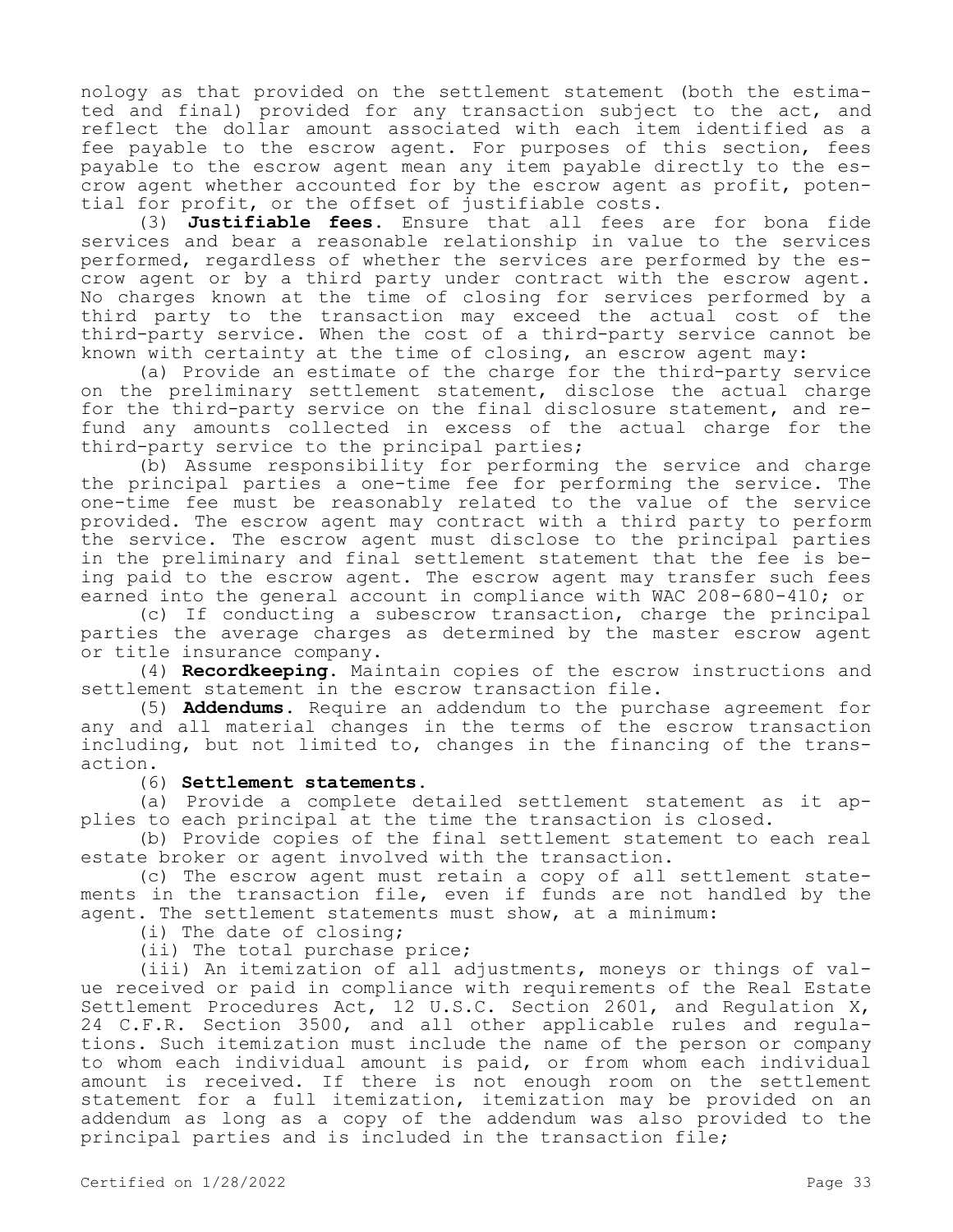nology as that provided on the settlement statement (both the estimated and final) provided for any transaction subject to the act, and reflect the dollar amount associated with each item identified as a fee payable to the escrow agent. For purposes of this section, fees payable to the escrow agent mean any item payable directly to the escrow agent whether accounted for by the escrow agent as profit, potential for profit, or the offset of justifiable costs.

(3) **Justifiable fees.** Ensure that all fees are for bona fide services and bear a reasonable relationship in value to the services performed, regardless of whether the services are performed by the escrow agent or by a third party under contract with the escrow agent. No charges known at the time of closing for services performed by a third party to the transaction may exceed the actual cost of the third-party service. When the cost of a third-party service cannot be known with certainty at the time of closing, an escrow agent may:

(a) Provide an estimate of the charge for the third-party service on the preliminary settlement statement, disclose the actual charge for the third-party service on the final disclosure statement, and refund any amounts collected in excess of the actual charge for the third-party service to the principal parties;

(b) Assume responsibility for performing the service and charge the principal parties a one-time fee for performing the service. The one-time fee must be reasonably related to the value of the service provided. The escrow agent may contract with a third party to perform the service. The escrow agent must disclose to the principal parties in the preliminary and final settlement statement that the fee is being paid to the escrow agent. The escrow agent may transfer such fees earned into the general account in compliance with WAC 208-680-410; or

(c) If conducting a subescrow transaction, charge the principal parties the average charges as determined by the master escrow agent or title insurance company.

(4) **Recordkeeping.** Maintain copies of the escrow instructions and settlement statement in the escrow transaction file.

(5) **Addendums.** Require an addendum to the purchase agreement for any and all material changes in the terms of the escrow transaction including, but not limited to, changes in the financing of the transaction.

(6) **Settlement statements.**

(a) Provide a complete detailed settlement statement as it applies to each principal at the time the transaction is closed.

(b) Provide copies of the final settlement statement to each real estate broker or agent involved with the transaction.

(c) The escrow agent must retain a copy of all settlement statements in the transaction file, even if funds are not handled by the agent. The settlement statements must show, at a minimum:

(i) The date of closing;

(ii) The total purchase price;

(iii) An itemization of all adjustments, moneys or things of value received or paid in compliance with requirements of the Real Estate Settlement Procedures Act, 12 U.S.C. Section 2601, and Regulation X, 24 C.F.R. Section 3500, and all other applicable rules and regulations. Such itemization must include the name of the person or company to whom each individual amount is paid, or from whom each individual amount is received. If there is not enough room on the settlement statement for a full itemization, itemization may be provided on an addendum as long as a copy of the addendum was also provided to the principal parties and is included in the transaction file;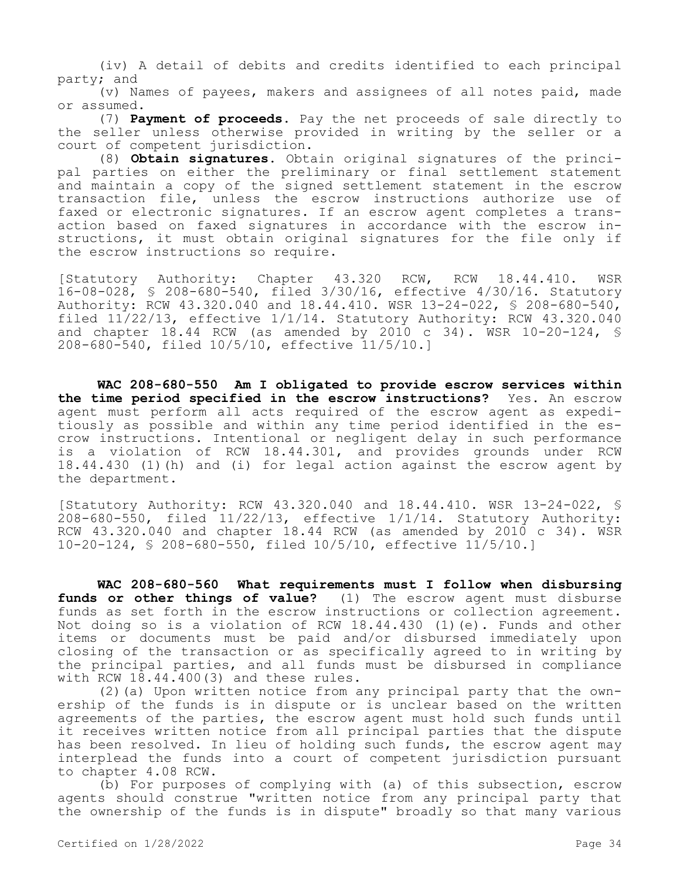(iv) A detail of debits and credits identified to each principal party; and

(v) Names of payees, makers and assignees of all notes paid, made or assumed.

(7) **Payment of proceeds.** Pay the net proceeds of sale directly to the seller unless otherwise provided in writing by the seller or a court of competent jurisdiction.

(8) **Obtain signatures.** Obtain original signatures of the principal parties on either the preliminary or final settlement statement and maintain a copy of the signed settlement statement in the escrow transaction file, unless the escrow instructions authorize use of faxed or electronic signatures. If an escrow agent completes a transaction based on faxed signatures in accordance with the escrow instructions, it must obtain original signatures for the file only if the escrow instructions so require.

[Statutory Authority: Chapter 43.320 RCW, RCW 18.44.410. WSR 16-08-028, § 208-680-540, filed 3/30/16, effective 4/30/16. Statutory Authority: RCW 43.320.040 and 18.44.410. WSR 13-24-022, § 208-680-540, filed 11/22/13, effective 1/1/14. Statutory Authority: RCW 43.320.040 and chapter 18.44 RCW (as amended by 2010 c 34). WSR 10-20-124, § 208-680-540, filed 10/5/10, effective 11/5/10.]

**WAC 208-680-550 Am I obligated to provide escrow services within the time period specified in the escrow instructions?** Yes. An escrow agent must perform all acts required of the escrow agent as expeditiously as possible and within any time period identified in the escrow instructions. Intentional or negligent delay in such performance is a violation of RCW 18.44.301, and provides grounds under RCW 18.44.430 (1)(h) and (i) for legal action against the escrow agent by the department.

[Statutory Authority: RCW 43.320.040 and 18.44.410. WSR 13-24-022, § 208-680-550, filed 11/22/13, effective 1/1/14. Statutory Authority: RCW 43.320.040 and chapter 18.44 RCW (as amended by 2010 c 34). WSR 10-20-124, § 208-680-550, filed 10/5/10, effective 11/5/10.]

**WAC 208-680-560 What requirements must I follow when disbursing funds or other things of value?** (1) The escrow agent must disburse funds as set forth in the escrow instructions or collection agreement. Not doing so is a violation of RCW 18.44.430 (1)(e). Funds and other items or documents must be paid and/or disbursed immediately upon closing of the transaction or as specifically agreed to in writing by the principal parties, and all funds must be disbursed in compliance with RCW 18.44.400(3) and these rules.

(2)(a) Upon written notice from any principal party that the ownership of the funds is in dispute or is unclear based on the written agreements of the parties, the escrow agent must hold such funds until it receives written notice from all principal parties that the dispute has been resolved. In lieu of holding such funds, the escrow agent may interplead the funds into a court of competent jurisdiction pursuant to chapter 4.08 RCW.

(b) For purposes of complying with (a) of this subsection, escrow agents should construe "written notice from any principal party that the ownership of the funds is in dispute" broadly so that many various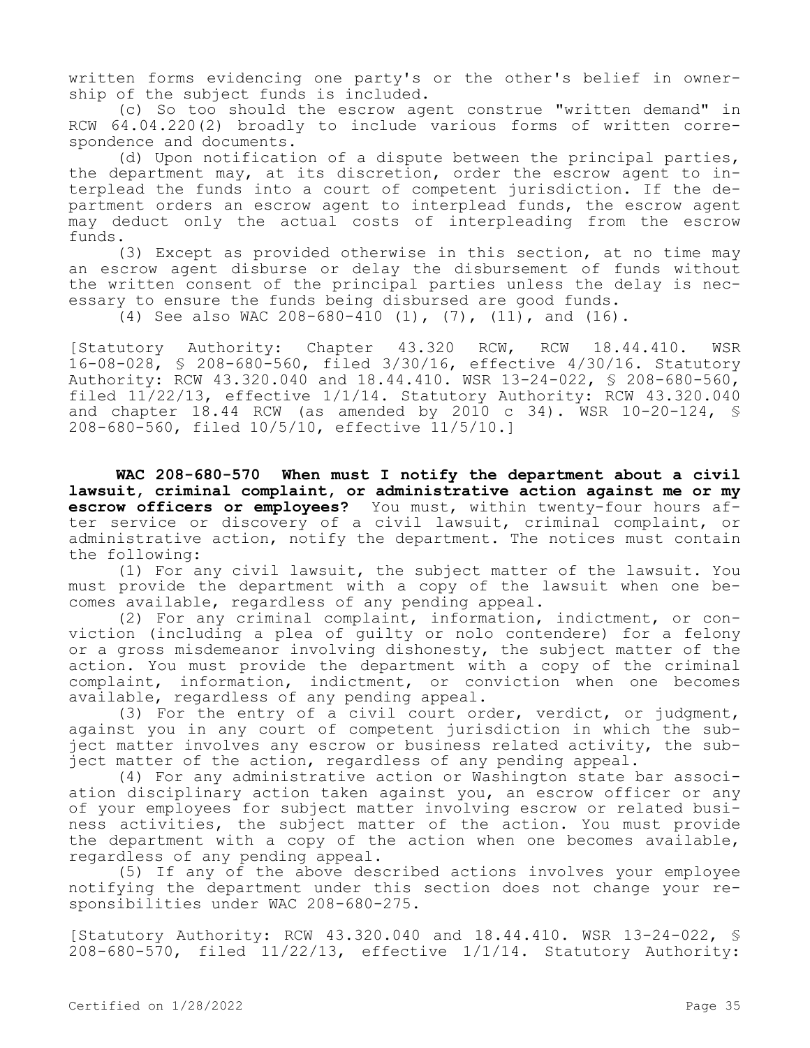written forms evidencing one party's or the other's belief in ownership of the subject funds is included.

(c) So too should the escrow agent construe "written demand" in RCW 64.04.220(2) broadly to include various forms of written correspondence and documents.

(d) Upon notification of a dispute between the principal parties, the department may, at its discretion, order the escrow agent to interplead the funds into a court of competent jurisdiction. If the department orders an escrow agent to interplead funds, the escrow agent may deduct only the actual costs of interpleading from the escrow funds.

(3) Except as provided otherwise in this section, at no time may an escrow agent disburse or delay the disbursement of funds without the written consent of the principal parties unless the delay is necessary to ensure the funds being disbursed are good funds.

(4) See also WAC 208-680-410 (1), (7), (11), and (16).

[Statutory Authority: Chapter 43.320 RCW, RCW 18.44.410. WSR 16-08-028, § 208-680-560, filed 3/30/16, effective 4/30/16. Statutory Authority: RCW 43.320.040 and 18.44.410. WSR 13-24-022, § 208-680-560, filed 11/22/13, effective 1/1/14. Statutory Authority: RCW 43.320.040 and chapter 18.44 RCW (as amended by 2010 c 34). WSR 10-20-124, § 208-680-560, filed 10/5/10, effective 11/5/10.]

**WAC 208-680-570 When must I notify the department about a civil lawsuit, criminal complaint, or administrative action against me or my escrow officers or employees?** You must, within twenty-four hours after service or discovery of a civil lawsuit, criminal complaint, or administrative action, notify the department. The notices must contain the following:

(1) For any civil lawsuit, the subject matter of the lawsuit. You must provide the department with a copy of the lawsuit when one becomes available, regardless of any pending appeal.

(2) For any criminal complaint, information, indictment, or conviction (including a plea of guilty or nolo contendere) for a felony or a gross misdemeanor involving dishonesty, the subject matter of the action. You must provide the department with a copy of the criminal complaint, information, indictment, or conviction when one becomes available, regardless of any pending appeal.

(3) For the entry of a civil court order, verdict, or judgment, against you in any court of competent jurisdiction in which the subject matter involves any escrow or business related activity, the subject matter of the action, regardless of any pending appeal.

(4) For any administrative action or Washington state bar association disciplinary action taken against you, an escrow officer or any of your employees for subject matter involving escrow or related business activities, the subject matter of the action. You must provide the department with a copy of the action when one becomes available, regardless of any pending appeal.

(5) If any of the above described actions involves your employee notifying the department under this section does not change your responsibilities under WAC 208-680-275.

[Statutory Authority: RCW 43.320.040 and 18.44.410. WSR 13-24-022, § 208-680-570, filed 11/22/13, effective 1/1/14. Statutory Authority: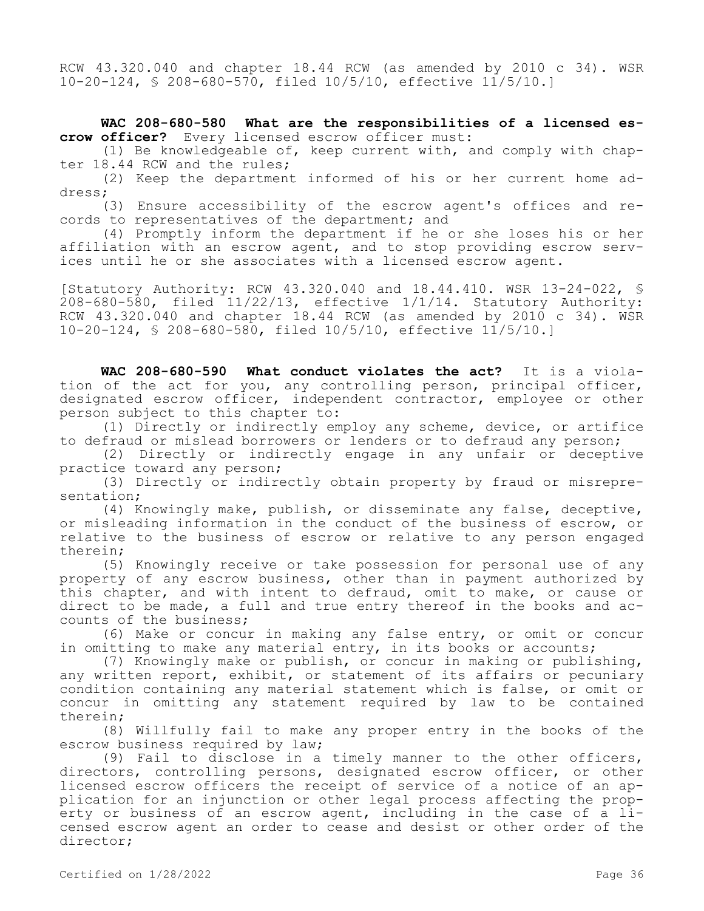RCW 43.320.040 and chapter 18.44 RCW (as amended by 2010 c 34). WSR 10-20-124, § 208-680-570, filed 10/5/10, effective 11/5/10.]

**WAC 208-680-580 What are the responsibilities of a licensed escrow officer?** Every licensed escrow officer must:

(1) Be knowledgeable of, keep current with, and comply with chapter 18.44 RCW and the rules;

(2) Keep the department informed of his or her current home address;

(3) Ensure accessibility of the escrow agent's offices and records to representatives of the department; and

(4) Promptly inform the department if he or she loses his or her affiliation with an escrow agent, and to stop providing escrow services until he or she associates with a licensed escrow agent.

[Statutory Authority: RCW 43.320.040 and 18.44.410. WSR 13-24-022, § 208-680-580, filed 11/22/13, effective 1/1/14. Statutory Authority: RCW 43.320.040 and chapter 18.44 RCW (as amended by 2010 c 34). WSR 10-20-124, § 208-680-580, filed 10/5/10, effective 11/5/10.]

**WAC 208-680-590 What conduct violates the act?** It is a violation of the act for you, any controlling person, principal officer, designated escrow officer, independent contractor, employee or other person subject to this chapter to:

(1) Directly or indirectly employ any scheme, device, or artifice to defraud or mislead borrowers or lenders or to defraud any person;

(2) Directly or indirectly engage in any unfair or deceptive practice toward any person;

(3) Directly or indirectly obtain property by fraud or misrepresentation;

(4) Knowingly make, publish, or disseminate any false, deceptive, or misleading information in the conduct of the business of escrow, or relative to the business of escrow or relative to any person engaged therein;

(5) Knowingly receive or take possession for personal use of any property of any escrow business, other than in payment authorized by this chapter, and with intent to defraud, omit to make, or cause or direct to be made, a full and true entry thereof in the books and accounts of the business;

(6) Make or concur in making any false entry, or omit or concur in omitting to make any material entry, in its books or accounts;

(7) Knowingly make or publish, or concur in making or publishing, any written report, exhibit, or statement of its affairs or pecuniary condition containing any material statement which is false, or omit or concur in omitting any statement required by law to be contained therein;

(8) Willfully fail to make any proper entry in the books of the escrow business required by law;

(9) Fail to disclose in a timely manner to the other officers, directors, controlling persons, designated escrow officer, or other licensed escrow officers the receipt of service of a notice of an application for an injunction or other legal process affecting the property or business of an escrow agent, including in the case of a licensed escrow agent an order to cease and desist or other order of the director;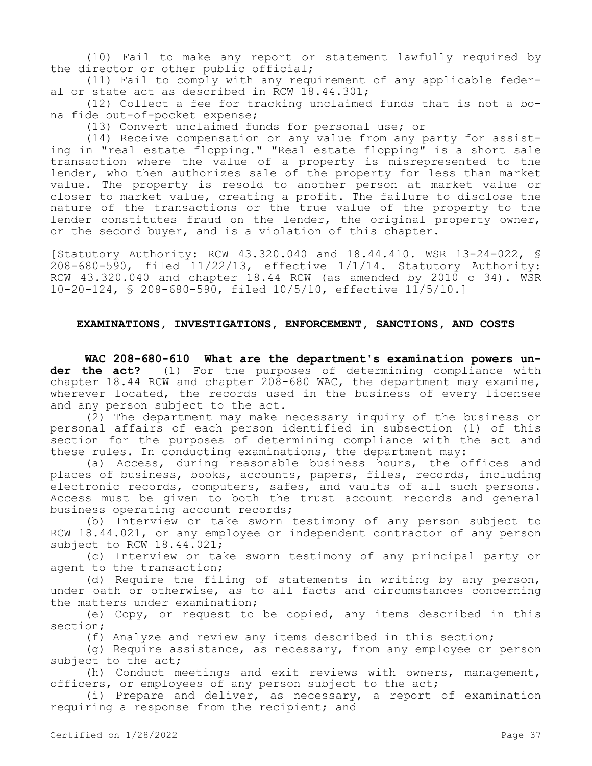(10) Fail to make any report or statement lawfully required by the director or other public official;

(11) Fail to comply with any requirement of any applicable federal or state act as described in RCW 18.44.301;

(12) Collect a fee for tracking unclaimed funds that is not a bona fide out-of-pocket expense;

(13) Convert unclaimed funds for personal use; or

(14) Receive compensation or any value from any party for assisting in "real estate flopping." "Real estate flopping" is a short sale transaction where the value of a property is misrepresented to the lender, who then authorizes sale of the property for less than market value. The property is resold to another person at market value or closer to market value, creating a profit. The failure to disclose the nature of the transactions or the true value of the property to the lender constitutes fraud on the lender, the original property owner, or the second buyer, and is a violation of this chapter.

[Statutory Authority: RCW 43.320.040 and 18.44.410. WSR 13-24-022, § 208-680-590, filed 11/22/13, effective 1/1/14. Statutory Authority: RCW 43.320.040 and chapter 18.44 RCW (as amended by 2010 c 34). WSR 10-20-124, § 208-680-590, filed 10/5/10, effective 11/5/10.]

## EXAMINATIONS, INVESTIGATIONS, ENFORCEMENT, SANCTIONS, AND COSTS

**WAC 208-680-610 What are the department's examination powers under the act?** (1) For the purposes of determining compliance with chapter 18.44 RCW and chapter 208-680 WAC, the department may examine, wherever located, the records used in the business of every licensee and any person subject to the act.

(2) The department may make necessary inquiry of the business or personal affairs of each person identified in subsection (1) of this section for the purposes of determining compliance with the act and these rules. In conducting examinations, the department may:

(a) Access, during reasonable business hours, the offices and places of business, books, accounts, papers, files, records, including electronic records, computers, safes, and vaults of all such persons. Access must be given to both the trust account records and general business operating account records;

(b) Interview or take sworn testimony of any person subject to RCW 18.44.021, or any employee or independent contractor of any person subject to RCW 18.44.021;

(c) Interview or take sworn testimony of any principal party or agent to the transaction;

(d) Require the filing of statements in writing by any person, under oath or otherwise, as to all facts and circumstances concerning the matters under examination;

(e) Copy, or request to be copied, any items described in this section;

(f) Analyze and review any items described in this section;

(g) Require assistance, as necessary, from any employee or person subject to the act;

(h) Conduct meetings and exit reviews with owners, management, officers, or employees of any person subject to the act;

(i) Prepare and deliver, as necessary, a report of examination requiring a response from the recipient; and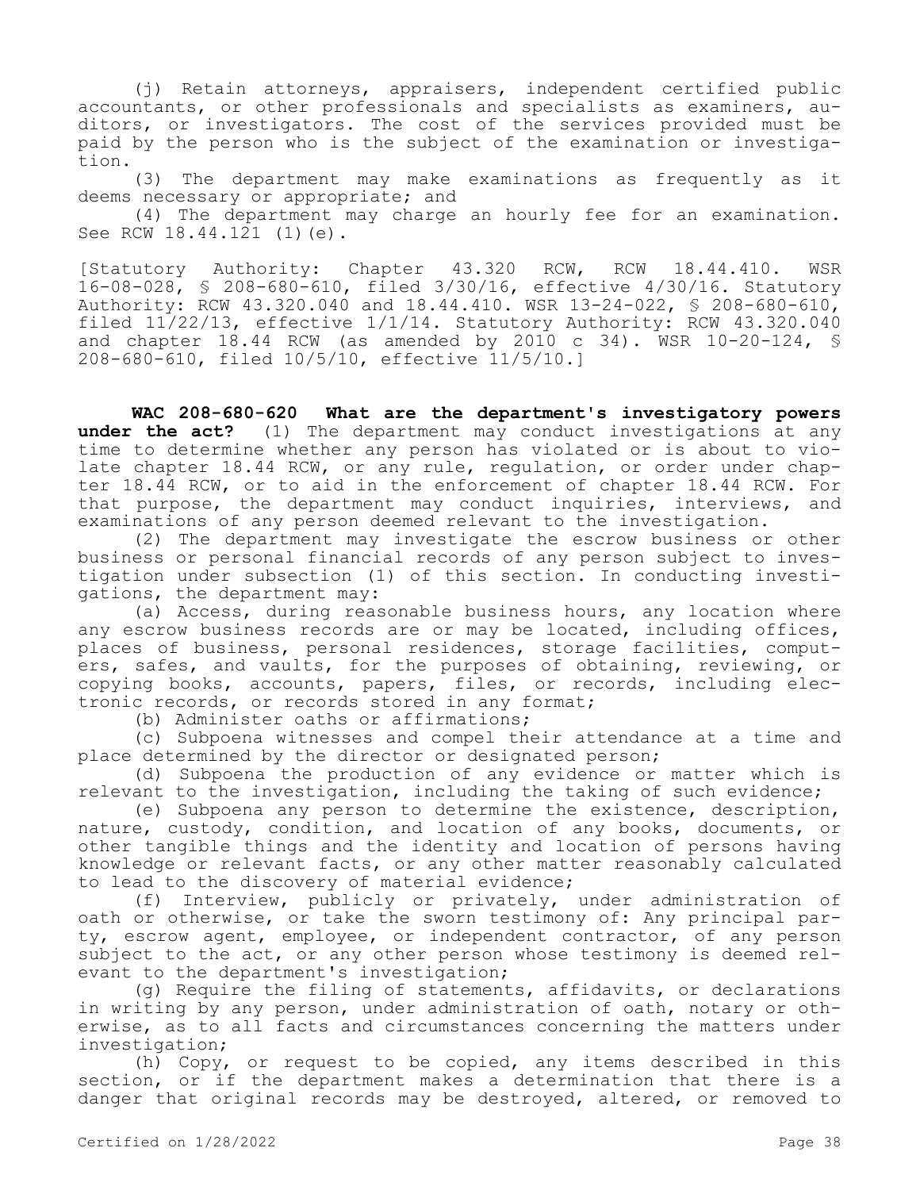(j) Retain attorneys, appraisers, independent certified public accountants, or other professionals and specialists as examiners, auditors, or investigators. The cost of the services provided must be paid by the person who is the subject of the examination or investigation.

(3) The department may make examinations as frequently as it deems necessary or appropriate; and

(4) The department may charge an hourly fee for an examination. See RCW 18.44.121 (1)(e).

[Statutory Authority: Chapter 43.320 RCW, RCW 18.44.410. WSR 16-08-028, § 208-680-610, filed 3/30/16, effective 4/30/16. Statutory Authority: RCW 43.320.040 and 18.44.410. WSR 13-24-022, § 208-680-610, filed 11/22/13, effective 1/1/14. Statutory Authority: RCW 43.320.040 and chapter 18.44 RCW (as amended by 2010 c 34). WSR 10-20-124, § 208-680-610, filed 10/5/10, effective 11/5/10.]

**WAC 208-680-620 What are the department's investigatory powers under the act?** (1) The department may conduct investigations at any time to determine whether any person has violated or is about to violate chapter 18.44 RCW, or any rule, regulation, or order under chapter 18.44 RCW, or to aid in the enforcement of chapter 18.44 RCW. For that purpose, the department may conduct inquiries, interviews, and examinations of any person deemed relevant to the investigation.

(2) The department may investigate the escrow business or other business or personal financial records of any person subject to investigation under subsection (1) of this section. In conducting investigations, the department may:

(a) Access, during reasonable business hours, any location where any escrow business records are or may be located, including offices, places of business, personal residences, storage facilities, computers, safes, and vaults, for the purposes of obtaining, reviewing, or copying books, accounts, papers, files, or records, including electronic records, or records stored in any format;

(b) Administer oaths or affirmations;

(c) Subpoena witnesses and compel their attendance at a time and place determined by the director or designated person;

(d) Subpoena the production of any evidence or matter which is relevant to the investigation, including the taking of such evidence;

(e) Subpoena any person to determine the existence, description, nature, custody, condition, and location of any books, documents, or other tangible things and the identity and location of persons having knowledge or relevant facts, or any other matter reasonably calculated to lead to the discovery of material evidence;

(f) Interview, publicly or privately, under administration of oath or otherwise, or take the sworn testimony of: Any principal party, escrow agent, employee, or independent contractor, of any person subject to the act, or any other person whose testimony is deemed relevant to the department's investigation;

(g) Require the filing of statements, affidavits, or declarations in writing by any person, under administration of oath, notary or otherwise, as to all facts and circumstances concerning the matters under investigation;

(h) Copy, or request to be copied, any items described in this section, or if the department makes a determination that there is a danger that original records may be destroyed, altered, or removed to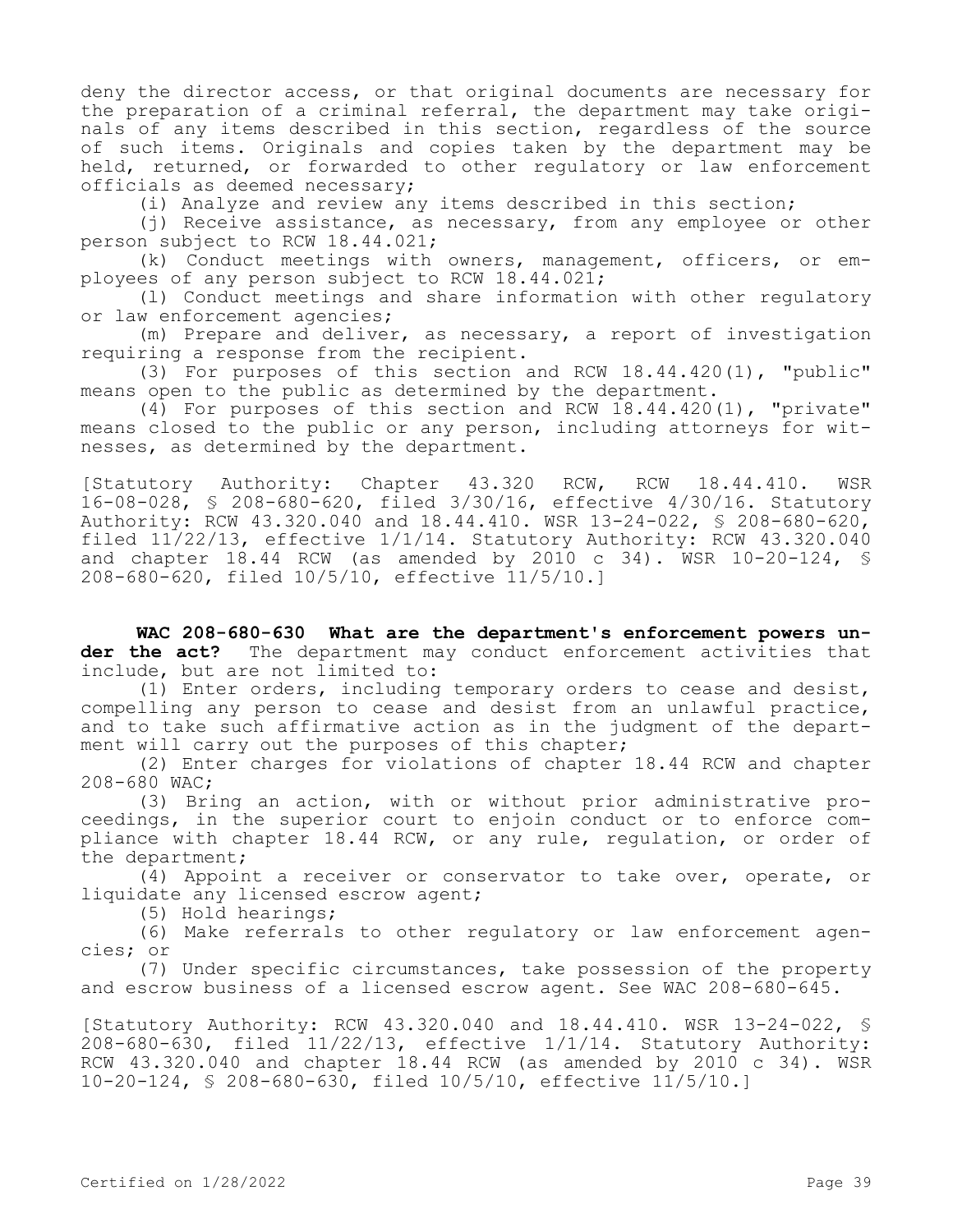deny the director access, or that original documents are necessary for the preparation of a criminal referral, the department may take originals of any items described in this section, regardless of the source of such items. Originals and copies taken by the department may be held, returned, or forwarded to other regulatory or law enforcement officials as deemed necessary;

(i) Analyze and review any items described in this section;

(j) Receive assistance, as necessary, from any employee or other person subject to RCW 18.44.021;

(k) Conduct meetings with owners, management, officers, or employees of any person subject to RCW 18.44.021;

(l) Conduct meetings and share information with other regulatory or law enforcement agencies;

(m) Prepare and deliver, as necessary, a report of investigation requiring a response from the recipient.

(3) For purposes of this section and RCW 18.44.420(1), "public" means open to the public as determined by the department.

(4) For purposes of this section and RCW 18.44.420(1), "private" means closed to the public or any person, including attorneys for witnesses, as determined by the department.

[Statutory Authority: Chapter 43.320 RCW, RCW 18.44.410. WSR 16-08-028, § 208-680-620, filed 3/30/16, effective 4/30/16. Statutory Authority: RCW 43.320.040 and 18.44.410. WSR 13-24-022, § 208-680-620, filed 11/22/13, effective 1/1/14. Statutory Authority: RCW 43.320.040 and chapter 18.44 RCW (as amended by 2010 c 34). WSR 10-20-124, § 208-680-620, filed 10/5/10, effective 11/5/10.]

**WAC 208-680-630 What are the department's enforcement powers under the act?** The department may conduct enforcement activities that include, but are not limited to:

(1) Enter orders, including temporary orders to cease and desist, compelling any person to cease and desist from an unlawful practice, and to take such affirmative action as in the judgment of the department will carry out the purposes of this chapter;

(2) Enter charges for violations of chapter 18.44 RCW and chapter 208-680 WAC;

(3) Bring an action, with or without prior administrative proceedings, in the superior court to enjoin conduct or to enforce compliance with chapter 18.44 RCW, or any rule, regulation, or order of the department;

(4) Appoint a receiver or conservator to take over, operate, or liquidate any licensed escrow agent;

(5) Hold hearings;

(6) Make referrals to other regulatory or law enforcement agencies; or

(7) Under specific circumstances, take possession of the property and escrow business of a licensed escrow agent. See WAC 208-680-645.

[Statutory Authority: RCW 43.320.040 and 18.44.410. WSR 13-24-022, § 208-680-630, filed 11/22/13, effective 1/1/14. Statutory Authority: RCW 43.320.040 and chapter 18.44 RCW (as amended by 2010 c 34). WSR 10-20-124, § 208-680-630, filed 10/5/10, effective 11/5/10.]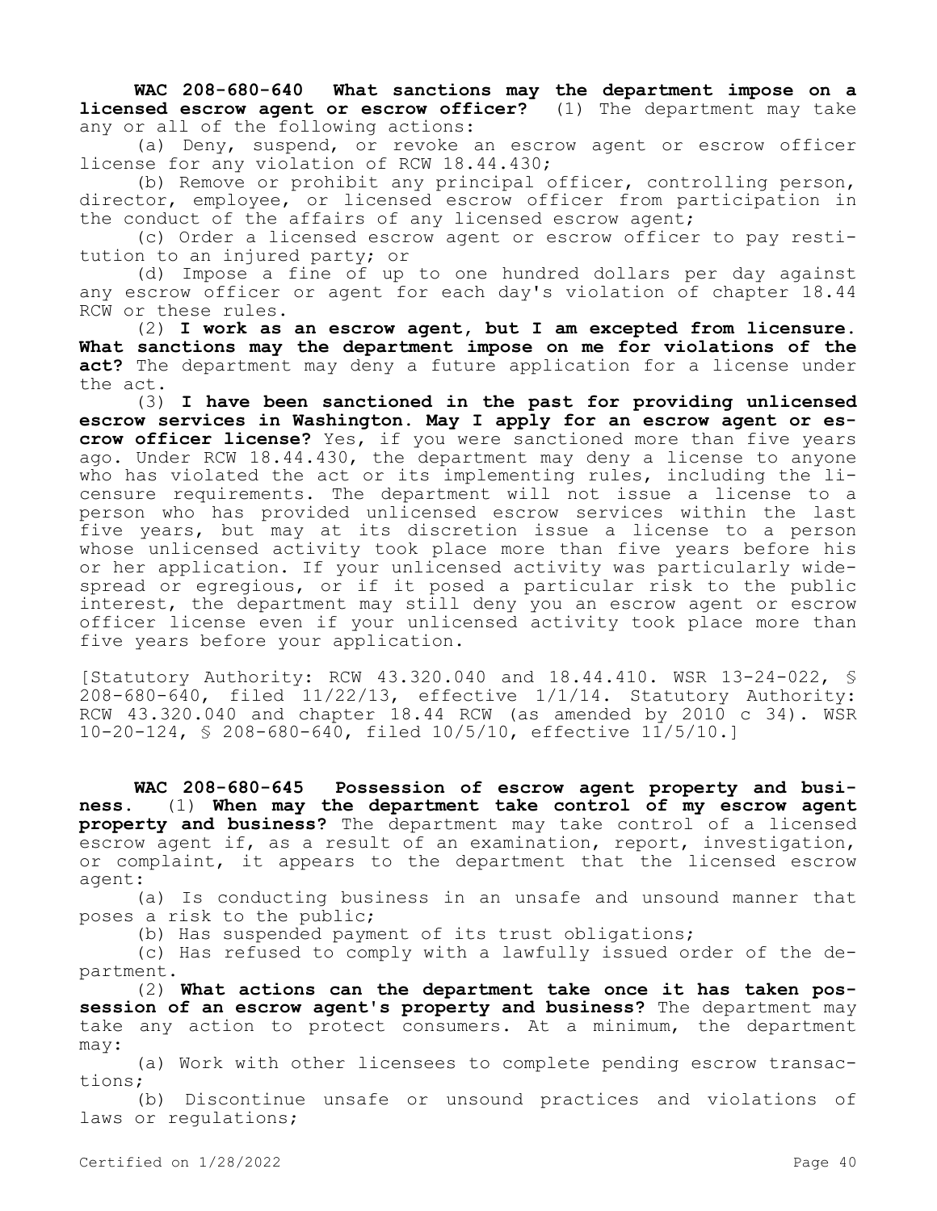**WAC 208-680-640 What sanctions may the department impose on a licensed escrow agent or escrow officer?** (1) The department may take any or all of the following actions:

(a) Deny, suspend, or revoke an escrow agent or escrow officer license for any violation of RCW 18.44.430;

(b) Remove or prohibit any principal officer, controlling person, director, employee, or licensed escrow officer from participation in the conduct of the affairs of any licensed escrow agent;

(c) Order a licensed escrow agent or escrow officer to pay restitution to an injured party; or

(d) Impose a fine of up to one hundred dollars per day against any escrow officer or agent for each day's violation of chapter 18.44 RCW or these rules.

(2) **I work as an escrow agent, but I am excepted from licensure. What sanctions may the department impose on me for violations of the act?** The department may deny a future application for a license under the act.

(3) **I have been sanctioned in the past for providing unlicensed escrow services in Washington. May I apply for an escrow agent or escrow officer license?** Yes, if you were sanctioned more than five years ago. Under RCW 18.44.430, the department may deny a license to anyone who has violated the act or its implementing rules, including the licensure requirements. The department will not issue a license to a person who has provided unlicensed escrow services within the last five years, but may at its discretion issue a license to a person whose unlicensed activity took place more than five years before his or her application. If your unlicensed activity was particularly widespread or egregious, or if it posed a particular risk to the public interest, the department may still deny you an escrow agent or escrow officer license even if your unlicensed activity took place more than five years before your application.

[Statutory Authority: RCW 43.320.040 and 18.44.410. WSR 13-24-022, § 208-680-640, filed 11/22/13, effective 1/1/14. Statutory Authority: RCW 43.320.040 and chapter 18.44 RCW (as amended by 2010 c 34). WSR 10-20-124, § 208-680-640, filed 10/5/10, effective 11/5/10.]

**WAC 208-680-645 Possession of escrow agent property and business.** (1) **When may the department take control of my escrow agent property and business?** The department may take control of a licensed escrow agent if, as a result of an examination, report, investigation, or complaint, it appears to the department that the licensed escrow agent:

(a) Is conducting business in an unsafe and unsound manner that poses a risk to the public;

(b) Has suspended payment of its trust obligations;

(c) Has refused to comply with a lawfully issued order of the department.

(2) **What actions can the department take once it has taken possession of an escrow agent's property and business?** The department may take any action to protect consumers. At a minimum, the department may:

(a) Work with other licensees to complete pending escrow transactions;

(b) Discontinue unsafe or unsound practices and violations of laws or regulations;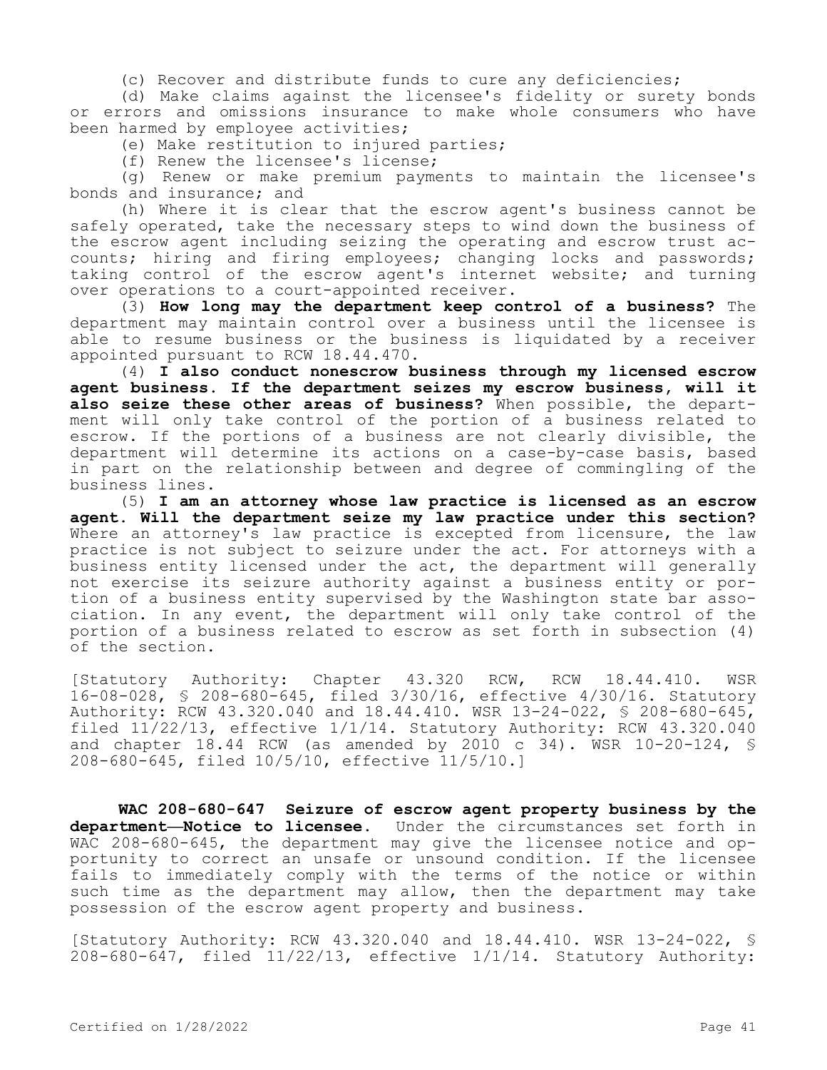(c) Recover and distribute funds to cure any deficiencies;

(d) Make claims against the licensee's fidelity or surety bonds or errors and omissions insurance to make whole consumers who have been harmed by employee activities;

(e) Make restitution to injured parties;

(f) Renew the licensee's license;

(g) Renew or make premium payments to maintain the licensee's bonds and insurance; and

(h) Where it is clear that the escrow agent's business cannot be safely operated, take the necessary steps to wind down the business of the escrow agent including seizing the operating and escrow trust accounts; hiring and firing employees; changing locks and passwords; taking control of the escrow agent's internet website; and turning over operations to a court-appointed receiver.

(3) **How long may the department keep control of a business?** The department may maintain control over a business until the licensee is able to resume business or the business is liquidated by a receiver appointed pursuant to RCW 18.44.470.

(4) **I also conduct nonescrow business through my licensed escrow agent business. If the department seizes my escrow business, will it also seize these other areas of business?** When possible, the department will only take control of the portion of a business related to escrow. If the portions of a business are not clearly divisible, the department will determine its actions on a case-by-case basis, based in part on the relationship between and degree of commingling of the business lines.

(5) **I am an attorney whose law practice is licensed as an escrow agent. Will the department seize my law practice under this section?** Where an attorney's law practice is excepted from licensure, the law practice is not subject to seizure under the act. For attorneys with a business entity licensed under the act, the department will generally not exercise its seizure authority against a business entity or portion of a business entity supervised by the Washington state bar association. In any event, the department will only take control of the portion of a business related to escrow as set forth in subsection (4) of the section.

[Statutory Authority: Chapter 43.320 RCW, RCW 18.44.410. WSR 16-08-028, § 208-680-645, filed 3/30/16, effective 4/30/16. Statutory Authority: RCW 43.320.040 and 18.44.410. WSR 13-24-022, § 208-680-645, filed 11/22/13, effective 1/1/14. Statutory Authority: RCW 43.320.040 and chapter 18.44 RCW (as amended by 2010 c 34). WSR 10-20-124, § 208-680-645, filed 10/5/10, effective 11/5/10.]

**WAC 208-680-647 Seizure of escrow agent property business by the department—Notice to licensee.** Under the circumstances set forth in WAC 208-680-645, the department may give the licensee notice and opportunity to correct an unsafe or unsound condition. If the licensee fails to immediately comply with the terms of the notice or within such time as the department may allow, then the department may take possession of the escrow agent property and business.

[Statutory Authority: RCW 43.320.040 and 18.44.410. WSR 13-24-022, § 208-680-647, filed 11/22/13, effective 1/1/14. Statutory Authority: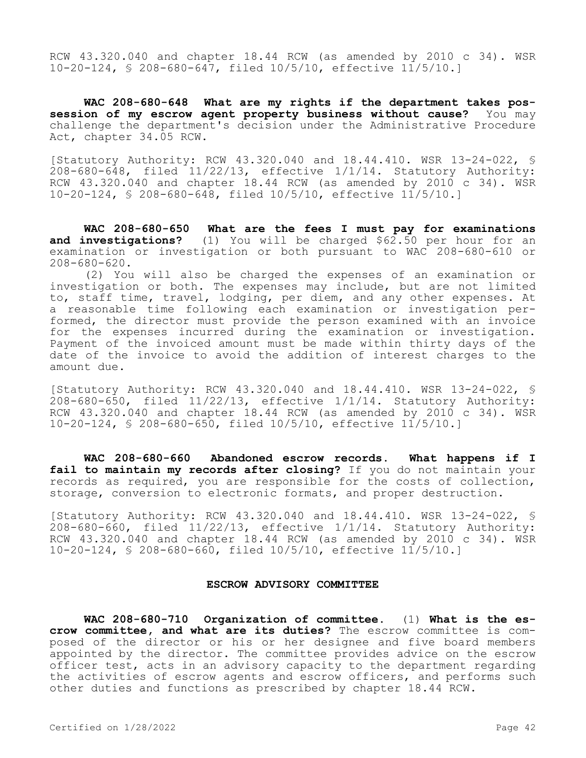RCW 43.320.040 and chapter 18.44 RCW (as amended by 2010 c 34). WSR 10-20-124, § 208-680-647, filed 10/5/10, effective 11/5/10.]

**WAC 208-680-648 What are my rights if the department takes possession of my escrow agent property business without cause?** You may challenge the department's decision under the Administrative Procedure Act, chapter 34.05 RCW.

[Statutory Authority: RCW 43.320.040 and 18.44.410. WSR 13-24-022, § 208-680-648, filed 11/22/13, effective 1/1/14. Statutory Authority: RCW 43.320.040 and chapter 18.44 RCW (as amended by 2010 c 34). WSR 10-20-124, § 208-680-648, filed 10/5/10, effective 11/5/10.]

**WAC 208-680-650 What are the fees I must pay for examinations and investigations?** (1) You will be charged $62.50 per hour for an examination or investigation or both pursuant to WAC 208-680-610 or 208-680-620.

(2) You will also be charged the expenses of an examination or investigation or both. The expenses may include, but are not limited to, staff time, travel, lodging, per diem, and any other expenses. At a reasonable time following each examination or investigation performed, the director must provide the person examined with an invoice for the expenses incurred during the examination or investigation. Payment of the invoiced amount must be made within thirty days of the date of the invoice to avoid the addition of interest charges to the amount due.

[Statutory Authority: RCW 43.320.040 and 18.44.410. WSR 13-24-022, § 208-680-650, filed 11/22/13, effective 1/1/14. Statutory Authority: RCW 43.320.040 and chapter 18.44 RCW (as amended by 2010 c 34). WSR 10-20-124, § 208-680-650, filed 10/5/10, effective 11/5/10.]

**WAC 208-680-660 Abandoned escrow records. What happens if I fail to maintain my records after closing?** If you do not maintain your records as required, you are responsible for the costs of collection, storage, conversion to electronic formats, and proper destruction.

[Statutory Authority: RCW 43.320.040 and 18.44.410. WSR 13-24-022, § 208-680-660, filed 11/22/13, effective 1/1/14. Statutory Authority: RCW 43.320.040 and chapter 18.44 RCW (as amended by 2010 c 34). WSR 10-20-124, § 208-680-660, filed 10/5/10, effective 11/5/10.]

## ESCROW ADVISORY COMMITTEE

**WAC 208-680-710 Organization of committee.** (1) **What is the escrow committee, and what are its duties?** The escrow committee is composed of the director or his or her designee and five board members appointed by the director. The committee provides advice on the escrow officer test, acts in an advisory capacity to the department regarding the activities of escrow agents and escrow officers, and performs such other duties and functions as prescribed by chapter 18.44 RCW.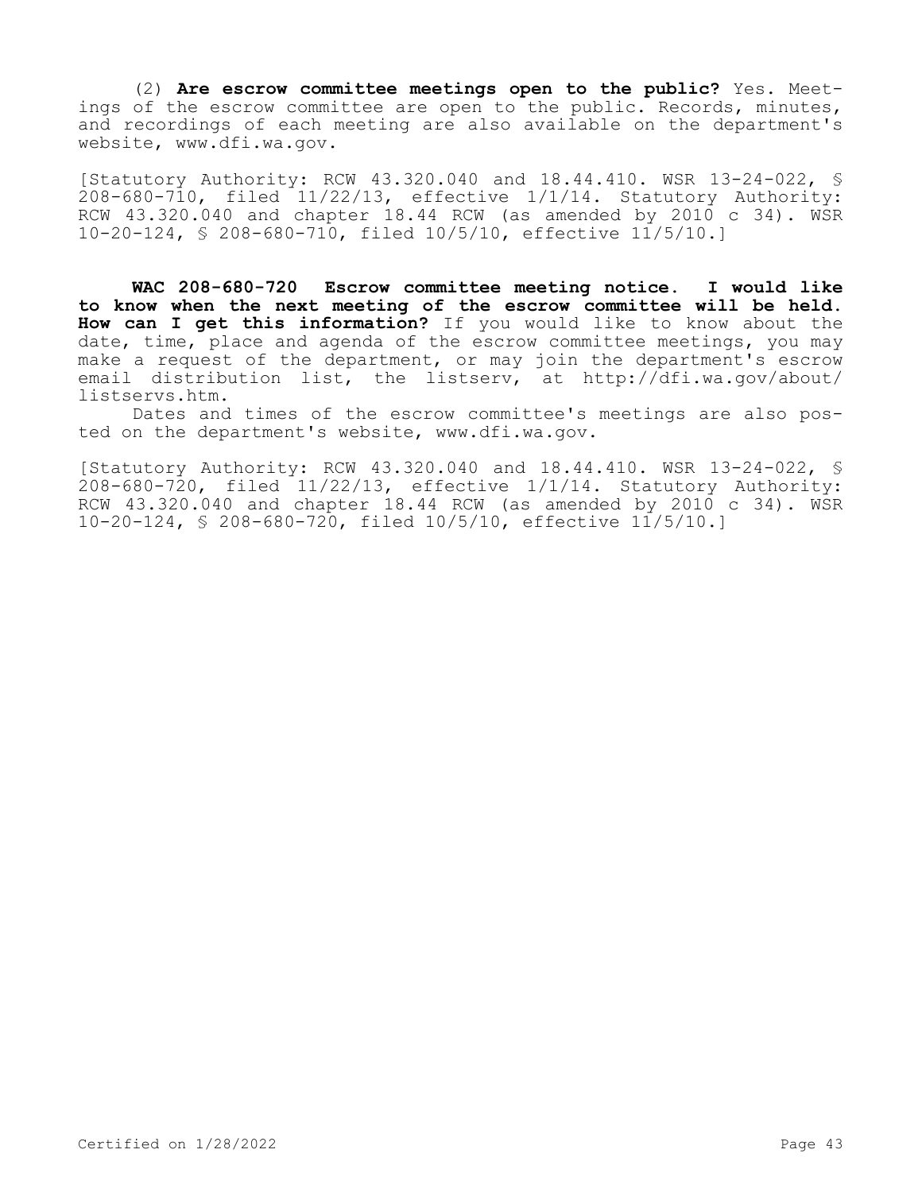(2) **Are escrow committee meetings open to the public?** Yes. Meetings of the escrow committee are open to the public. Records, minutes, and recordings of each meeting are also available on the department's website, www.dfi.wa.gov.

[Statutory Authority: RCW 43.320.040 and 18.44.410. WSR 13-24-022, § 208-680-710, filed 11/22/13, effective 1/1/14. Statutory Authority: RCW 43.320.040 and chapter 18.44 RCW (as amended by 2010 c 34). WSR 10-20-124, § 208-680-710, filed 10/5/10, effective 11/5/10.]

**WAC 208-680-720 Escrow committee meeting notice. I would like to know when the next meeting of the escrow committee will be held. How can I get this information?** If you would like to know about the date, time, place and agenda of the escrow committee meetings, you may make a request of the department, or may join the department's escrow email distribution list, the listserv, at http://dfi.wa.gov/about/listservs.htm.

Dates and times of the escrow committee's meetings are also posted on the department's website, www.dfi.wa.gov.

[Statutory Authority: RCW 43.320.040 and 18.44.410. WSR 13-24-022, § 208-680-720, filed 11/22/13, effective 1/1/14. Statutory Authority: RCW 43.320.040 and chapter 18.44 RCW (as amended by 2010 c 34). WSR 10-20-124, § 208-680-720, filed 10/5/10, effective 11/5/10.]